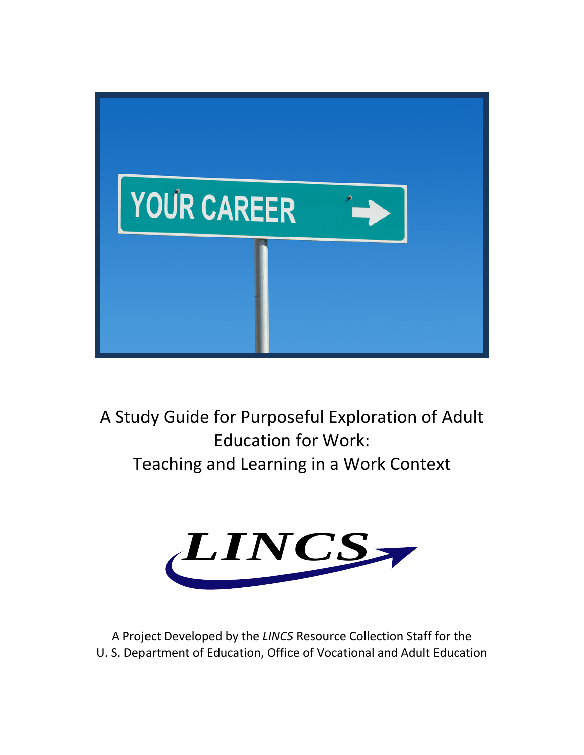# A Study Guide for Purposeful Exploration of Adult Education for Work: Teaching and Learning in a Work Context

A Project Developed by the *LINCS* Resource Collection Staff for the U. S. Department of Education, Office of Vocational and Adult Education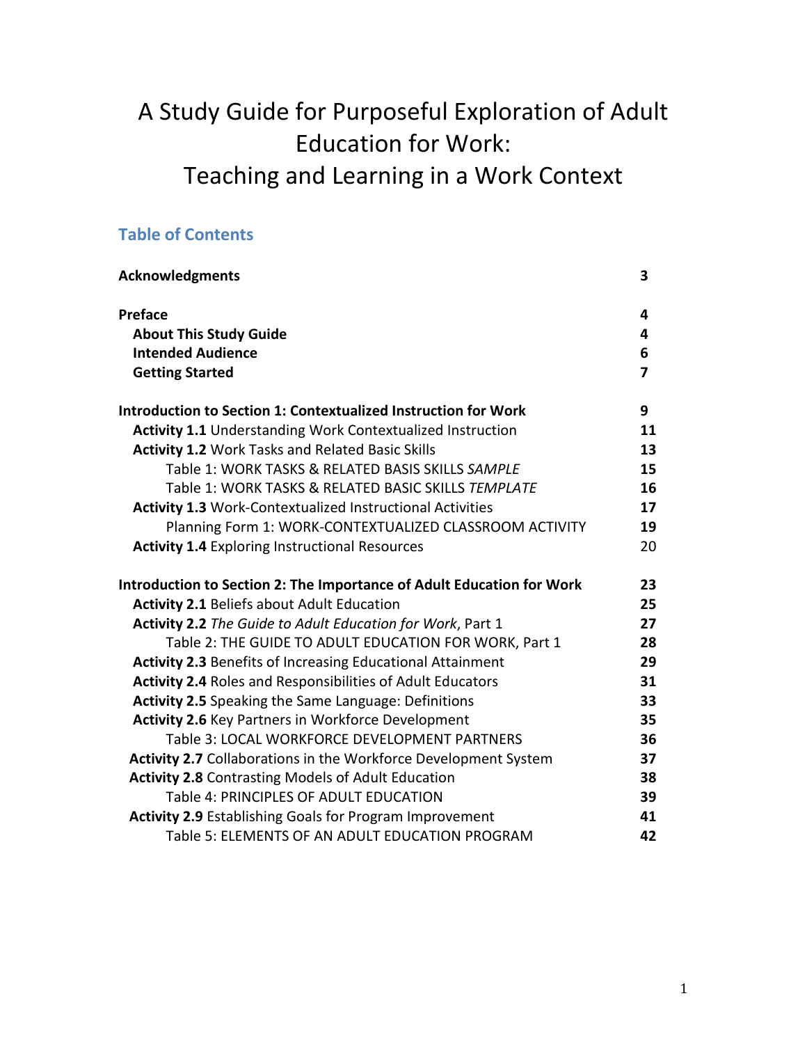# A Study Guide for Purposeful Exploration of Adult Education for Work: Teaching and Learning in a Work Context

## Table of Contents

| | |
|---|---|
| **Acknowledgments** | **3** |
| | |
| **Preface** | **4** |
| **About This Study Guide** | **4** |
| **Intended Audience** | **6** |
| **Getting Started** | **7** |
| | |
| **Introduction to Section 1: Contextualized Instruction for Work** | **9** |
| **Activity 1.1** Understanding Work Contextualized Instruction | **11** |
| **Activity 1.2** Work Tasks and Related Basic Skills | **13** |
| Table 1: WORK TASKS & RELATED BASIS SKILLS *SAMPLE* | **15** |
| Table 1: WORK TASKS & RELATED BASIC SKILLS *TEMPLATE* | **16** |
| **Activity 1.3** Work-Contextualized Instructional Activities | **17** |
| Planning Form 1: WORK-CONTEXTUALIZED CLASSROOM ACTIVITY | **19** |
| **Activity 1.4** Exploring Instructional Resources | 20 |
| | |
| **Introduction to Section 2: The Importance of Adult Education for Work** | **23** |
| **Activity 2.1** Beliefs about Adult Education | **25** |
| **Activity 2.2** *The Guide to Adult Education for Work*, Part 1 | **27** |
| Table 2: THE GUIDE TO ADULT EDUCATION FOR WORK, Part 1 | **28** |
| **Activity 2.3** Benefits of Increasing Educational Attainment | **29** |
| **Activity 2.4** Roles and Responsibilities of Adult Educators | **31** |
| **Activity 2.5** Speaking the Same Language: Definitions | **33** |
| **Activity 2.6** Key Partners in Workforce Development | **35** |
| Table 3: LOCAL WORKFORCE DEVELOPMENT PARTNERS | **36** |
| **Activity 2.7** Collaborations in the Workforce Development System | **37** |
| **Activity 2.8** Contrasting Models of Adult Education | **38** |
| Table 4: PRINCIPLES OF ADULT EDUCATION | **39** |
| **Activity 2.9** Establishing Goals for Program Improvement | **41** |
| Table 5: ELEMENTS OF AN ADULT EDUCATION PROGRAM | **42** |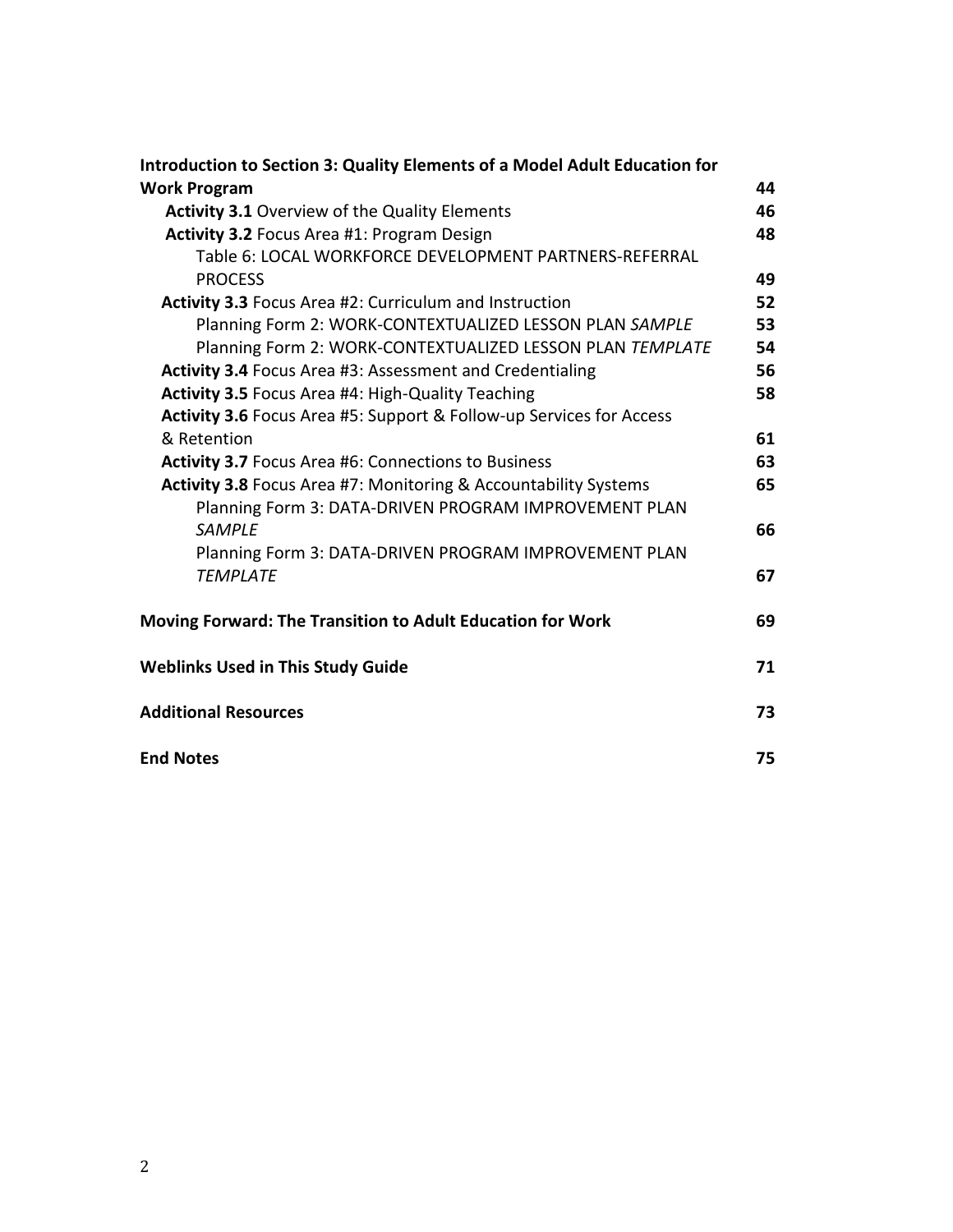| | |
|---|---|
| **Introduction to Section 3: Quality Elements of a Model Adult Education for Work Program** | **44** |
| **Activity 3.1** Overview of the Quality Elements | **46** |
| **Activity 3.2** Focus Area #1: Program Design | **48** |
| Table 6: LOCAL WORKFORCE DEVELOPMENT PARTNERS-REFERRAL PROCESS | **49** |
| **Activity 3.3** Focus Area #2: Curriculum and Instruction | **52** |
| Planning Form 2: WORK-CONTEXTUALIZED LESSON PLAN *SAMPLE* | **53** |
| Planning Form 2: WORK-CONTEXTUALIZED LESSON PLAN *TEMPLATE* | **54** |
| **Activity 3.4** Focus Area #3: Assessment and Credentialing | **56** |
| **Activity 3.5** Focus Area #4: High-Quality Teaching | **58** |
| **Activity 3.6** Focus Area #5: Support & Follow-up Services for Access & Retention | **61** |
| **Activity 3.7** Focus Area #6: Connections to Business | **63** |
| **Activity 3.8** Focus Area #7: Monitoring & Accountability Systems | **65** |
| Planning Form 3: DATA-DRIVEN PROGRAM IMPROVEMENT PLAN *SAMPLE* | **66** |
| Planning Form 3: DATA-DRIVEN PROGRAM IMPROVEMENT PLAN *TEMPLATE* | **67** |
| **Moving Forward: The Transition to Adult Education for Work** | **69** |
| **Weblinks Used in This Study Guide** | **71** |
| **Additional Resources** | **73** |
| **End Notes** | **75** |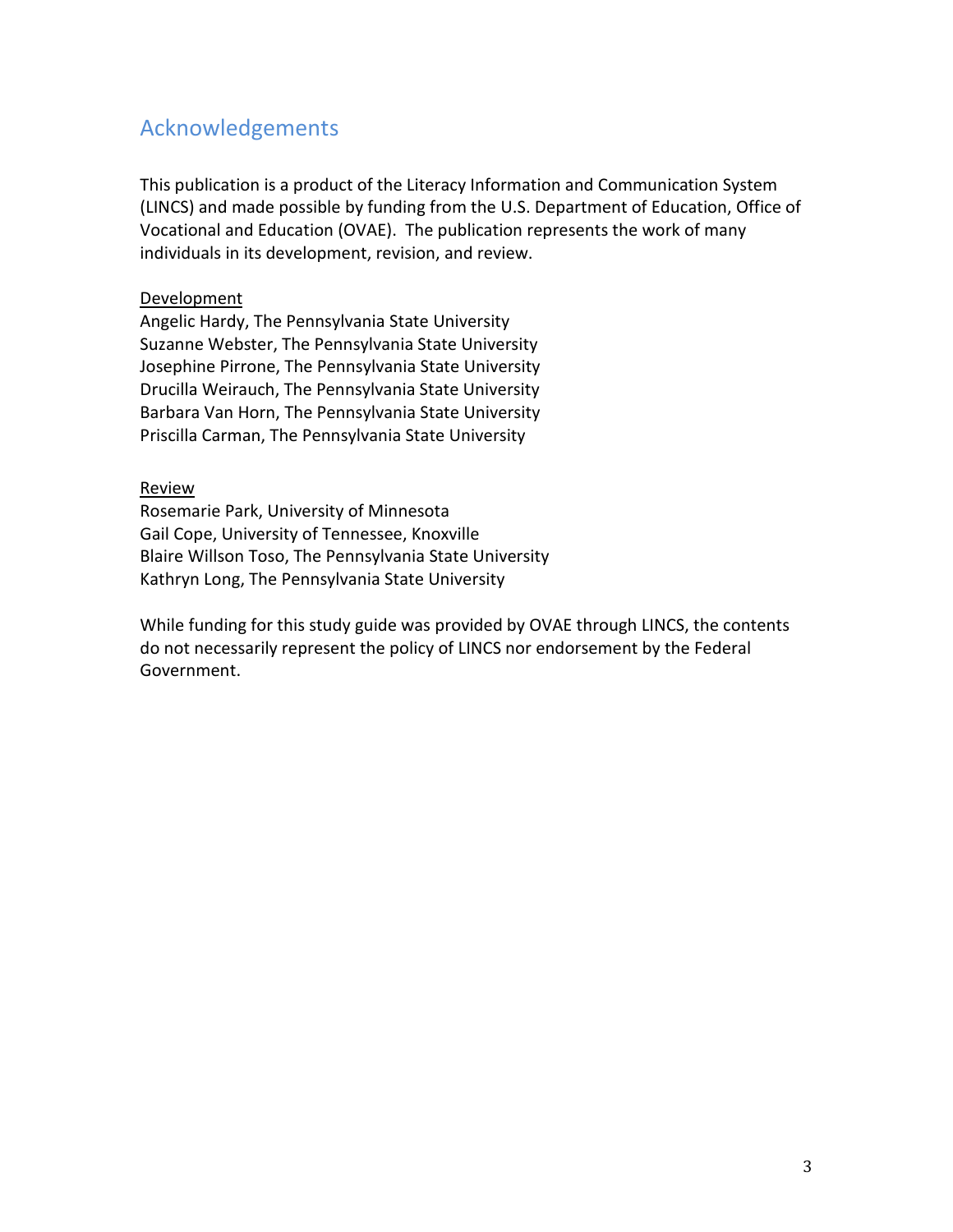## Acknowledgements

This publication is a product of the Literacy Information and Communication System (LINCS) and made possible by funding from the U.S. Department of Education, Office of Vocational and Education (OVAE). The publication represents the work of many individuals in its development, revision, and review.

<u>Development</u>
Angelic Hardy, The Pennsylvania State University
Suzanne Webster, The Pennsylvania State University
Josephine Pirrone, The Pennsylvania State University
Drucilla Weirauch, The Pennsylvania State University
Barbara Van Horn, The Pennsylvania State University
Priscilla Carman, The Pennsylvania State University

<u>Review</u>
Rosemarie Park, University of Minnesota
Gail Cope, University of Tennessee, Knoxville
Blaire Willson Toso, The Pennsylvania State University
Kathryn Long, The Pennsylvania State University

While funding for this study guide was provided by OVAE through LINCS, the contents do not necessarily represent the policy of LINCS nor endorsement by the Federal Government.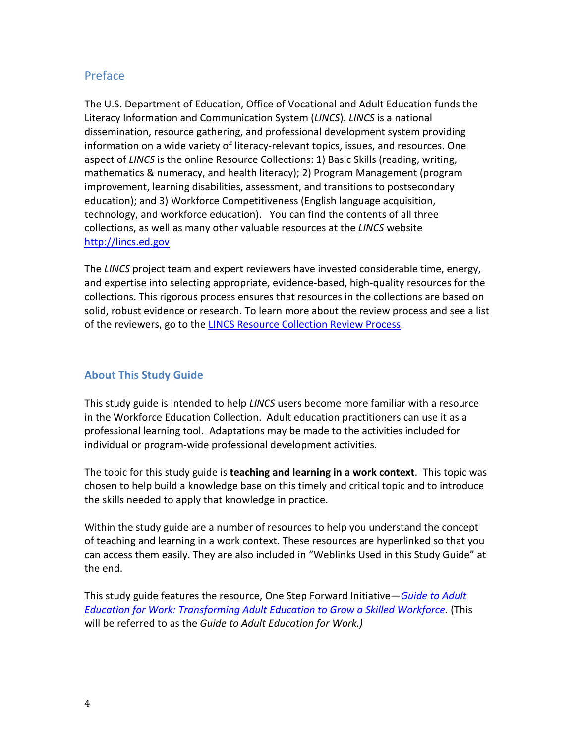## Preface

The U.S. Department of Education, Office of Vocational and Adult Education funds the Literacy Information and Communication System (*LINCS*). *LINCS* is a national dissemination, resource gathering, and professional development system providing information on a wide variety of literacy-relevant topics, issues, and resources. One aspect of *LINCS* is the online Resource Collections: 1) Basic Skills (reading, writing, mathematics & numeracy, and health literacy); 2) Program Management (program improvement, learning disabilities, assessment, and transitions to postsecondary education); and 3) Workforce Competitiveness (English language acquisition, technology, and workforce education). You can find the contents of all three collections, as well as many other valuable resources at the *LINCS* website http://lincs.ed.gov

The *LINCS* project team and expert reviewers have invested considerable time, energy, and expertise into selecting appropriate, evidence-based, high-quality resources for the collections. This rigorous process ensures that resources in the collections are based on solid, robust evidence or research. To learn more about the review process and see a list of the reviewers, go to the LINCS Resource Collection Review Process.

### About This Study Guide

This study guide is intended to help *LINCS* users become more familiar with a resource in the Workforce Education Collection. Adult education practitioners can use it as a professional learning tool. Adaptations may be made to the activities included for individual or program-wide professional development activities.

The topic for this study guide is **teaching and learning in a work context**. This topic was chosen to help build a knowledge base on this timely and critical topic and to introduce the skills needed to apply that knowledge in practice.

Within the study guide are a number of resources to help you understand the concept of teaching and learning in a work context. These resources are hyperlinked so that you can access them easily. They are also included in "Weblinks Used in this Study Guide" at the end.

This study guide features the resource, One Step Forward Initiative—*Guide to Adult Education for Work: Transforming Adult Education to Grow a Skilled Workforce.* (This will be referred to as the *Guide to Adult Education for Work.)*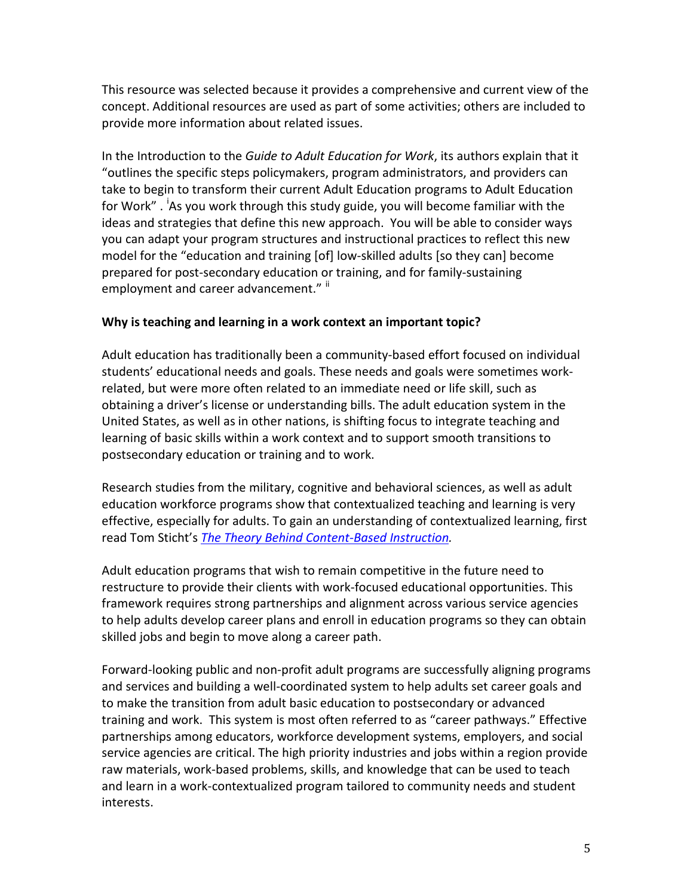This resource was selected because it provides a comprehensive and current view of the concept. Additional resources are used as part of some activities; others are included to provide more information about related issues.

In the Introduction to the *Guide to Adult Education for Work*, its authors explain that it "outlines the specific steps policymakers, program administrators, and providers can take to begin to transform their current Adult Education programs to Adult Education for Work" . [i]As you work through this study guide, you will become familiar with the ideas and strategies that define this new approach. You will be able to consider ways you can adapt your program structures and instructional practices to reflect this new model for the "education and training [of] low-skilled adults [so they can] become prepared for post-secondary education or training, and for family-sustaining employment and career advancement." [ii]

**Why is teaching and learning in a work context an important topic?**

Adult education has traditionally been a community-based effort focused on individual students' educational needs and goals. These needs and goals were sometimes work-related, but were more often related to an immediate need or life skill, such as obtaining a driver's license or understanding bills. The adult education system in the United States, as well as in other nations, is shifting focus to integrate teaching and learning of basic skills within a work context and to support smooth transitions to postsecondary education or training and to work.

Research studies from the military, cognitive and behavioral sciences, as well as adult education workforce programs show that contextualized teaching and learning is very effective, especially for adults. To gain an understanding of contextualized learning, first read Tom Sticht's *The Theory Behind Content-Based Instruction.*

Adult education programs that wish to remain competitive in the future need to restructure to provide their clients with work-focused educational opportunities. This framework requires strong partnerships and alignment across various service agencies to help adults develop career plans and enroll in education programs so they can obtain skilled jobs and begin to move along a career path.

Forward-looking public and non-profit adult programs are successfully aligning programs and services and building a well-coordinated system to help adults set career goals and to make the transition from adult basic education to postsecondary or advanced training and work. This system is most often referred to as "career pathways." Effective partnerships among educators, workforce development systems, employers, and social service agencies are critical. The high priority industries and jobs within a region provide raw materials, work-based problems, skills, and knowledge that can be used to teach and learn in a work-contextualized program tailored to community needs and student interests.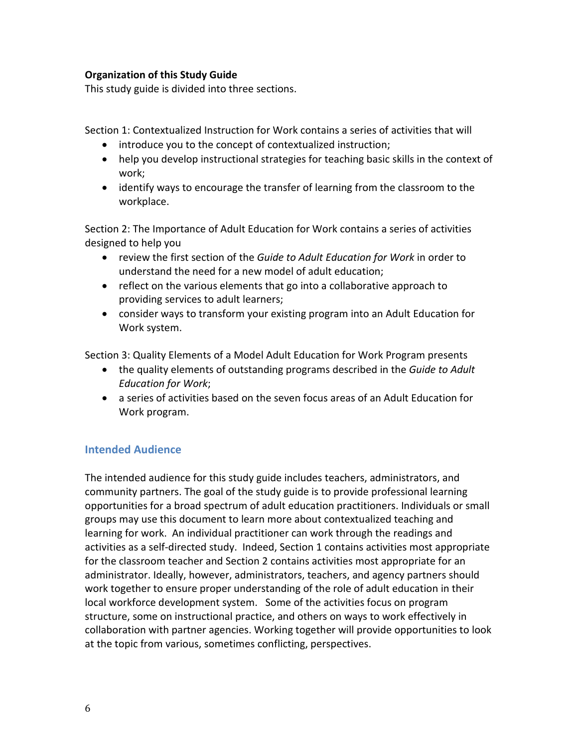**Organization of this Study Guide**

This study guide is divided into three sections.

Section 1: Contextualized Instruction for Work contains a series of activities that will

- introduce you to the concept of contextualized instruction;
- help you develop instructional strategies for teaching basic skills in the context of work;
- identify ways to encourage the transfer of learning from the classroom to the workplace.

Section 2: The Importance of Adult Education for Work contains a series of activities designed to help you

- review the first section of the *Guide to Adult Education for Work* in order to understand the need for a new model of adult education;
- reflect on the various elements that go into a collaborative approach to providing services to adult learners;
- consider ways to transform your existing program into an Adult Education for Work system.

Section 3: Quality Elements of a Model Adult Education for Work Program presents

- the quality elements of outstanding programs described in the *Guide to Adult Education for Work*;
- a series of activities based on the seven focus areas of an Adult Education for Work program.

## Intended Audience

The intended audience for this study guide includes teachers, administrators, and community partners. The goal of the study guide is to provide professional learning opportunities for a broad spectrum of adult education practitioners. Individuals or small groups may use this document to learn more about contextualized teaching and learning for work. An individual practitioner can work through the readings and activities as a self-directed study. Indeed, Section 1 contains activities most appropriate for the classroom teacher and Section 2 contains activities most appropriate for an administrator. Ideally, however, administrators, teachers, and agency partners should work together to ensure proper understanding of the role of adult education in their local workforce development system. Some of the activities focus on program structure, some on instructional practice, and others on ways to work effectively in collaboration with partner agencies. Working together will provide opportunities to look at the topic from various, sometimes conflicting, perspectives.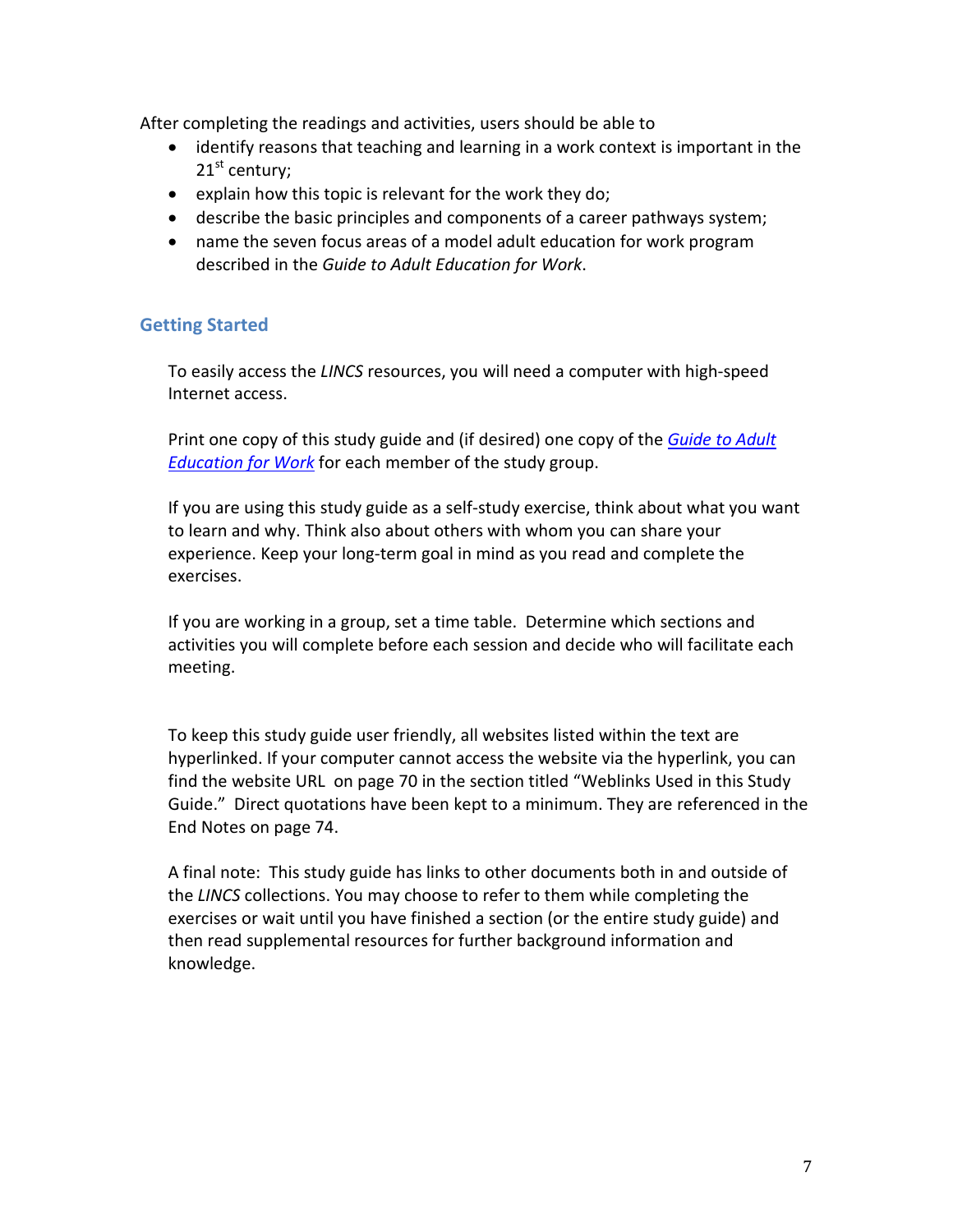After completing the readings and activities, users should be able to

- identify reasons that teaching and learning in a work context is important in the 21st century;
- explain how this topic is relevant for the work they do;
- describe the basic principles and components of a career pathways system;
- name the seven focus areas of a model adult education for work program described in the *Guide to Adult Education for Work*.

## Getting Started

To easily access the *LINCS* resources, you will need a computer with high-speed Internet access.

Print one copy of this study guide and (if desired) one copy of the *Guide to Adult Education for Work* for each member of the study group.

If you are using this study guide as a self-study exercise, think about what you want to learn and why. Think also about others with whom you can share your experience. Keep your long-term goal in mind as you read and complete the exercises.

If you are working in a group, set a time table. Determine which sections and activities you will complete before each session and decide who will facilitate each meeting.

To keep this study guide user friendly, all websites listed within the text are hyperlinked. If your computer cannot access the website via the hyperlink, you can find the website URL on page 70 in the section titled "Weblinks Used in this Study Guide." Direct quotations have been kept to a minimum. They are referenced in the End Notes on page 74.

A final note: This study guide has links to other documents both in and outside of the *LINCS* collections. You may choose to refer to them while completing the exercises or wait until you have finished a section (or the entire study guide) and then read supplemental resources for further background information and knowledge.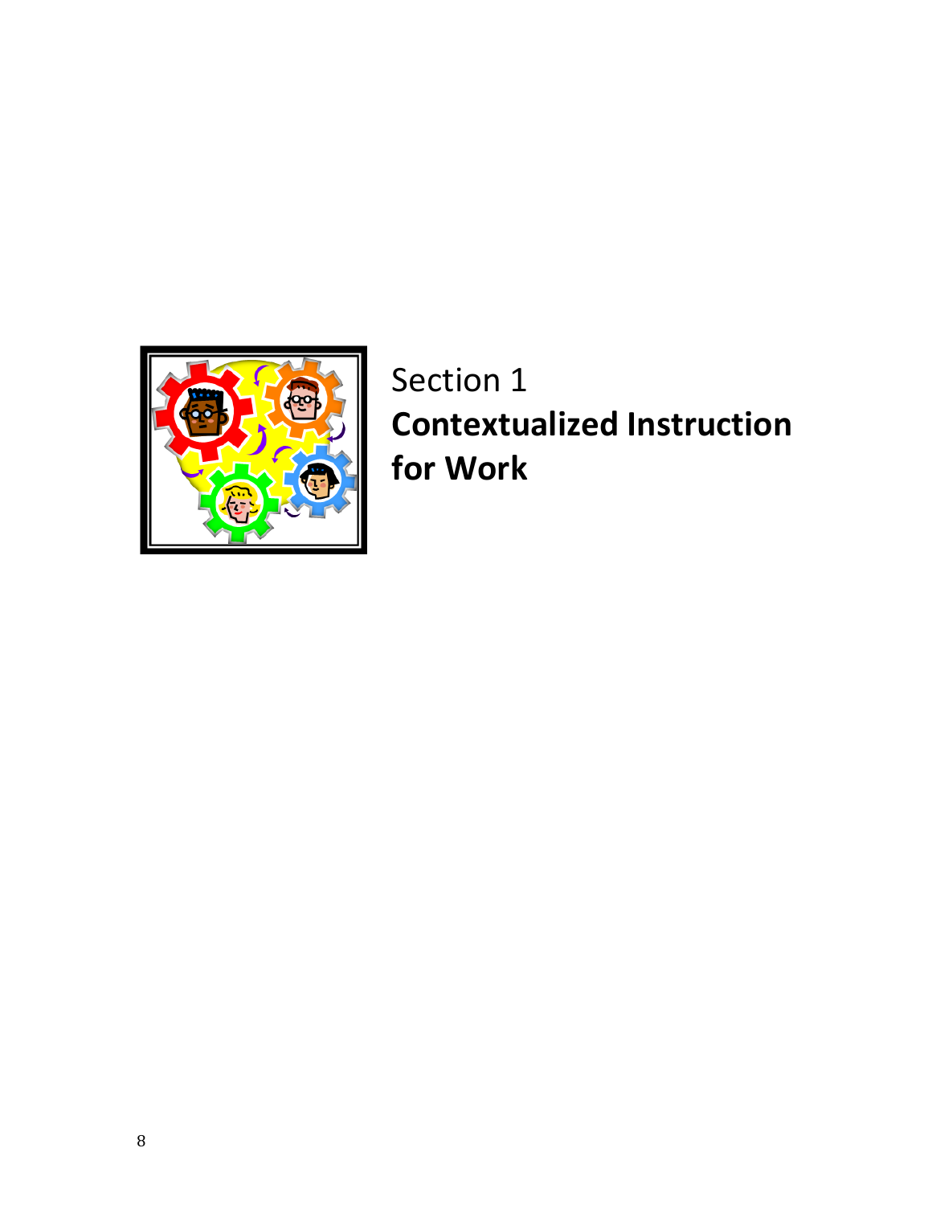# Section 1
# **Contextualized Instruction for Work**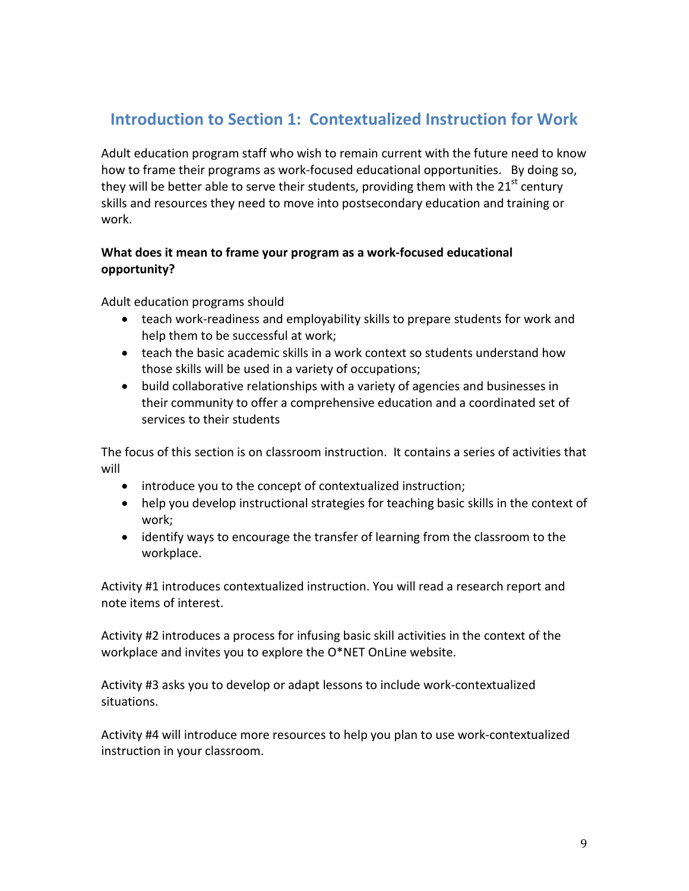## Introduction to Section 1: Contextualized Instruction for Work

Adult education program staff who wish to remain current with the future need to know how to frame their programs as work-focused educational opportunities. By doing so, they will be better able to serve their students, providing them with the 21st century skills and resources they need to move into postsecondary education and training or work.

**What does it mean to frame your program as a work-focused educational opportunity?**

Adult education programs should

- teach work-readiness and employability skills to prepare students for work and help them to be successful at work;
- teach the basic academic skills in a work context so students understand how those skills will be used in a variety of occupations;
- build collaborative relationships with a variety of agencies and businesses in their community to offer a comprehensive education and a coordinated set of services to their students

The focus of this section is on classroom instruction. It contains a series of activities that will

- introduce you to the concept of contextualized instruction;
- help you develop instructional strategies for teaching basic skills in the context of work;
- identify ways to encourage the transfer of learning from the classroom to the workplace.

Activity #1 introduces contextualized instruction. You will read a research report and note items of interest.

Activity #2 introduces a process for infusing basic skill activities in the context of the workplace and invites you to explore the O*NET OnLine website.

Activity #3 asks you to develop or adapt lessons to include work-contextualized situations.

Activity #4 will introduce more resources to help you plan to use work-contextualized instruction in your classroom.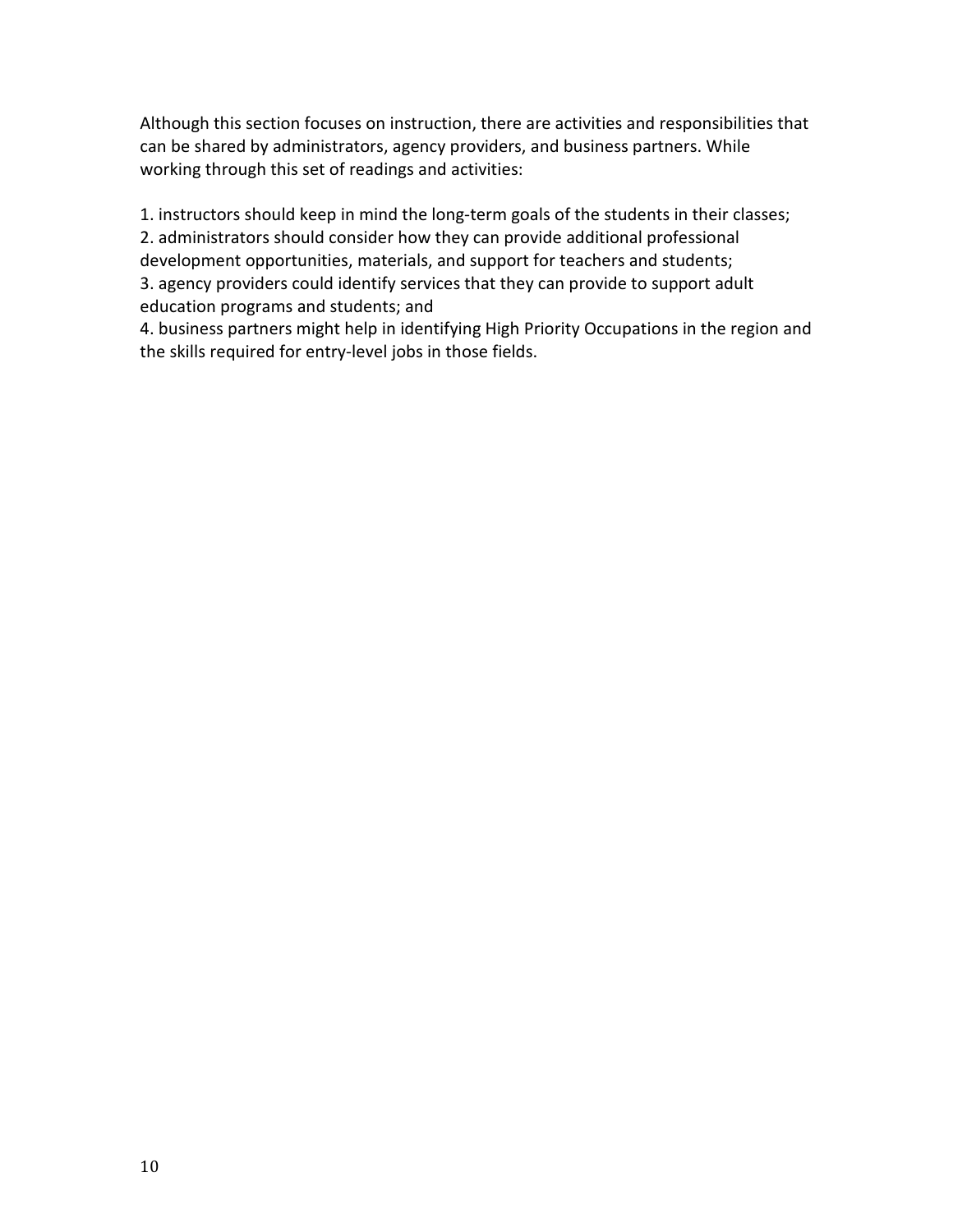Although this section focuses on instruction, there are activities and responsibilities that can be shared by administrators, agency providers, and business partners. While working through this set of readings and activities:

1. instructors should keep in mind the long-term goals of the students in their classes;
2. administrators should consider how they can provide additional professional development opportunities, materials, and support for teachers and students;
3. agency providers could identify services that they can provide to support adult education programs and students; and
4. business partners might help in identifying High Priority Occupations in the region and the skills required for entry-level jobs in those fields.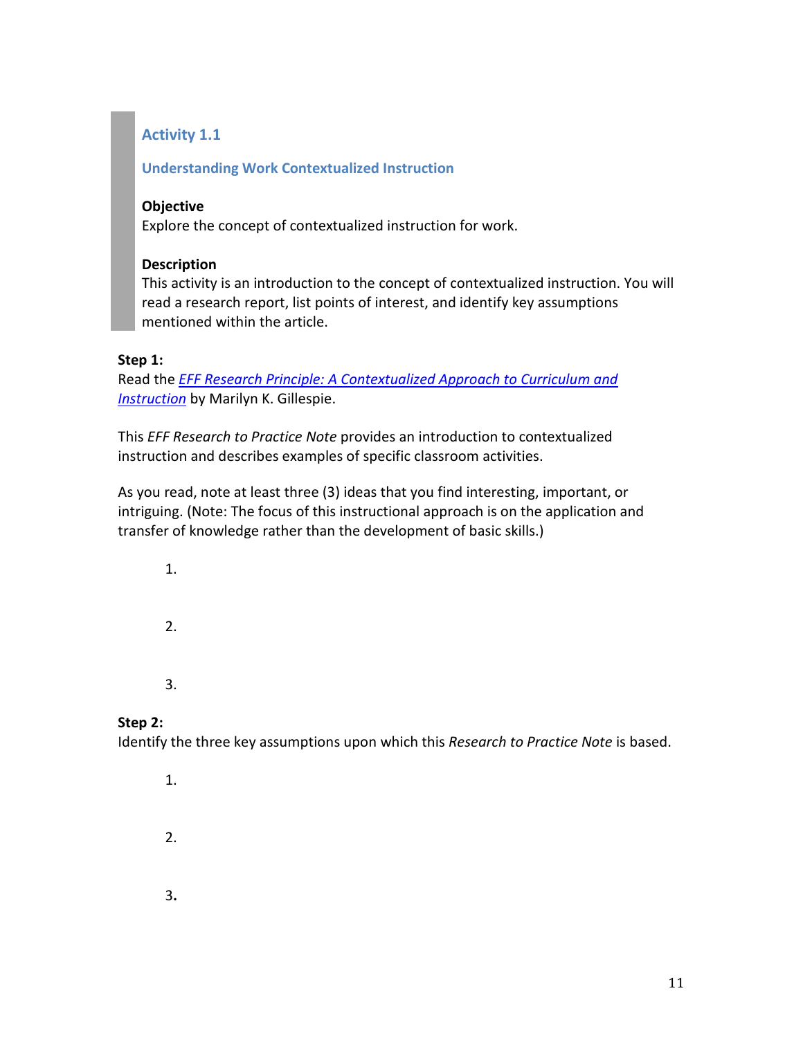## Activity 1.1

### Understanding Work Contextualized Instruction

**Objective**
Explore the concept of contextualized instruction for work.

**Description**
This activity is an introduction to the concept of contextualized instruction. You will read a research report, list points of interest, and identify key assumptions mentioned within the article.

**Step 1:**
Read the *EFF Research Principle: A Contextualized Approach to Curriculum and Instruction* by Marilyn K. Gillespie.

This *EFF Research to Practice Note* provides an introduction to contextualized instruction and describes examples of specific classroom activities.

As you read, note at least three (3) ideas that you find interesting, important, or intriguing. (Note: The focus of this instructional approach is on the application and transfer of knowledge rather than the development of basic skills.)

1.

2.

3.

**Step 2:**
Identify the three key assumptions upon which this *Research to Practice Note* is based.

1.

2.

3.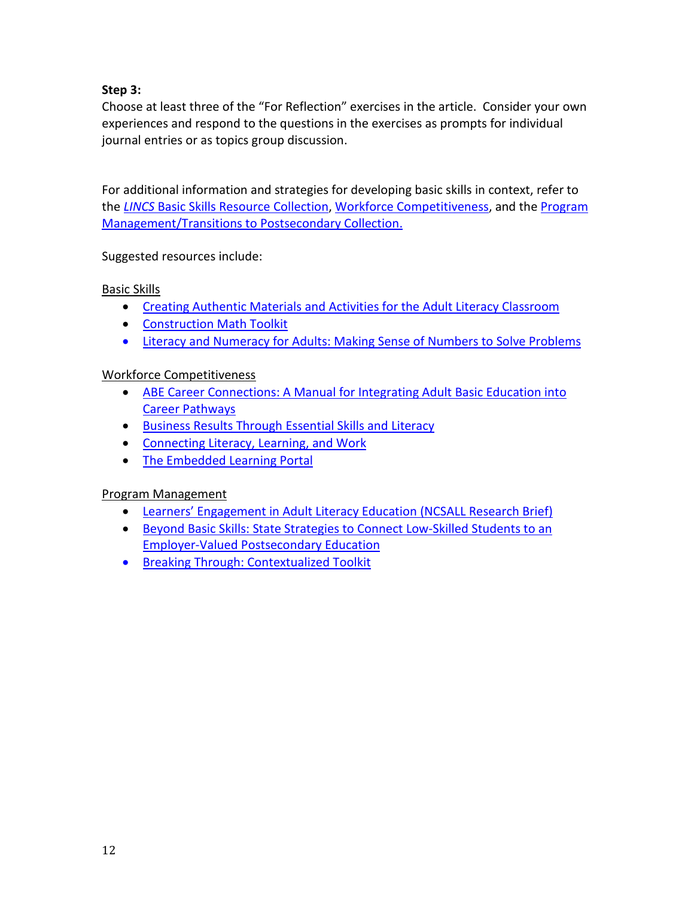**Step 3:**

Choose at least three of the "For Reflection" exercises in the article. Consider your own experiences and respond to the questions in the exercises as prompts for individual journal entries or as topics group discussion.

For additional information and strategies for developing basic skills in context, refer to the *LINCS* Basic Skills Resource Collection, Workforce Competitiveness, and the Program Management/Transitions to Postsecondary Collection.

Suggested resources include:

Basic Skills

- Creating Authentic Materials and Activities for the Adult Literacy Classroom
- Construction Math Toolkit
- Literacy and Numeracy for Adults: Making Sense of Numbers to Solve Problems

Workforce Competitiveness

- ABE Career Connections: A Manual for Integrating Adult Basic Education into Career Pathways
- Business Results Through Essential Skills and Literacy
- Connecting Literacy, Learning, and Work
- The Embedded Learning Portal

Program Management

- Learners' Engagement in Adult Literacy Education (NCSALL Research Brief)
- Beyond Basic Skills: State Strategies to Connect Low-Skilled Students to an Employer-Valued Postsecondary Education
- Breaking Through: Contextualized Toolkit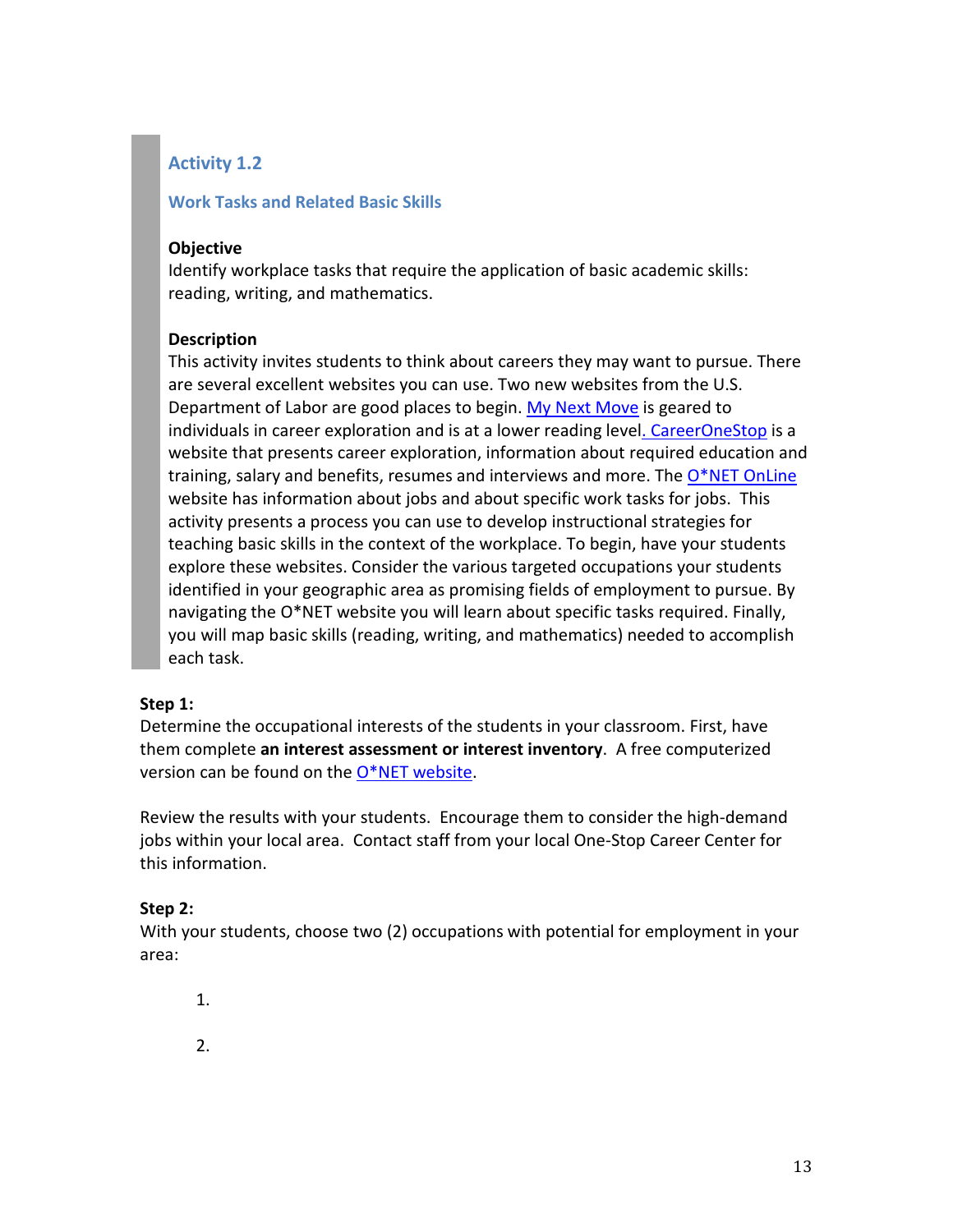## Activity 1.2

### Work Tasks and Related Basic Skills

**Objective**
Identify workplace tasks that require the application of basic academic skills: reading, writing, and mathematics.

**Description**
This activity invites students to think about careers they may want to pursue. There are several excellent websites you can use. Two new websites from the U.S. Department of Labor are good places to begin. My Next Move is geared to individuals in career exploration and is at a lower reading level. CareerOneStop is a website that presents career exploration, information about required education and training, salary and benefits, resumes and interviews and more. The O*NET OnLine website has information about jobs and about specific work tasks for jobs. This activity presents a process you can use to develop instructional strategies for teaching basic skills in the context of the workplace. To begin, have your students explore these websites. Consider the various targeted occupations your students identified in your geographic area as promising fields of employment to pursue. By navigating the O*NET website you will learn about specific tasks required. Finally, you will map basic skills (reading, writing, and mathematics) needed to accomplish each task.

**Step 1:**
Determine the occupational interests of the students in your classroom. First, have them complete **an interest assessment or interest inventory**. A free computerized version can be found on the O*NET website.

Review the results with your students. Encourage them to consider the high-demand jobs within your local area. Contact staff from your local One-Stop Career Center for this information.

**Step 2:**
With your students, choose two (2) occupations with potential for employment in your area:

1.

2.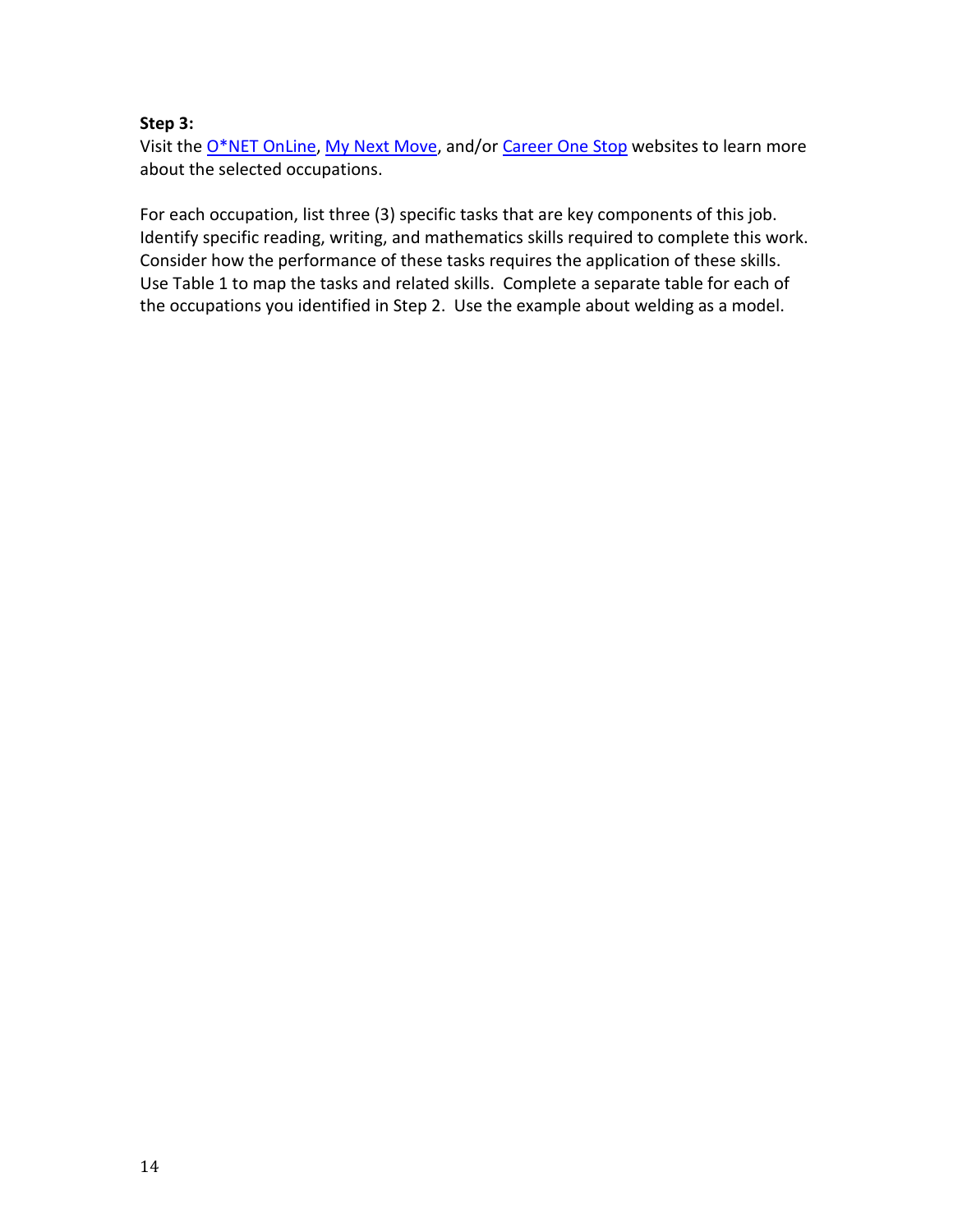**Step 3:**
Visit the O*NET OnLine, My Next Move, and/or Career One Stop websites to learn more about the selected occupations.

For each occupation, list three (3) specific tasks that are key components of this job. Identify specific reading, writing, and mathematics skills required to complete this work. Consider how the performance of these tasks requires the application of these skills. Use Table 1 to map the tasks and related skills. Complete a separate table for each of the occupations you identified in Step 2. Use the example about welding as a model.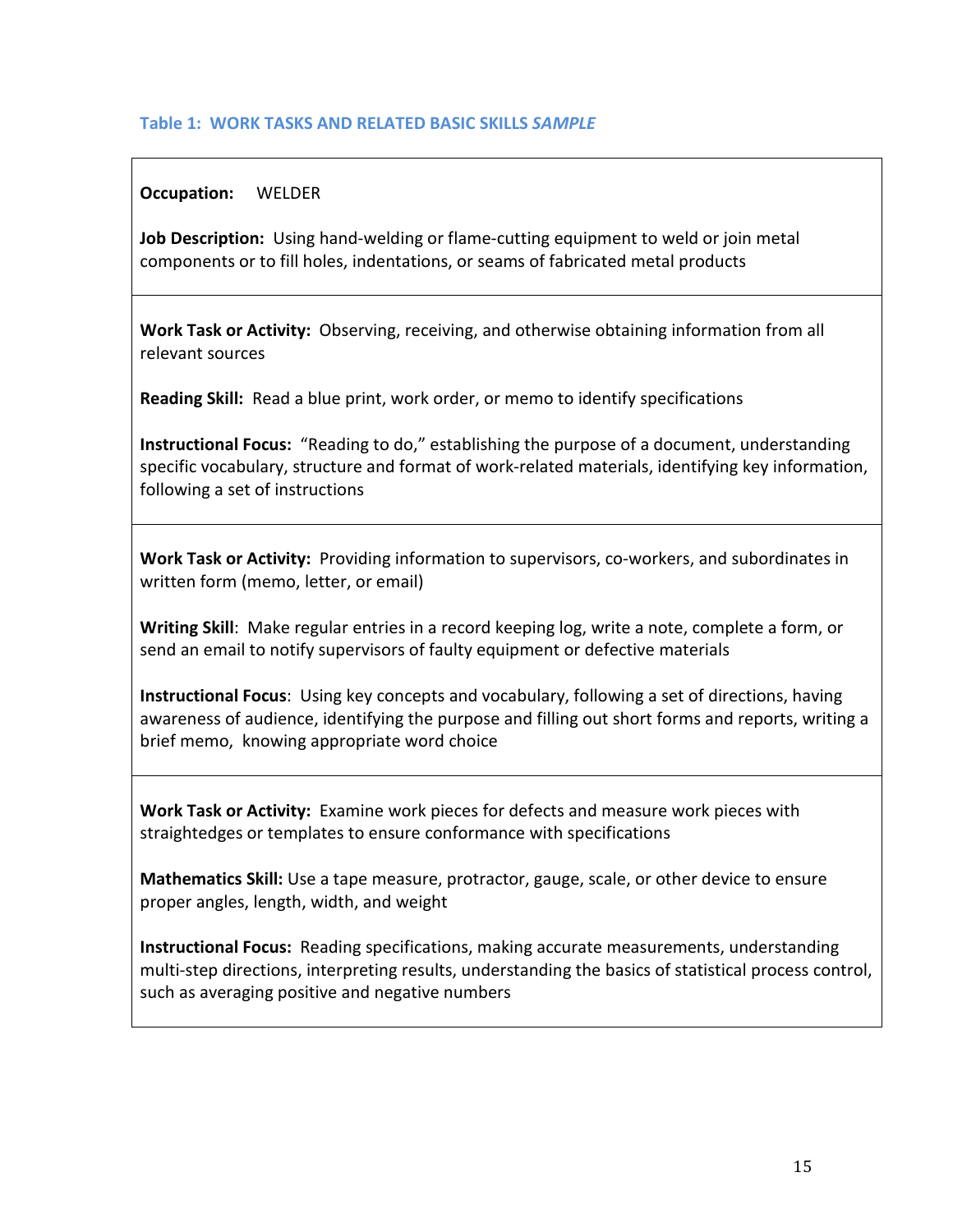### Table 1: WORK TASKS AND RELATED BASIC SKILLS *SAMPLE*

**Occupation:** WELDER

**Job Description:** Using hand-welding or flame-cutting equipment to weld or join metal components or to fill holes, indentations, or seams of fabricated metal products

---

**Work Task or Activity:** Observing, receiving, and otherwise obtaining information from all relevant sources

**Reading Skill:** Read a blue print, work order, or memo to identify specifications

**Instructional Focus:** "Reading to do," establishing the purpose of a document, understanding specific vocabulary, structure and format of work-related materials, identifying key information, following a set of instructions

---

**Work Task or Activity:** Providing information to supervisors, co-workers, and subordinates in written form (memo, letter, or email)

**Writing Skill**: Make regular entries in a record keeping log, write a note, complete a form, or send an email to notify supervisors of faulty equipment or defective materials

**Instructional Focus**: Using key concepts and vocabulary, following a set of directions, having awareness of audience, identifying the purpose and filling out short forms and reports, writing a brief memo, knowing appropriate word choice

---

**Work Task or Activity:** Examine work pieces for defects and measure work pieces with straightedges or templates to ensure conformance with specifications

**Mathematics Skill:** Use a tape measure, protractor, gauge, scale, or other device to ensure proper angles, length, width, and weight

**Instructional Focus:** Reading specifications, making accurate measurements, understanding multi-step directions, interpreting results, understanding the basics of statistical process control, such as averaging positive and negative numbers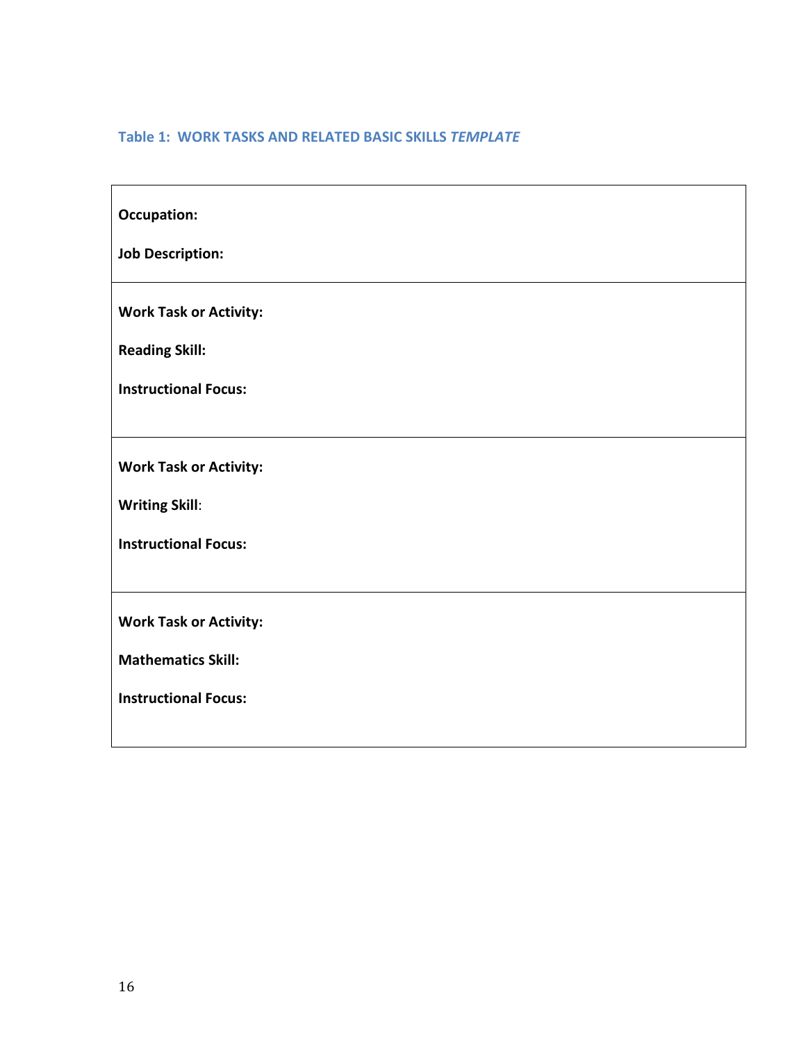### Table 1: WORK TASKS AND RELATED BASIC SKILLS *TEMPLATE*

| |
|---|
| **Occupation:**<br><br>**Job Description:** |
| **Work Task or Activity:**<br><br>**Reading Skill:**<br><br>**Instructional Focus:** |
| **Work Task or Activity:**<br><br>**Writing Skill**:<br><br>**Instructional Focus:** |
| **Work Task or Activity:**<br><br>**Mathematics Skill:**<br><br>**Instructional Focus:** |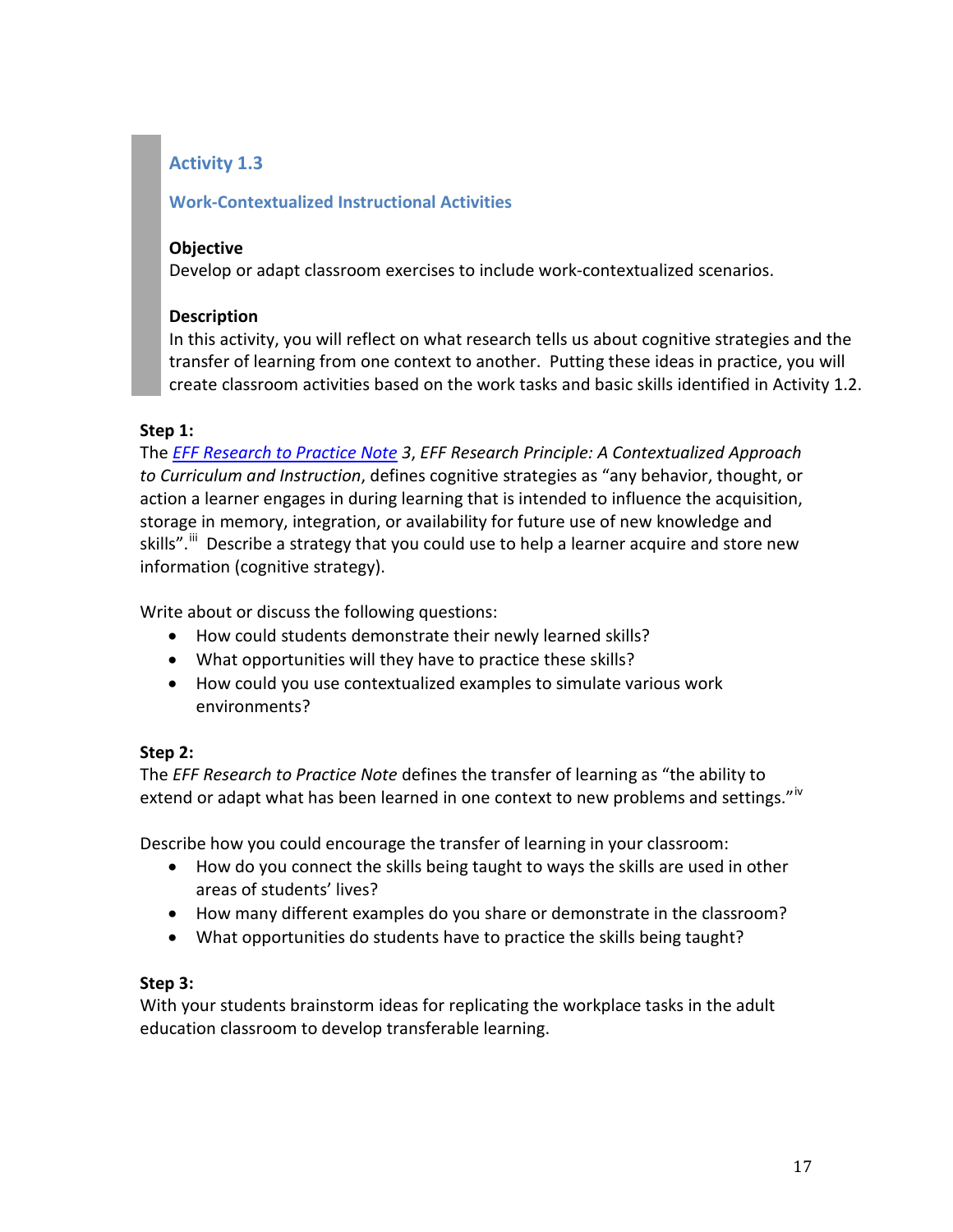## Activity 1.3

### Work-Contextualized Instructional Activities

**Objective**
Develop or adapt classroom exercises to include work-contextualized scenarios.

**Description**
In this activity, you will reflect on what research tells us about cognitive strategies and the transfer of learning from one context to another. Putting these ideas in practice, you will create classroom activities based on the work tasks and basic skills identified in Activity 1.2.

**Step 1:**
The *EFF Research to Practice Note 3*, *EFF Research Principle: A Contextualized Approach to Curriculum and Instruction*, defines cognitive strategies as "any behavior, thought, or action a learner engages in during learning that is intended to influence the acquisition, storage in memory, integration, or availability for future use of new knowledge and skills".[iii] Describe a strategy that you could use to help a learner acquire and store new information (cognitive strategy).

Write about or discuss the following questions:

- How could students demonstrate their newly learned skills?
- What opportunities will they have to practice these skills?
- How could you use contextualized examples to simulate various work environments?

**Step 2:**
The *EFF Research to Practice Note* defines the transfer of learning as "the ability to extend or adapt what has been learned in one context to new problems and settings."[iv]

Describe how you could encourage the transfer of learning in your classroom:

- How do you connect the skills being taught to ways the skills are used in other areas of students' lives?
- How many different examples do you share or demonstrate in the classroom?
- What opportunities do students have to practice the skills being taught?

**Step 3:**
With your students brainstorm ideas for replicating the workplace tasks in the adult education classroom to develop transferable learning.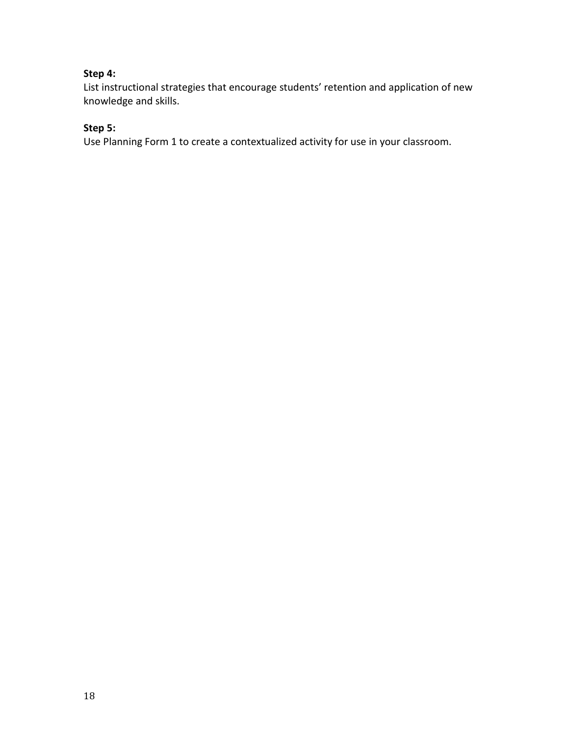**Step 4:**
List instructional strategies that encourage students' retention and application of new knowledge and skills.

**Step 5:**
Use Planning Form 1 to create a contextualized activity for use in your classroom.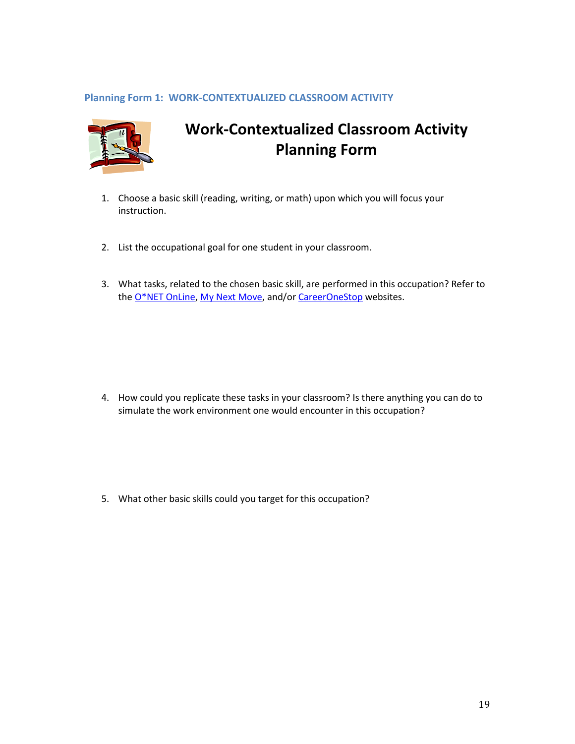### Planning Form 1: WORK-CONTEXTUALIZED CLASSROOM ACTIVITY

# Work-Contextualized Classroom Activity Planning Form

1. Choose a basic skill (reading, writing, or math) upon which you will focus your instruction.

2. List the occupational goal for one student in your classroom.

3. What tasks, related to the chosen basic skill, are performed in this occupation? Refer to the O*NET OnLine, My Next Move, and/or CareerOneStop websites.

4. How could you replicate these tasks in your classroom? Is there anything you can do to simulate the work environment one would encounter in this occupation?

5. What other basic skills could you target for this occupation?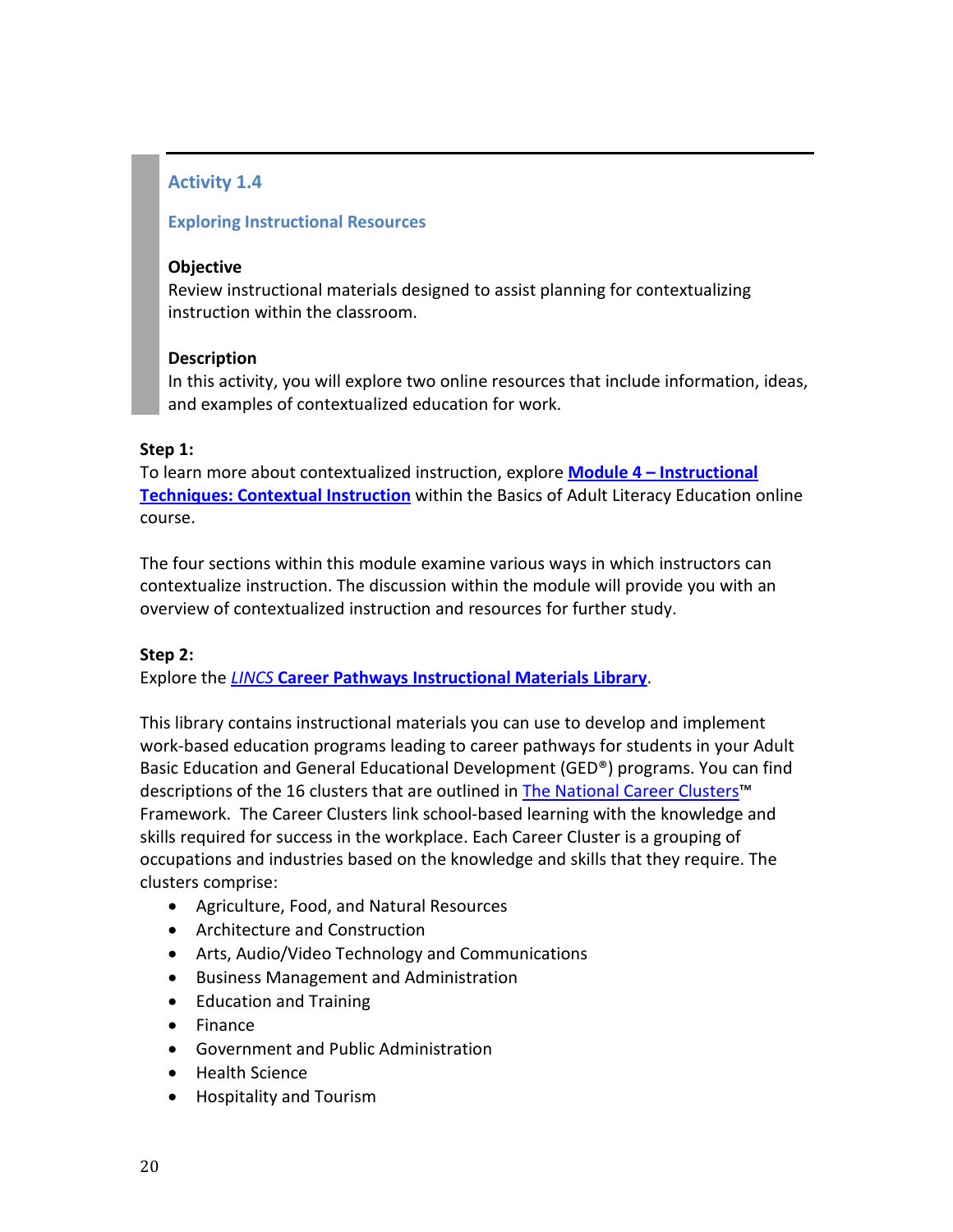## Activity 1.4

### Exploring Instructional Resources

**Objective**
Review instructional materials designed to assist planning for contextualizing instruction within the classroom.

**Description**
In this activity, you will explore two online resources that include information, ideas, and examples of contextualized education for work.

**Step 1:**
To learn more about contextualized instruction, explore **Module 4 – Instructional Techniques: Contextual Instruction** within the Basics of Adult Literacy Education online course.

The four sections within this module examine various ways in which instructors can contextualize instruction. The discussion within the module will provide you with an overview of contextualized instruction and resources for further study.

**Step 2:**
Explore the ***LINCS* Career Pathways Instructional Materials Library**.

This library contains instructional materials you can use to develop and implement work-based education programs leading to career pathways for students in your Adult Basic Education and General Educational Development (GED®) programs. You can find descriptions of the 16 clusters that are outlined in The National Career Clusters™ Framework. The Career Clusters link school-based learning with the knowledge and skills required for success in the workplace. Each Career Cluster is a grouping of occupations and industries based on the knowledge and skills that they require. The clusters comprise:

- Agriculture, Food, and Natural Resources
- Architecture and Construction
- Arts, Audio/Video Technology and Communications
- Business Management and Administration
- Education and Training
- Finance
- Government and Public Administration
- Health Science
- Hospitality and Tourism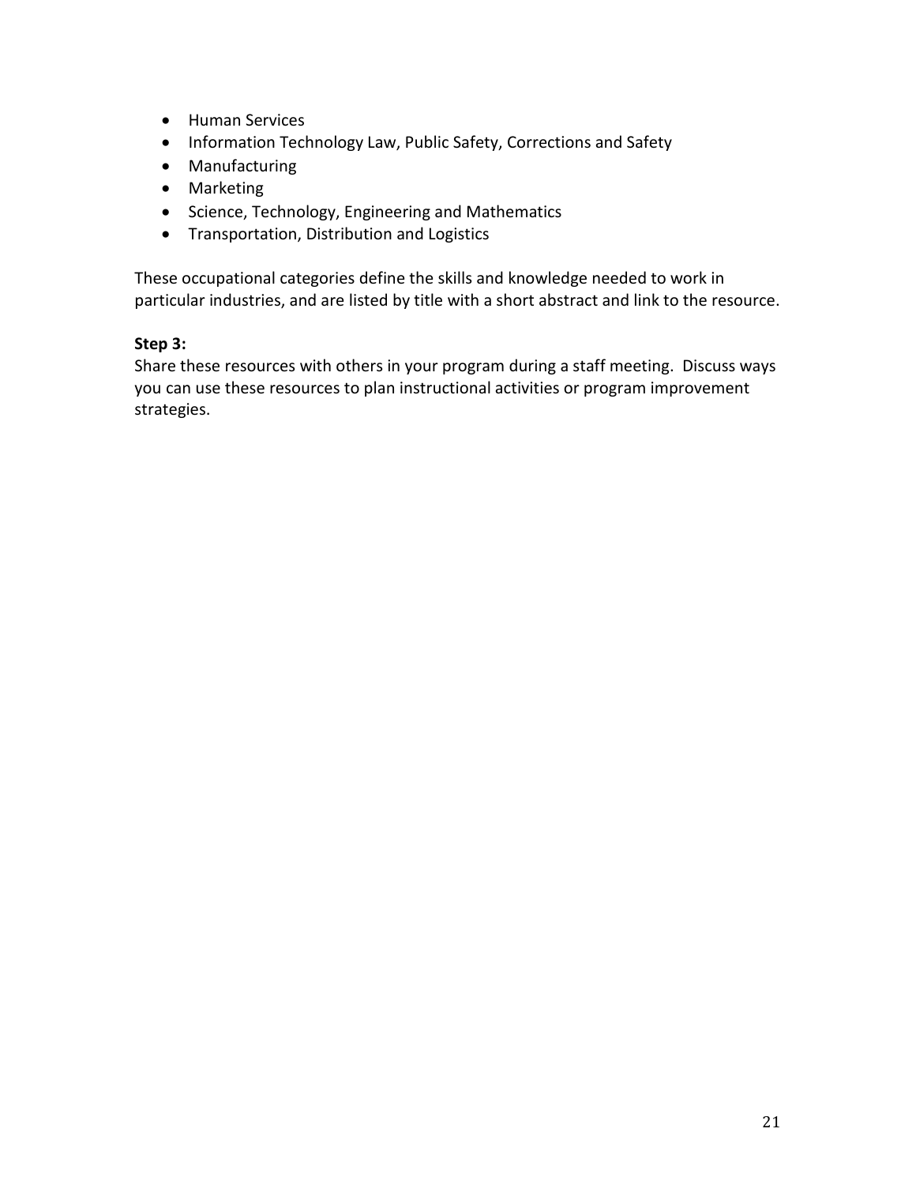- Human Services
- Information Technology Law, Public Safety, Corrections and Safety
- Manufacturing
- Marketing
- Science, Technology, Engineering and Mathematics
- Transportation, Distribution and Logistics

These occupational categories define the skills and knowledge needed to work in particular industries, and are listed by title with a short abstract and link to the resource.

**Step 3:**
Share these resources with others in your program during a staff meeting. Discuss ways you can use these resources to plan instructional activities or program improvement strategies.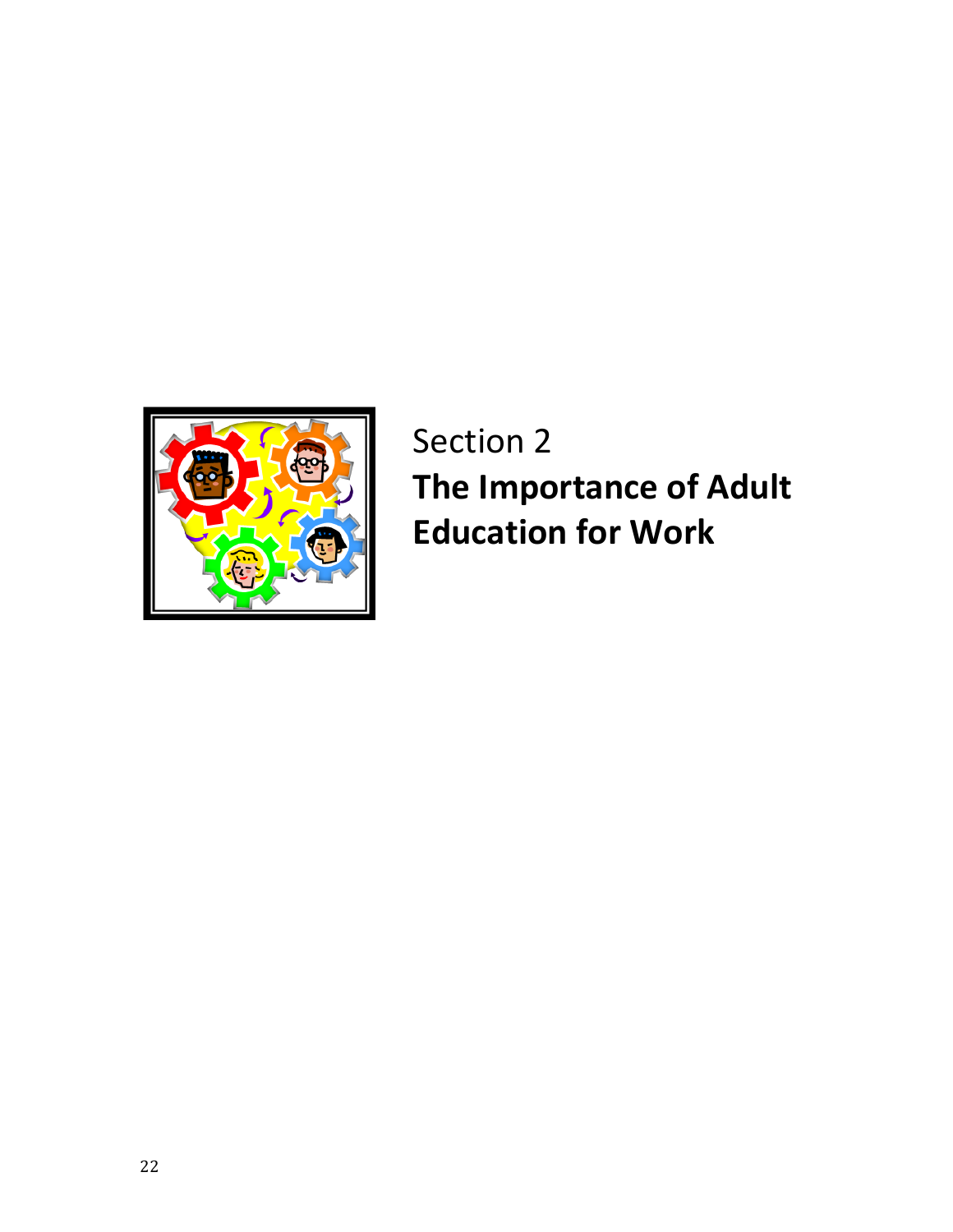# Section 2
## **The Importance of Adult Education for Work**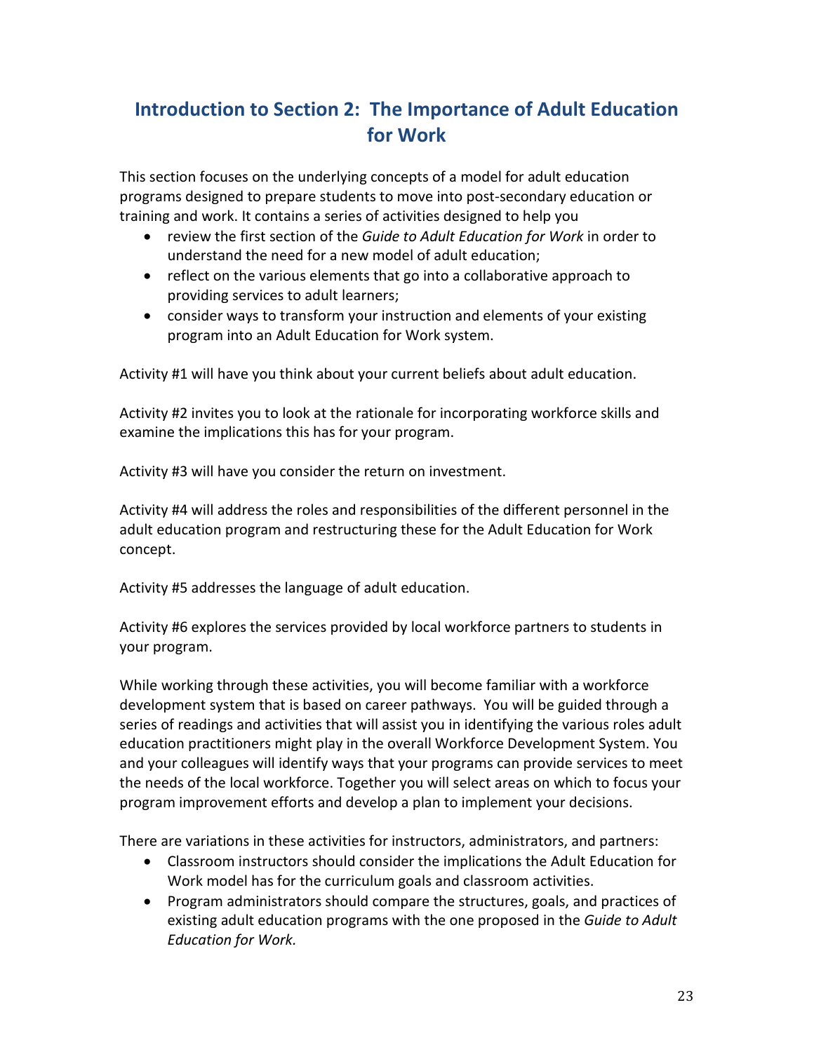## Introduction to Section 2: The Importance of Adult Education for Work

This section focuses on the underlying concepts of a model for adult education programs designed to prepare students to move into post-secondary education or training and work. It contains a series of activities designed to help you

- review the first section of the *Guide to Adult Education for Work* in order to understand the need for a new model of adult education;
- reflect on the various elements that go into a collaborative approach to providing services to adult learners;
- consider ways to transform your instruction and elements of your existing program into an Adult Education for Work system.

Activity #1 will have you think about your current beliefs about adult education.

Activity #2 invites you to look at the rationale for incorporating workforce skills and examine the implications this has for your program.

Activity #3 will have you consider the return on investment.

Activity #4 will address the roles and responsibilities of the different personnel in the adult education program and restructuring these for the Adult Education for Work concept.

Activity #5 addresses the language of adult education.

Activity #6 explores the services provided by local workforce partners to students in your program.

While working through these activities, you will become familiar with a workforce development system that is based on career pathways. You will be guided through a series of readings and activities that will assist you in identifying the various roles adult education practitioners might play in the overall Workforce Development System. You and your colleagues will identify ways that your programs can provide services to meet the needs of the local workforce. Together you will select areas on which to focus your program improvement efforts and develop a plan to implement your decisions.

There are variations in these activities for instructors, administrators, and partners:

- Classroom instructors should consider the implications the Adult Education for Work model has for the curriculum goals and classroom activities.
- Program administrators should compare the structures, goals, and practices of existing adult education programs with the one proposed in the *Guide to Adult Education for Work.*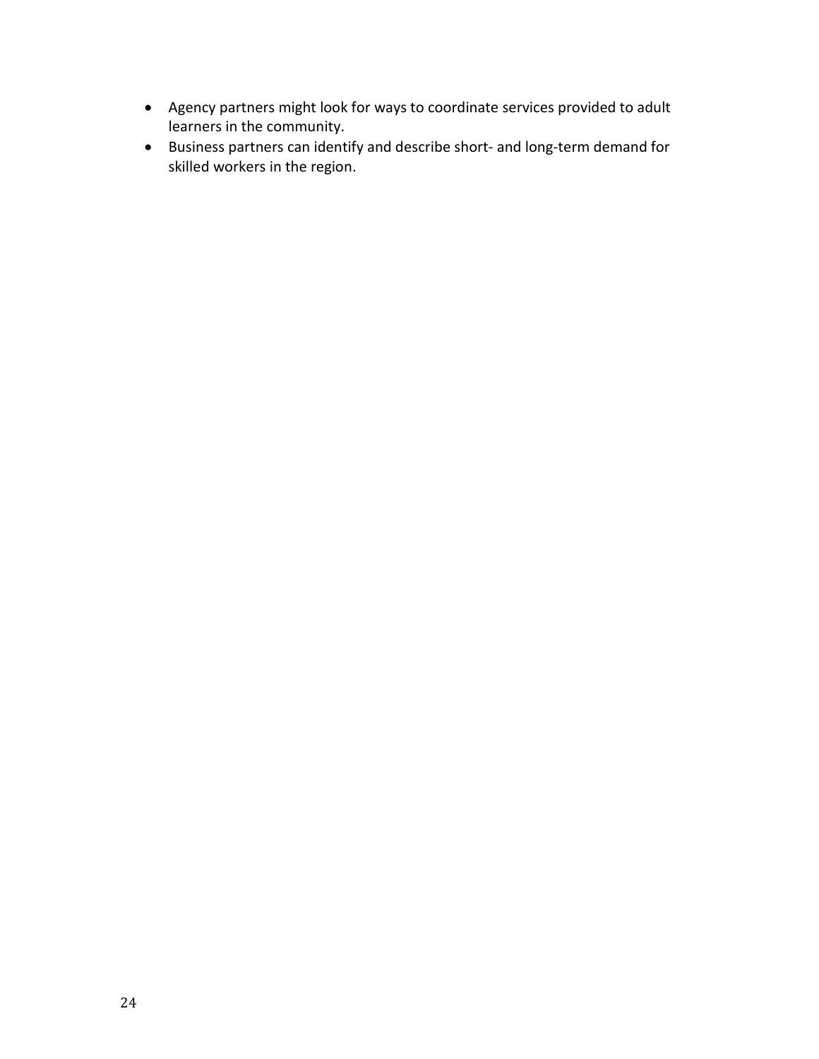- Agency partners might look for ways to coordinate services provided to adult learners in the community.
- Business partners can identify and describe short- and long-term demand for skilled workers in the region.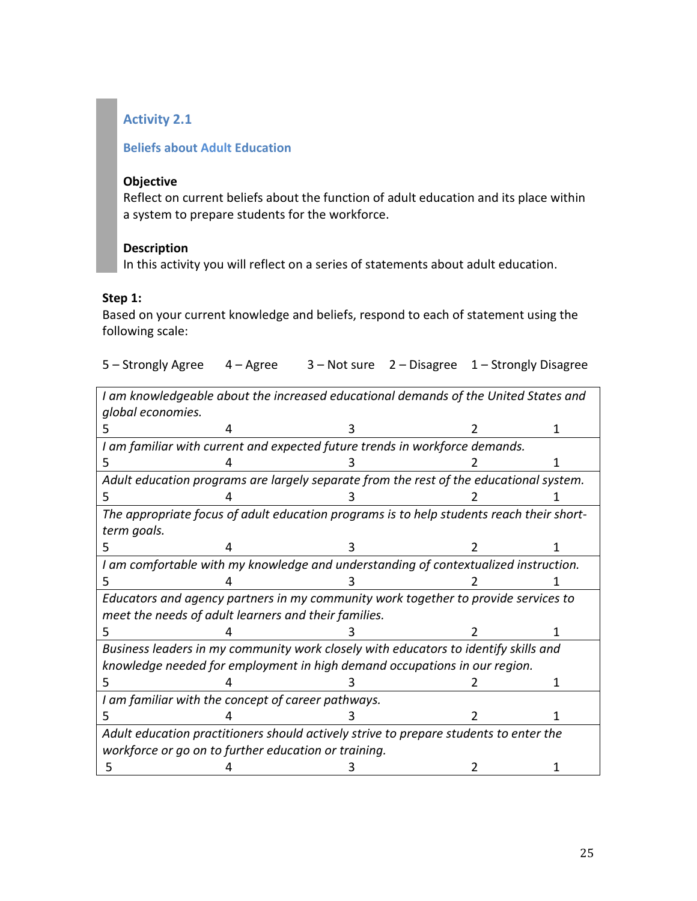## Activity 2.1

### Beliefs about Adult Education

**Objective**
Reflect on current beliefs about the function of adult education and its place within a system to prepare students for the workforce.

**Description**
In this activity you will reflect on a series of statements about adult education.

**Step 1:**
Based on your current knowledge and beliefs, respond to each of statement using the following scale:

5 – Strongly Agree     4 – Agree     3 – Not sure     2 – Disagree     1 – Strongly Disagree

| Statement | | | | |
|---|---|---|---|---|
| *I am knowledgeable about the increased educational demands of the United States and global economies.* | | | | |
| 5 | 4 | 3 | 2 | 1 |
| *I am familiar with current and expected future trends in workforce demands.* | | | | |
| 5 | 4 | 3 | 2 | 1 |
| *Adult education programs are largely separate from the rest of the educational system.* | | | | |
| 5 | 4 | 3 | 2 | 1 |
| *The appropriate focus of adult education programs is to help students reach their short-term goals.* | | | | |
| 5 | 4 | 3 | 2 | 1 |
| *I am comfortable with my knowledge and understanding of contextualized instruction.* | | | | |
| 5 | 4 | 3 | 2 | 1 |
| *Educators and agency partners in my community work together to provide services to meet the needs of adult learners and their families.* | | | | |
| 5 | 4 | 3 | 2 | 1 |
| *Business leaders in my community work closely with educators to identify skills and knowledge needed for employment in high demand occupations in our region.* | | | | |
| 5 | 4 | 3 | 2 | 1 |
| *I am familiar with the concept of career pathways.* | | | | |
| 5 | 4 | 3 | 2 | 1 |
| *Adult education practitioners should actively strive to prepare students to enter the workforce or go on to further education or training.* | | | | |
| 5 | 4 | 3 | 2 | 1 |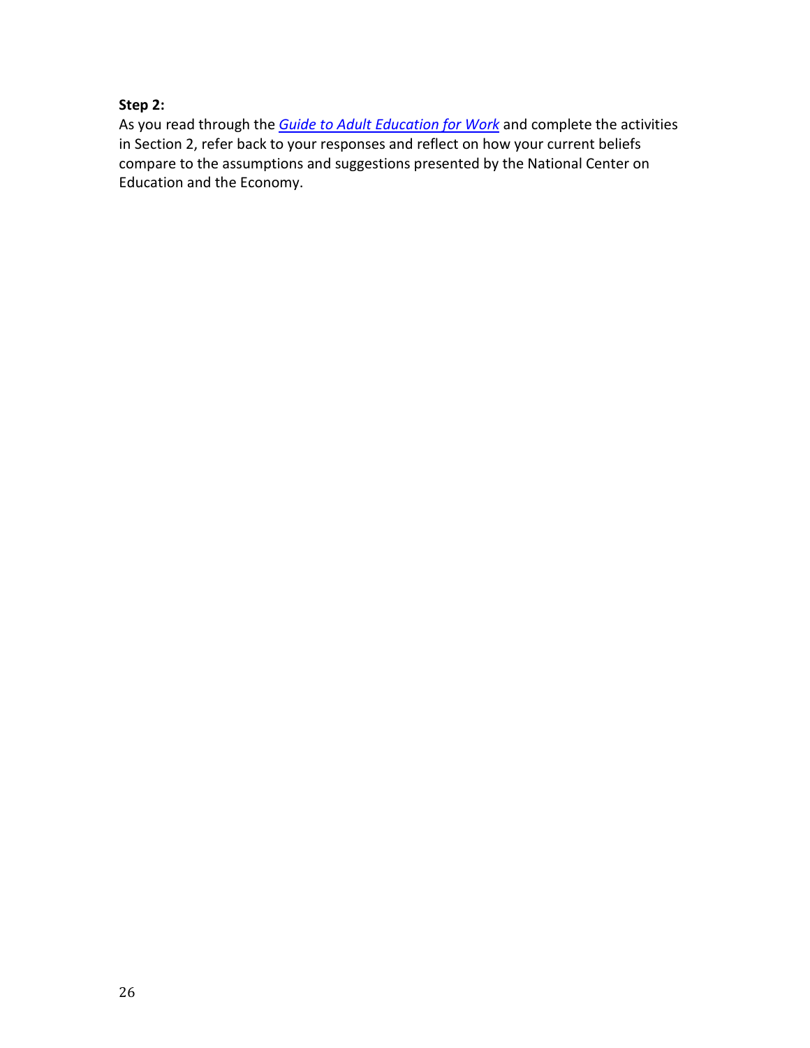**Step 2:**

As you read through the *Guide to Adult Education for Work* and complete the activities in Section 2, refer back to your responses and reflect on how your current beliefs compare to the assumptions and suggestions presented by the National Center on Education and the Economy.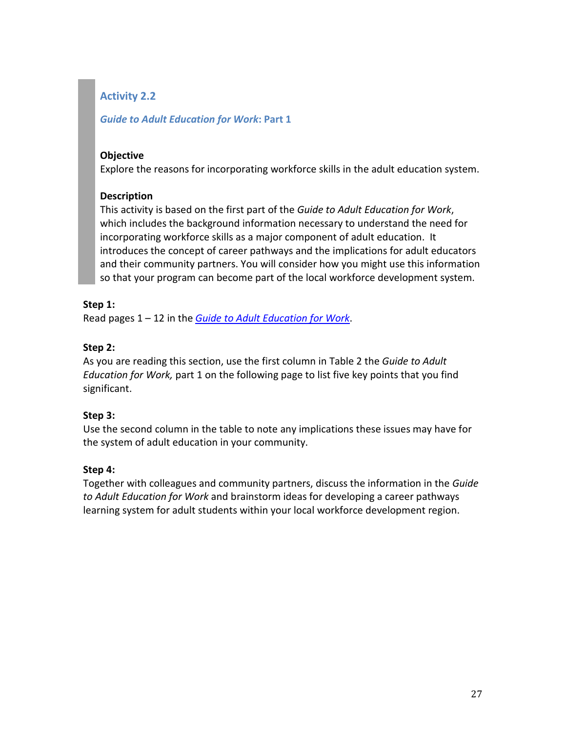## Activity 2.2

### *Guide to Adult Education for Work*: Part 1

**Objective**
Explore the reasons for incorporating workforce skills in the adult education system.

**Description**
This activity is based on the first part of the *Guide to Adult Education for Work*, which includes the background information necessary to understand the need for incorporating workforce skills as a major component of adult education. It introduces the concept of career pathways and the implications for adult educators and their community partners. You will consider how you might use this information so that your program can become part of the local workforce development system.

**Step 1:**
Read pages 1 – 12 in the *Guide to Adult Education for Work*.

**Step 2:**
As you are reading this section, use the first column in Table 2 the *Guide to Adult Education for Work,* part 1 on the following page to list five key points that you find significant.

**Step 3:**
Use the second column in the table to note any implications these issues may have for the system of adult education in your community.

**Step 4:**
Together with colleagues and community partners, discuss the information in the *Guide to Adult Education for Work* and brainstorm ideas for developing a career pathways learning system for adult students within your local workforce development region.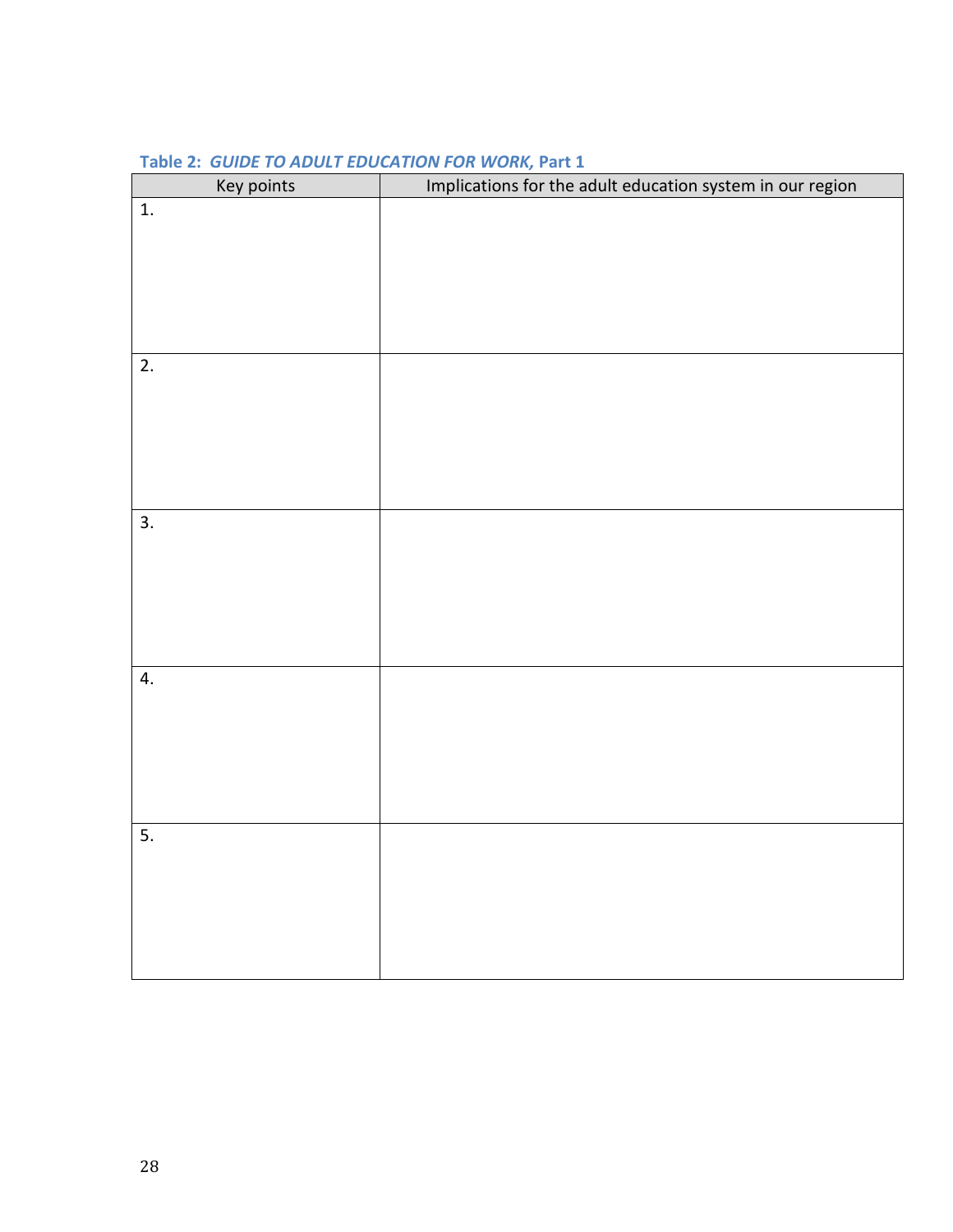**Table 2: *GUIDE TO ADULT EDUCATION FOR WORK,* Part 1**

| Key points | Implications for the adult education system in our region |
|---|---|
| 1. | |
| 2. | |
| 3. | |
| 4. | |
| 5. | |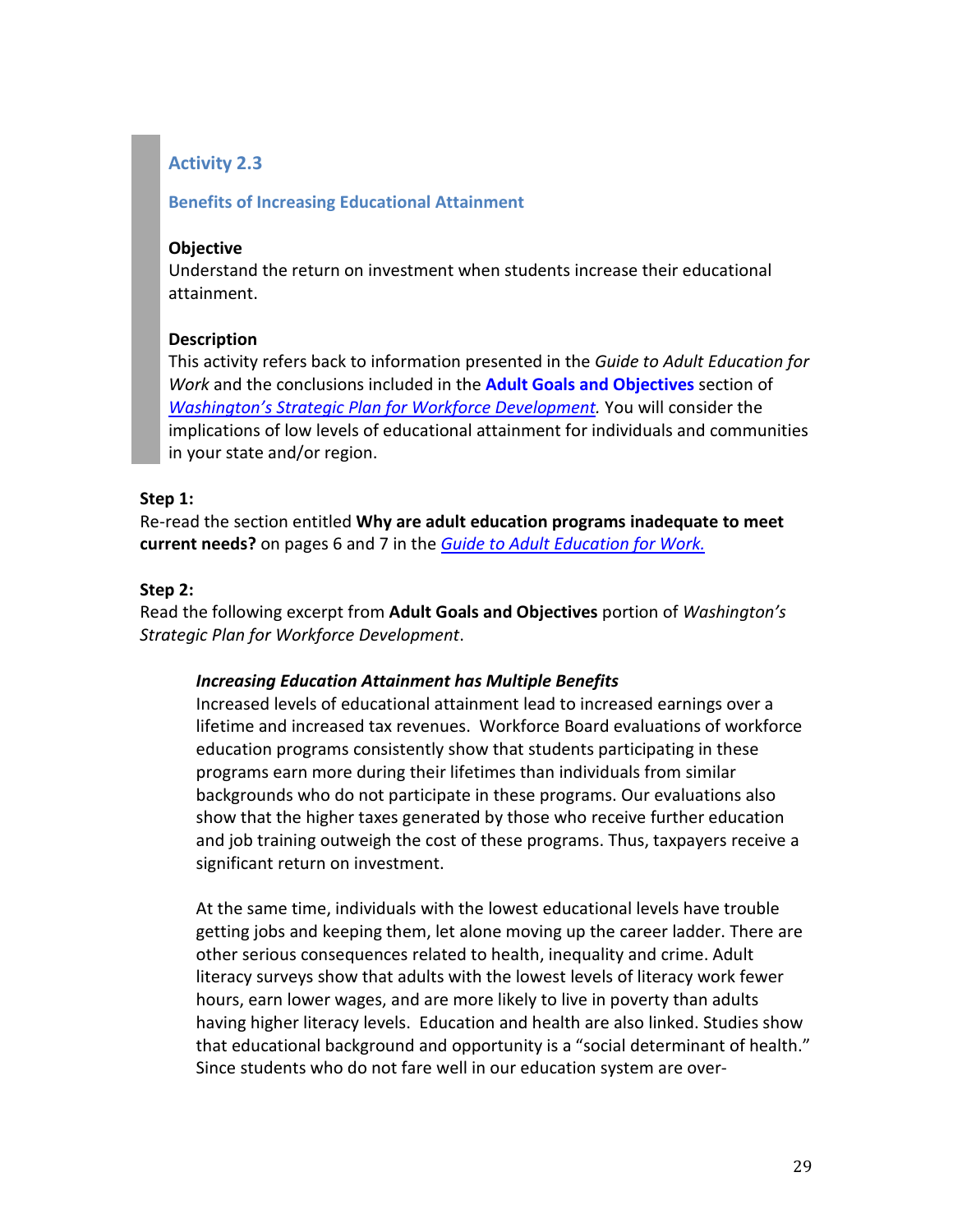## Activity 2.3

### Benefits of Increasing Educational Attainment

**Objective**
Understand the return on investment when students increase their educational attainment.

**Description**
This activity refers back to information presented in the *Guide to Adult Education for Work* and the conclusions included in the **Adult Goals and Objectives** section of *Washington's Strategic Plan for Workforce Development*. You will consider the implications of low levels of educational attainment for individuals and communities in your state and/or region.

**Step 1:**
Re-read the section entitled **Why are adult education programs inadequate to meet current needs?** on pages 6 and 7 in the *Guide to Adult Education for Work.*

**Step 2:**
Read the following excerpt from **Adult Goals and Objectives** portion of *Washington's Strategic Plan for Workforce Development*.

> ***Increasing Education Attainment has Multiple Benefits***
> Increased levels of educational attainment lead to increased earnings over a lifetime and increased tax revenues. Workforce Board evaluations of workforce education programs consistently show that students participating in these programs earn more during their lifetimes than individuals from similar backgrounds who do not participate in these programs. Our evaluations also show that the higher taxes generated by those who receive further education and job training outweigh the cost of these programs. Thus, taxpayers receive a significant return on investment.
>
> At the same time, individuals with the lowest educational levels have trouble getting jobs and keeping them, let alone moving up the career ladder. There are other serious consequences related to health, inequality and crime. Adult literacy surveys show that adults with the lowest levels of literacy work fewer hours, earn lower wages, and are more likely to live in poverty than adults having higher literacy levels. Education and health are also linked. Studies show that educational background and opportunity is a "social determinant of health." Since students who do not fare well in our education system are over-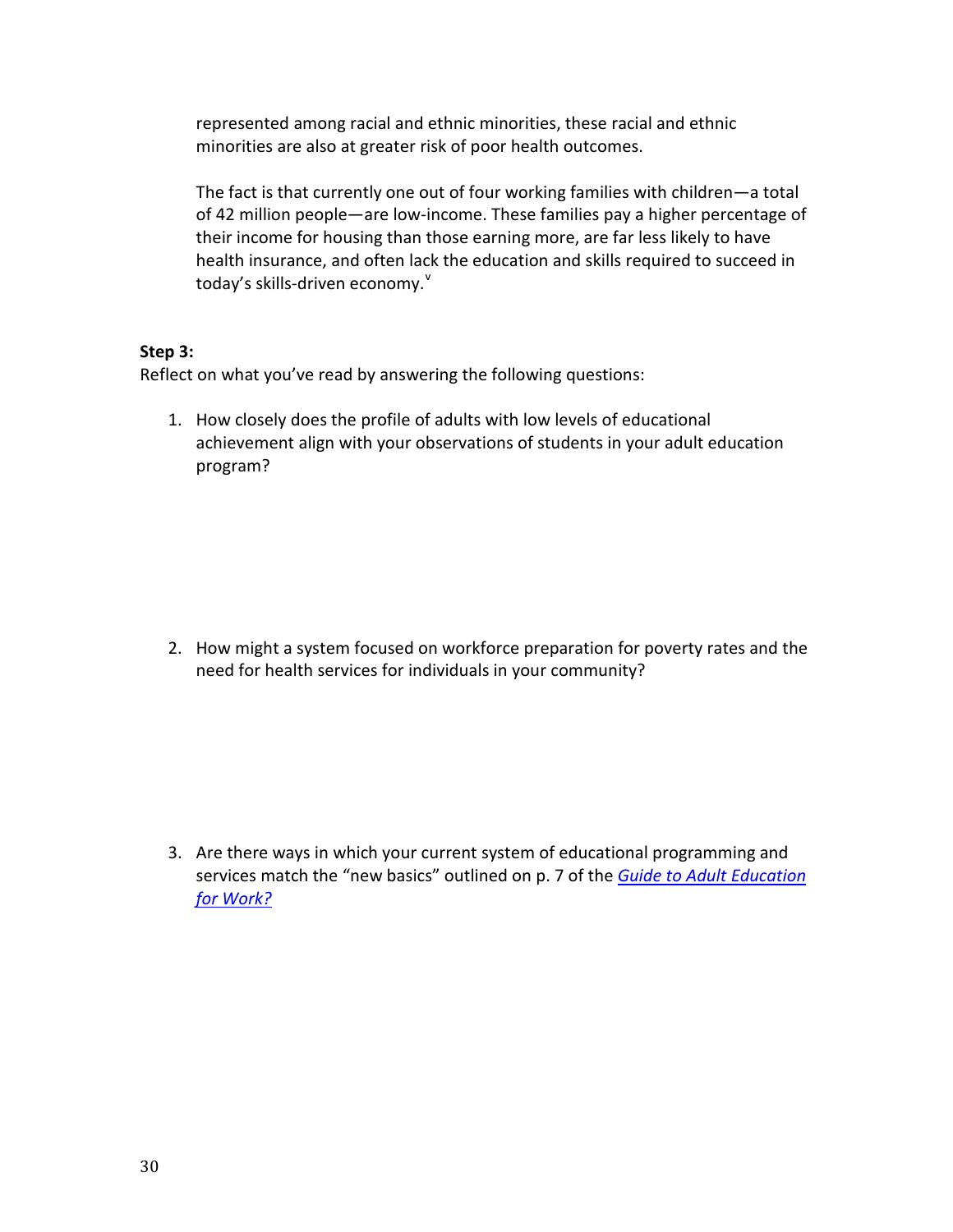represented among racial and ethnic minorities, these racial and ethnic minorities are also at greater risk of poor health outcomes.

The fact is that currently one out of four working families with children—a total of 42 million people—are low-income. These families pay a higher percentage of their income for housing than those earning more, are far less likely to have health insurance, and often lack the education and skills required to succeed in today's skills-driven economy.[v]

**Step 3:**
Reflect on what you've read by answering the following questions:

1. How closely does the profile of adults with low levels of educational achievement align with your observations of students in your adult education program?

2. How might a system focused on workforce preparation for poverty rates and the need for health services for individuals in your community?

3. Are there ways in which your current system of educational programming and services match the "new basics" outlined on p. 7 of the *Guide to Adult Education for Work?*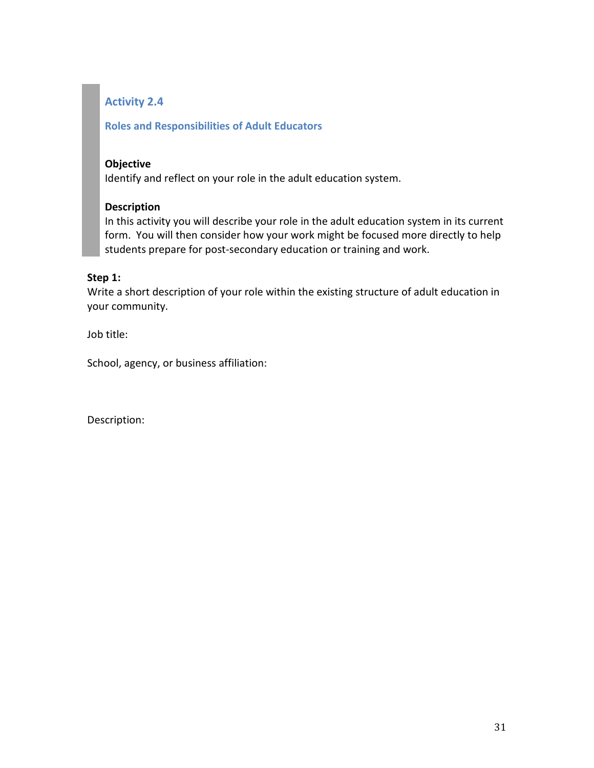## Activity 2.4

### Roles and Responsibilities of Adult Educators

**Objective**
Identify and reflect on your role in the adult education system.

**Description**
In this activity you will describe your role in the adult education system in its current form. You will then consider how your work might be focused more directly to help students prepare for post-secondary education or training and work.

**Step 1:**
Write a short description of your role within the existing structure of adult education in your community.

Job title:

School, agency, or business affiliation:

Description: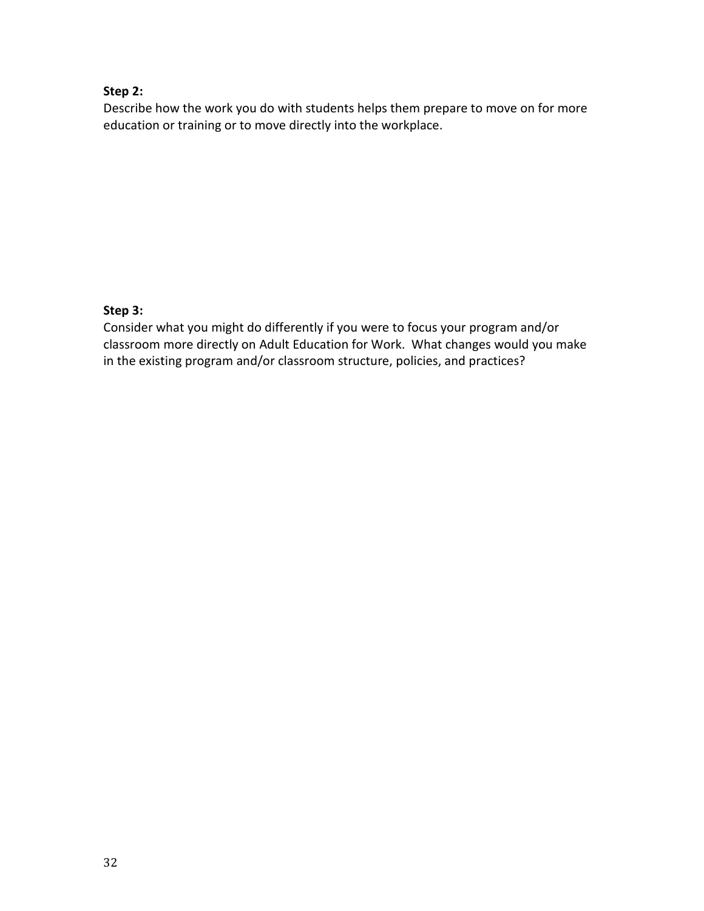**Step 2:**

Describe how the work you do with students helps them prepare to move on for more education or training or to move directly into the workplace.

**Step 3:**

Consider what you might do differently if you were to focus your program and/or classroom more directly on Adult Education for Work. What changes would you make in the existing program and/or classroom structure, policies, and practices?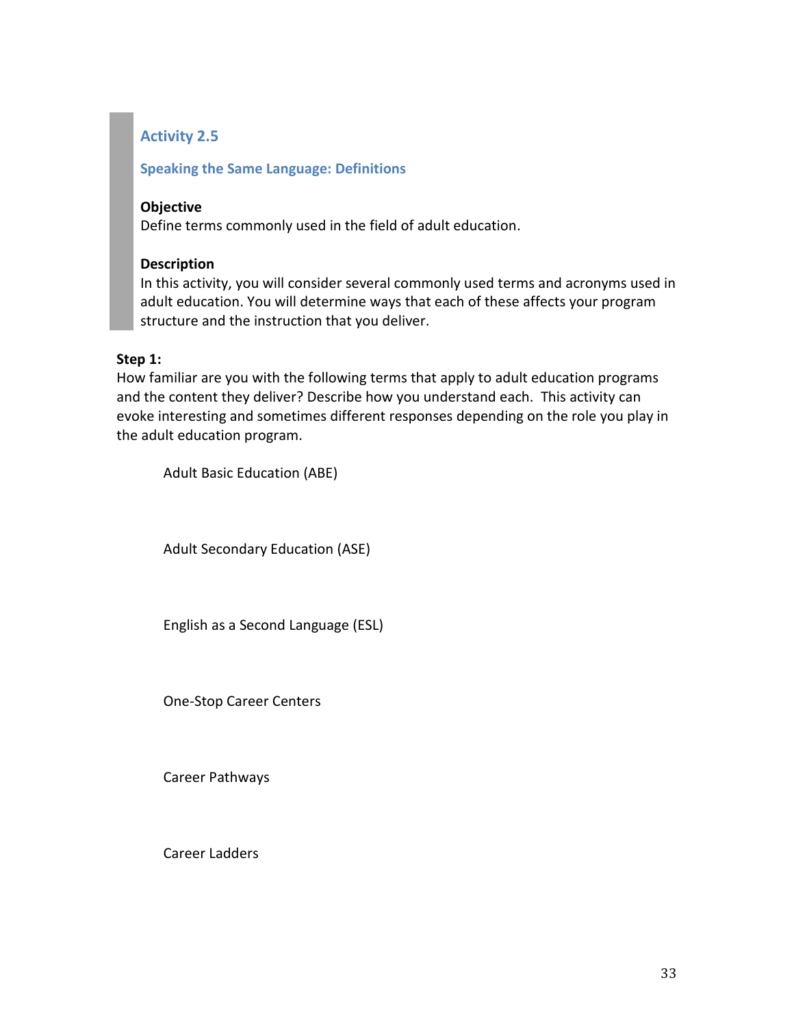## Activity 2.5

### Speaking the Same Language: Definitions

**Objective**
Define terms commonly used in the field of adult education.

**Description**
In this activity, you will consider several commonly used terms and acronyms used in adult education. You will determine ways that each of these affects your program structure and the instruction that you deliver.

**Step 1:**
How familiar are you with the following terms that apply to adult education programs and the content they deliver? Describe how you understand each. This activity can evoke interesting and sometimes different responses depending on the role you play in the adult education program.

Adult Basic Education (ABE)

Adult Secondary Education (ASE)

English as a Second Language (ESL)

One-Stop Career Centers

Career Pathways

Career Ladders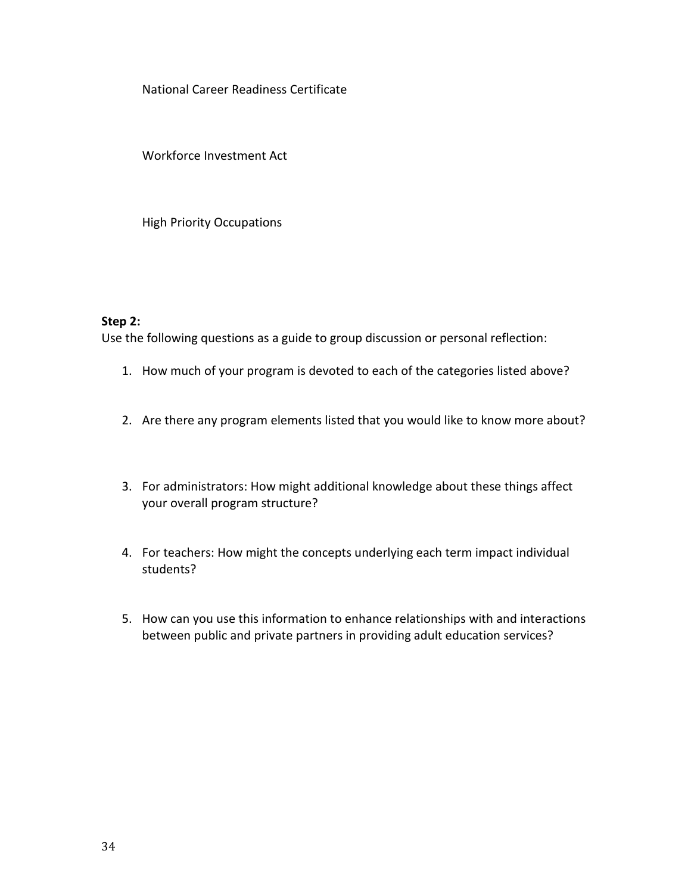National Career Readiness Certificate

Workforce Investment Act

High Priority Occupations

**Step 2:**

Use the following questions as a guide to group discussion or personal reflection:

1. How much of your program is devoted to each of the categories listed above?
2. Are there any program elements listed that you would like to know more about?
3. For administrators: How might additional knowledge about these things affect your overall program structure?
4. For teachers: How might the concepts underlying each term impact individual students?
5. How can you use this information to enhance relationships with and interactions between public and private partners in providing adult education services?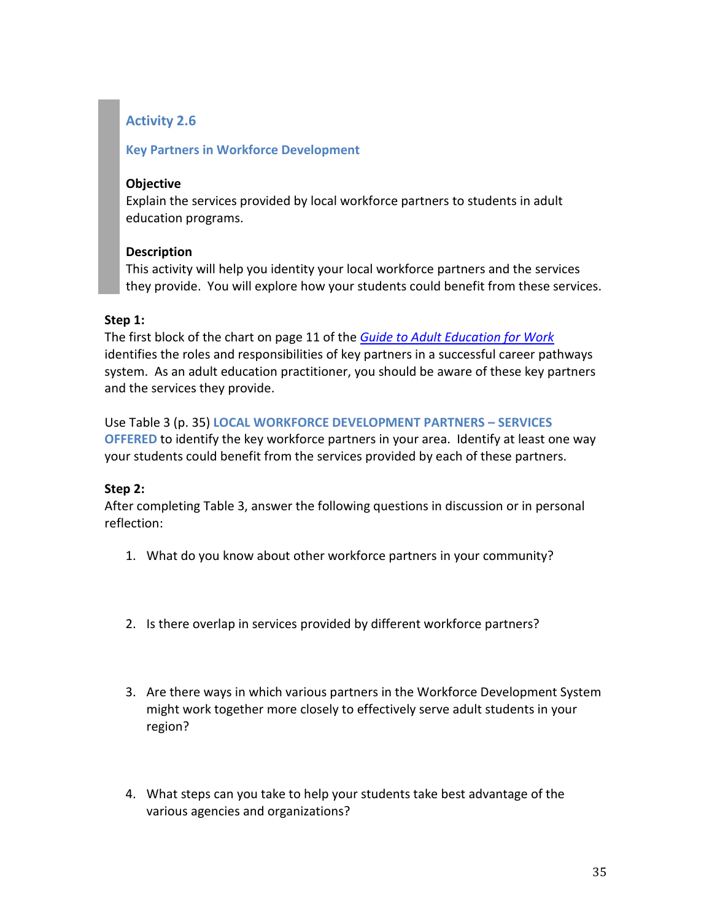## Activity 2.6

### Key Partners in Workforce Development

**Objective**
Explain the services provided by local workforce partners to students in adult education programs.

**Description**
This activity will help you identity your local workforce partners and the services they provide. You will explore how your students could benefit from these services.

**Step 1:**
The first block of the chart on page 11 of the *Guide to Adult Education for Work* identifies the roles and responsibilities of key partners in a successful career pathways system. As an adult education practitioner, you should be aware of these key partners and the services they provide.

Use Table 3 (p. 35) **LOCAL WORKFORCE DEVELOPMENT PARTNERS – SERVICES OFFERED** to identify the key workforce partners in your area. Identify at least one way your students could benefit from the services provided by each of these partners.

**Step 2:**
After completing Table 3, answer the following questions in discussion or in personal reflection:

1. What do you know about other workforce partners in your community?

2. Is there overlap in services provided by different workforce partners?

3. Are there ways in which various partners in the Workforce Development System might work together more closely to effectively serve adult students in your region?

4. What steps can you take to help your students take best advantage of the various agencies and organizations?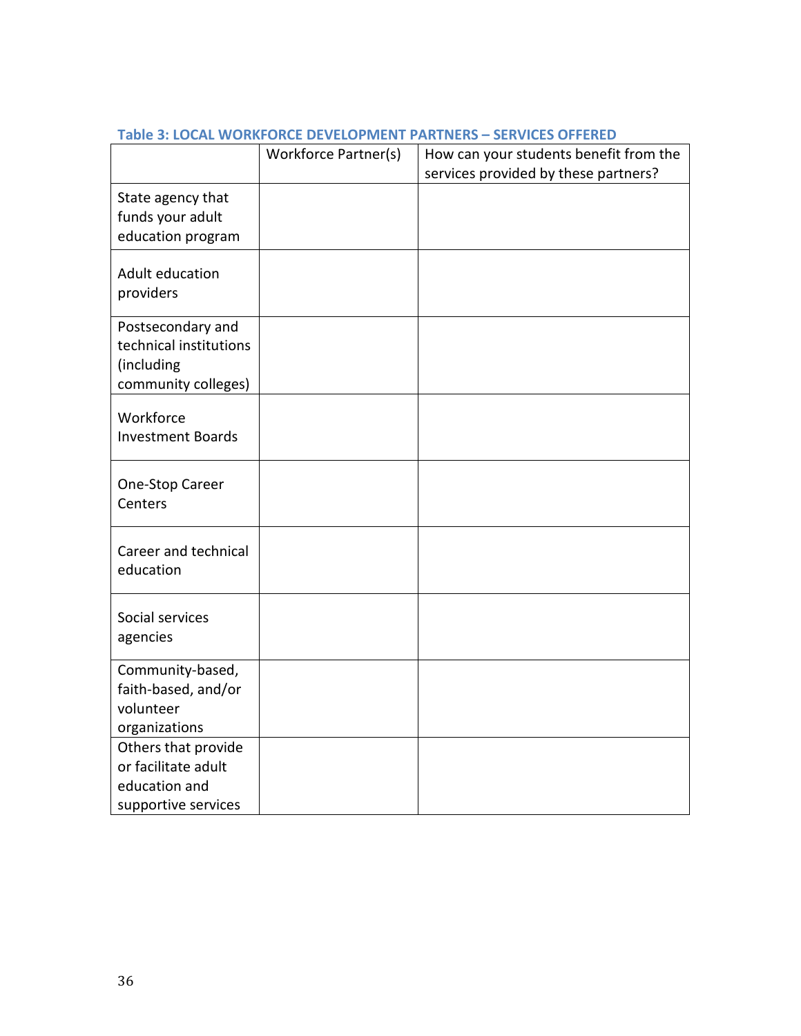**Table 3: LOCAL WORKFORCE DEVELOPMENT PARTNERS – SERVICES OFFERED**

| | Workforce Partner(s) | How can your students benefit from the services provided by these partners? |
|---|---|---|
| State agency that funds your adult education program | | |
| Adult education providers | | |
| Postsecondary and technical institutions (including community colleges) | | |
| Workforce Investment Boards | | |
| One-Stop Career Centers | | |
| Career and technical education | | |
| Social services agencies | | |
| Community-based, faith-based, and/or volunteer organizations | | |
| Others that provide or facilitate adult education and supportive services | | |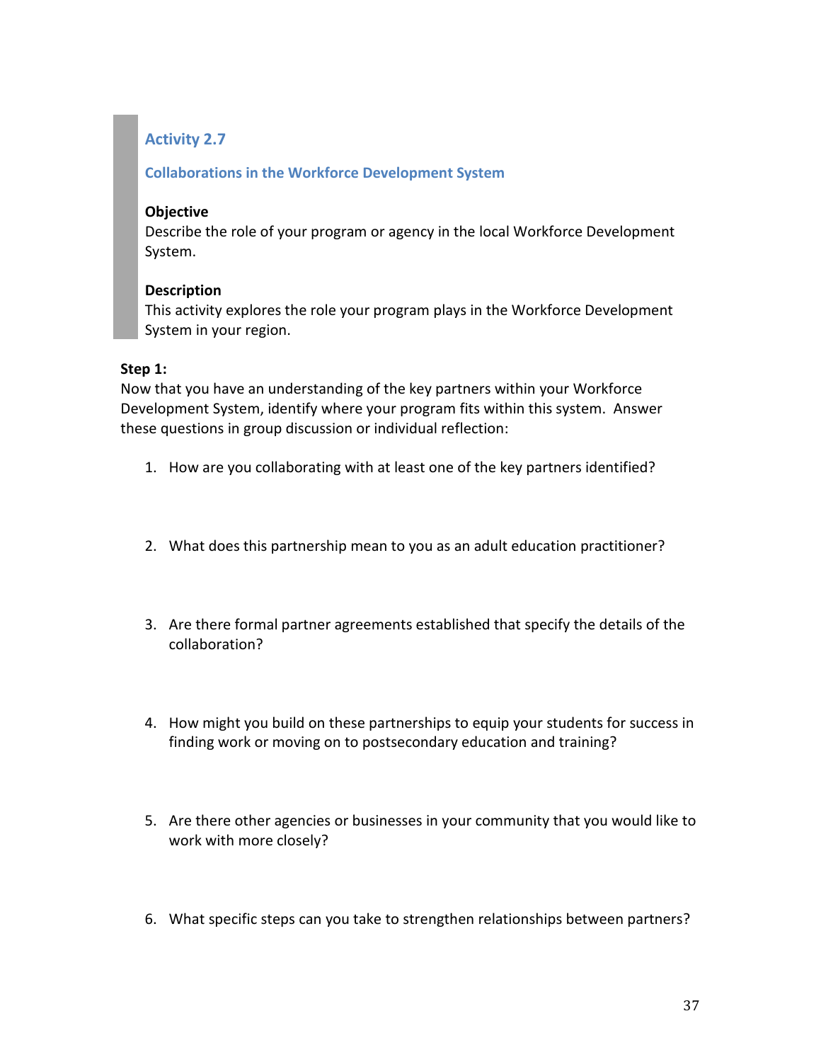## Activity 2.7

### Collaborations in the Workforce Development System

**Objective**
Describe the role of your program or agency in the local Workforce Development System.

**Description**
This activity explores the role your program plays in the Workforce Development System in your region.

**Step 1:**
Now that you have an understanding of the key partners within your Workforce Development System, identify where your program fits within this system. Answer these questions in group discussion or individual reflection:

1. How are you collaborating with at least one of the key partners identified?

2. What does this partnership mean to you as an adult education practitioner?

3. Are there formal partner agreements established that specify the details of the collaboration?

4. How might you build on these partnerships to equip your students for success in finding work or moving on to postsecondary education and training?

5. Are there other agencies or businesses in your community that you would like to work with more closely?

6. What specific steps can you take to strengthen relationships between partners?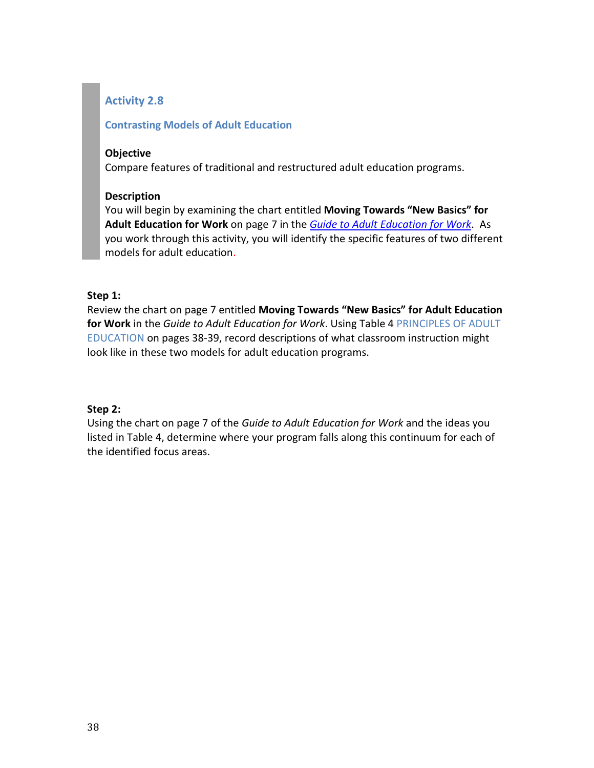### Activity 2.8

### Contrasting Models of Adult Education

**Objective**
Compare features of traditional and restructured adult education programs.

**Description**
You will begin by examining the chart entitled **Moving Towards "New Basics" for Adult Education for Work** on page 7 in the *Guide to Adult Education for Work*. As you work through this activity, you will identify the specific features of two different models for adult education.

**Step 1:**
Review the chart on page 7 entitled **Moving Towards "New Basics" for Adult Education for Work** in the *Guide to Adult Education for Work*. Using Table 4 PRINCIPLES OF ADULT EDUCATION on pages 38-39, record descriptions of what classroom instruction might look like in these two models for adult education programs.

**Step 2:**
Using the chart on page 7 of the *Guide to Adult Education for Work* and the ideas you listed in Table 4, determine where your program falls along this continuum for each of the identified focus areas.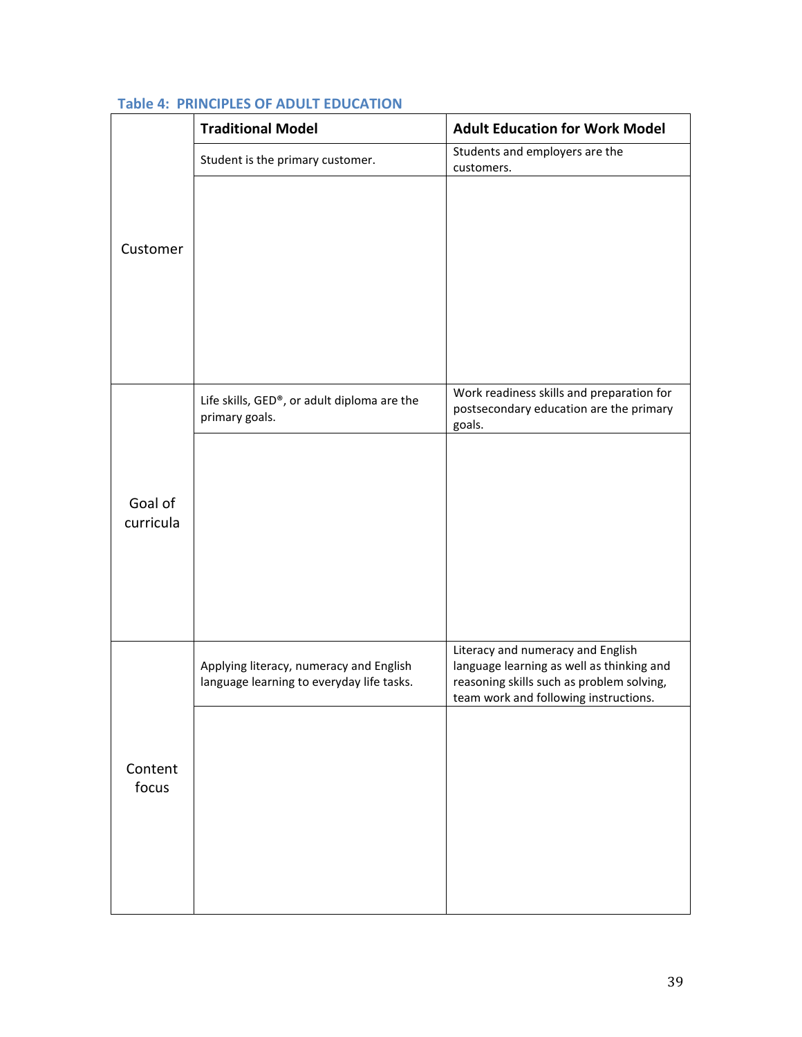**Table 4: PRINCIPLES OF ADULT EDUCATION**

| | Traditional Model | Adult Education for Work Model |
|---|---|---|
| Customer | Student is the primary customer. | Students and employers are the customers. |
| | | |
| Goal of curricula | Life skills, GED®, or adult diploma are the primary goals. | Work readiness skills and preparation for postsecondary education are the primary goals. |
| | | |
| Content focus | Applying literacy, numeracy and English language learning to everyday life tasks. | Literacy and numeracy and English language learning as well as thinking and reasoning skills such as problem solving, team work and following instructions. |
| | | |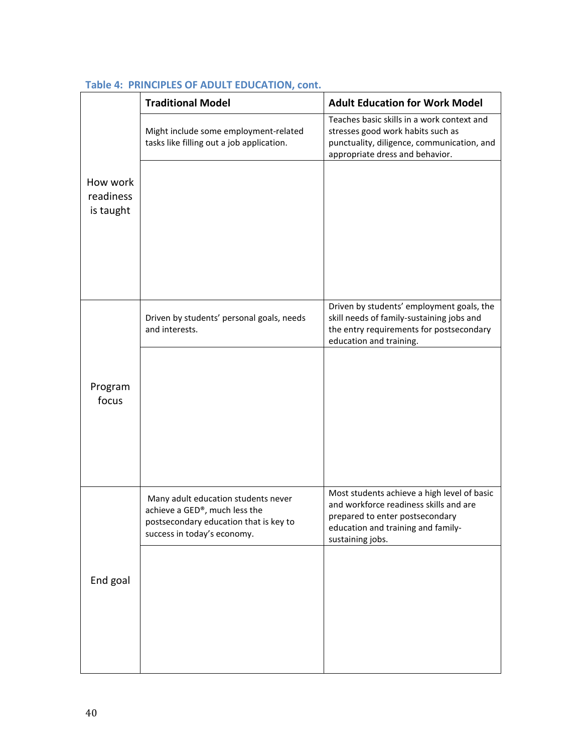### Table 4: PRINCIPLES OF ADULT EDUCATION, cont.

| | Traditional Model | Adult Education for Work Model |
|---|---|---|
| How work readiness is taught | Might include some employment-related tasks like filling out a job application. | Teaches basic skills in a work context and stresses good work habits such as punctuality, diligence, communication, and appropriate dress and behavior. |
| | | |
| Program focus | Driven by students' personal goals, needs and interests. | Driven by students' employment goals, the skill needs of family-sustaining jobs and the entry requirements for postsecondary education and training. |
| | | |
| End goal | Many adult education students never achieve a GED®, much less the postsecondary education that is key to success in today's economy. | Most students achieve a high level of basic and workforce readiness skills and are prepared to enter postsecondary education and training and family-sustaining jobs. |
| | | |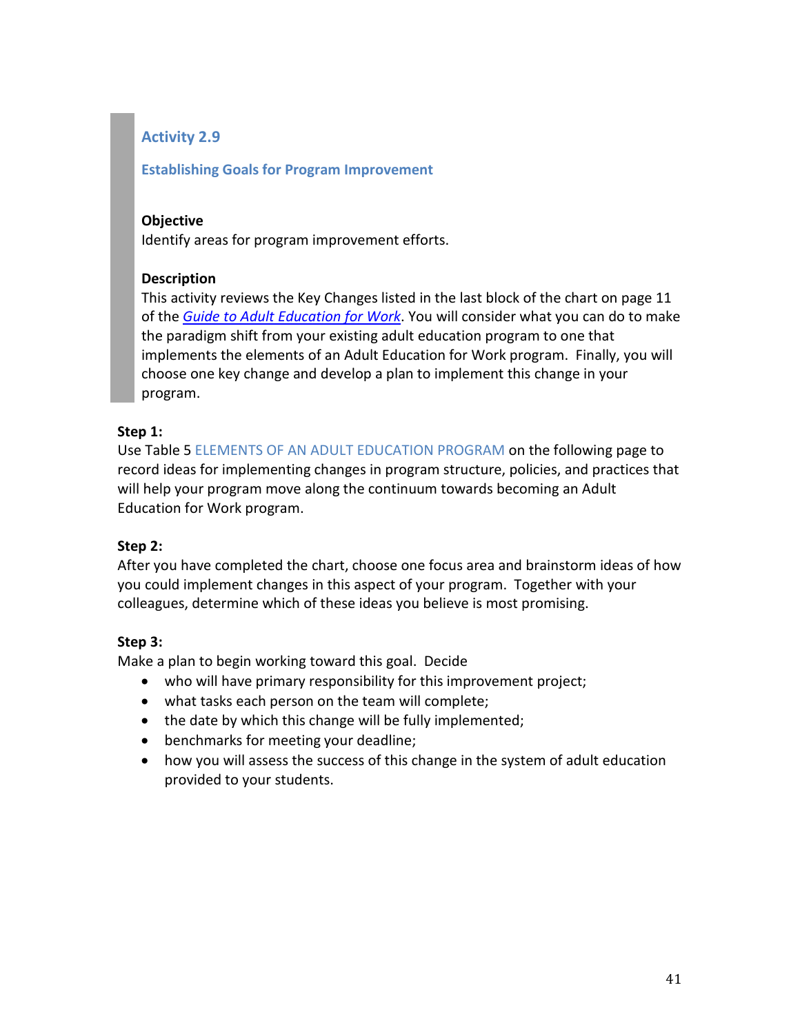## Activity 2.9

### Establishing Goals for Program Improvement

**Objective**
Identify areas for program improvement efforts.

**Description**
This activity reviews the Key Changes listed in the last block of the chart on page 11 of the *Guide to Adult Education for Work*. You will consider what you can do to make the paradigm shift from your existing adult education program to one that implements the elements of an Adult Education for Work program. Finally, you will choose one key change and develop a plan to implement this change in your program.

**Step 1:**
Use Table 5 ELEMENTS OF AN ADULT EDUCATION PROGRAM on the following page to record ideas for implementing changes in program structure, policies, and practices that will help your program move along the continuum towards becoming an Adult Education for Work program.

**Step 2:**
After you have completed the chart, choose one focus area and brainstorm ideas of how you could implement changes in this aspect of your program. Together with your colleagues, determine which of these ideas you believe is most promising.

**Step 3:**
Make a plan to begin working toward this goal. Decide

- who will have primary responsibility for this improvement project;
- what tasks each person on the team will complete;
- the date by which this change will be fully implemented;
- benchmarks for meeting your deadline;
- how you will assess the success of this change in the system of adult education provided to your students.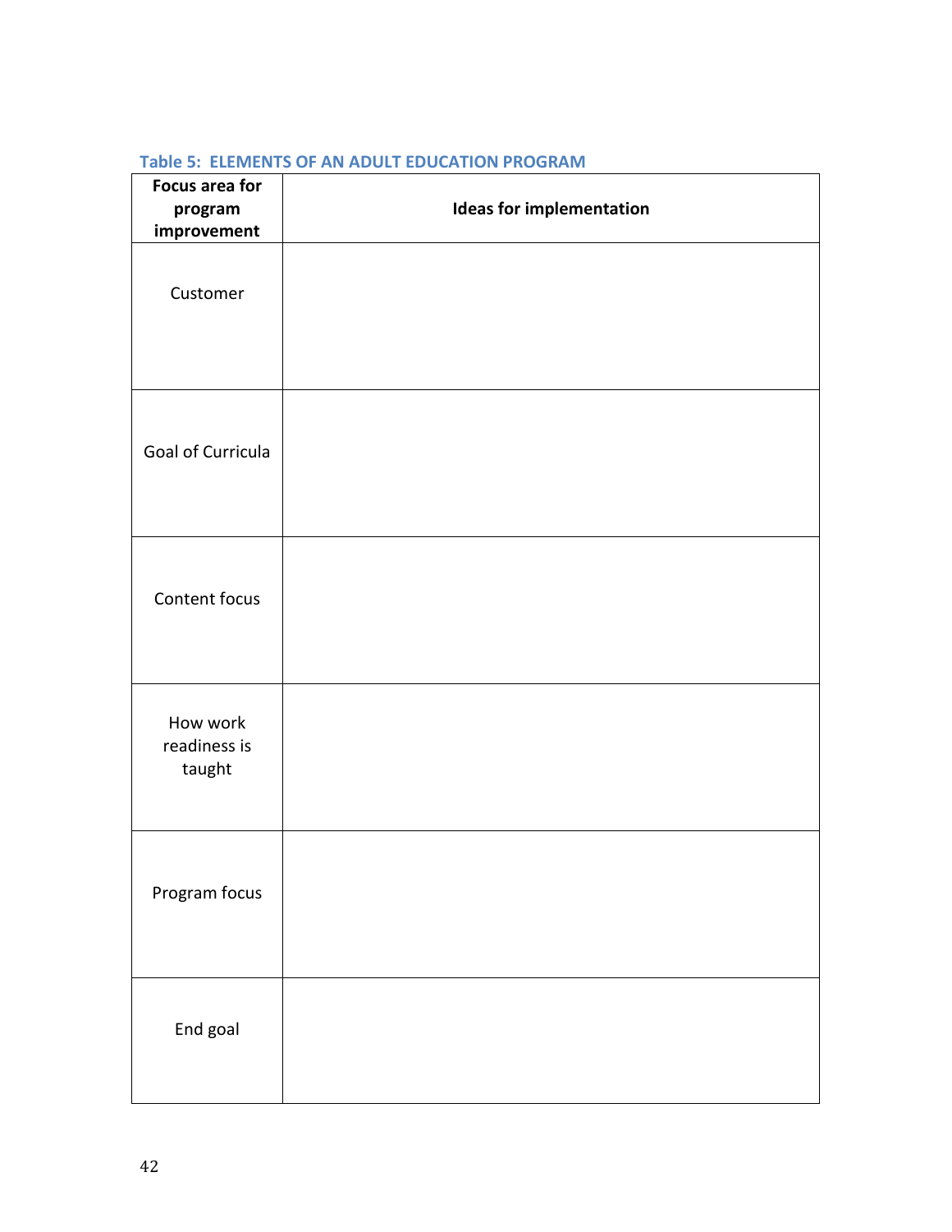**Table 5: ELEMENTS OF AN ADULT EDUCATION PROGRAM**

| Focus area for program improvement | Ideas for implementation |
|---|---|
| Customer | |
| Goal of Curricula | |
| Content focus | |
| How work readiness is taught | |
| Program focus | |
| End goal | |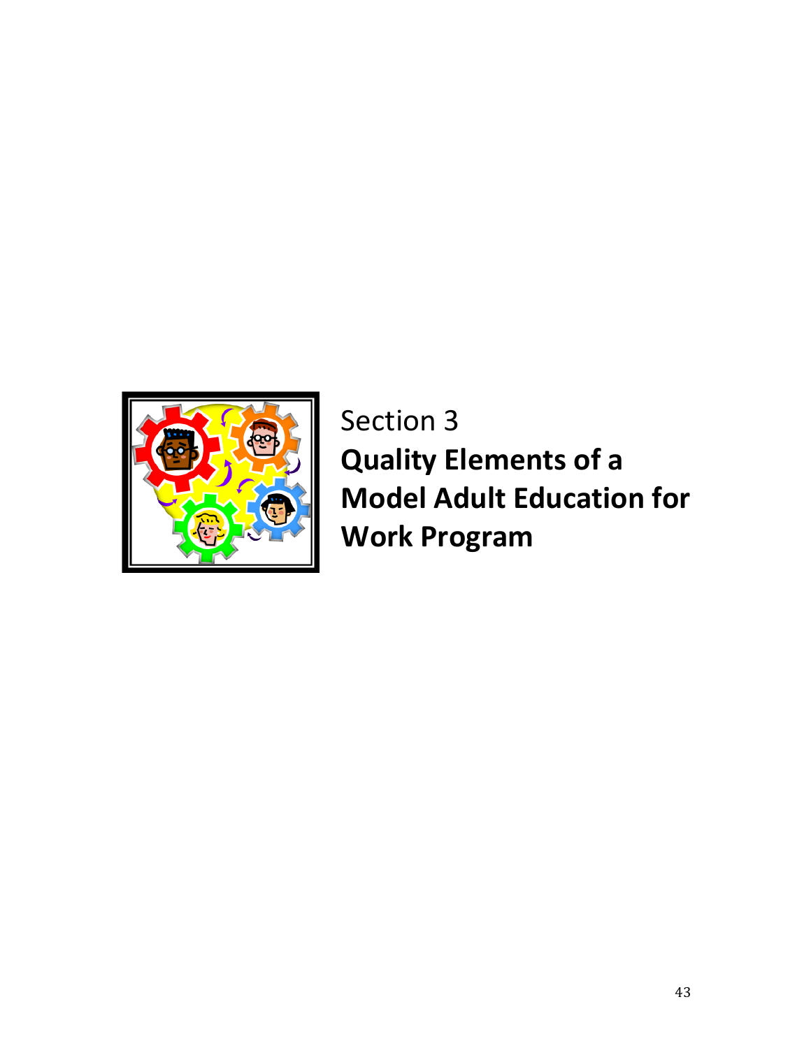# Section 3

# **Quality Elements of a Model Adult Education for Work Program**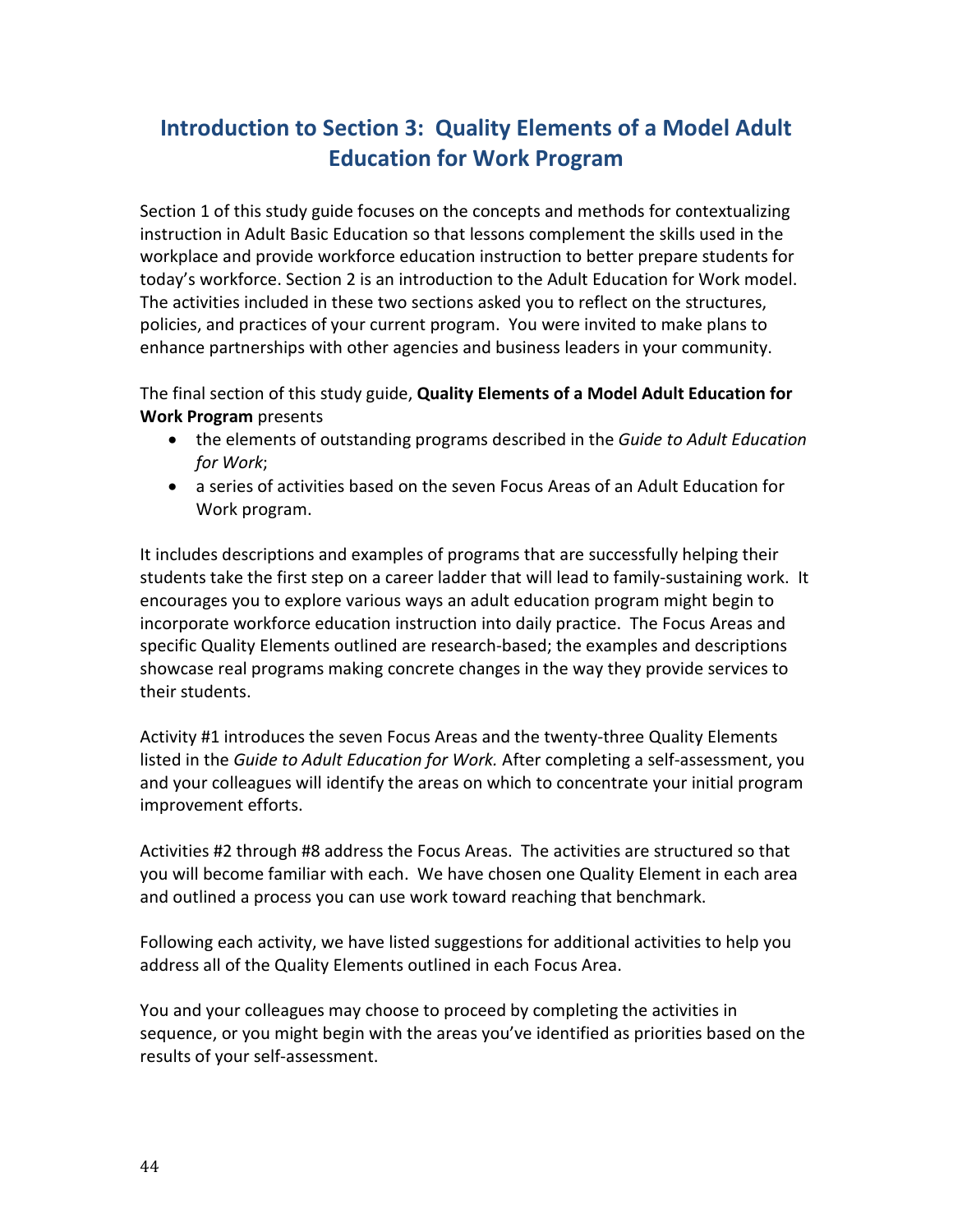## Introduction to Section 3: Quality Elements of a Model Adult Education for Work Program

Section 1 of this study guide focuses on the concepts and methods for contextualizing instruction in Adult Basic Education so that lessons complement the skills used in the workplace and provide workforce education instruction to better prepare students for today's workforce. Section 2 is an introduction to the Adult Education for Work model. The activities included in these two sections asked you to reflect on the structures, policies, and practices of your current program. You were invited to make plans to enhance partnerships with other agencies and business leaders in your community.

The final section of this study guide, **Quality Elements of a Model Adult Education for Work Program** presents

- the elements of outstanding programs described in the *Guide to Adult Education for Work*;
- a series of activities based on the seven Focus Areas of an Adult Education for Work program.

It includes descriptions and examples of programs that are successfully helping their students take the first step on a career ladder that will lead to family-sustaining work. It encourages you to explore various ways an adult education program might begin to incorporate workforce education instruction into daily practice. The Focus Areas and specific Quality Elements outlined are research-based; the examples and descriptions showcase real programs making concrete changes in the way they provide services to their students.

Activity #1 introduces the seven Focus Areas and the twenty-three Quality Elements listed in the *Guide to Adult Education for Work.* After completing a self-assessment, you and your colleagues will identify the areas on which to concentrate your initial program improvement efforts.

Activities #2 through #8 address the Focus Areas. The activities are structured so that you will become familiar with each. We have chosen one Quality Element in each area and outlined a process you can use work toward reaching that benchmark.

Following each activity, we have listed suggestions for additional activities to help you address all of the Quality Elements outlined in each Focus Area.

You and your colleagues may choose to proceed by completing the activities in sequence, or you might begin with the areas you've identified as priorities based on the results of your self-assessment.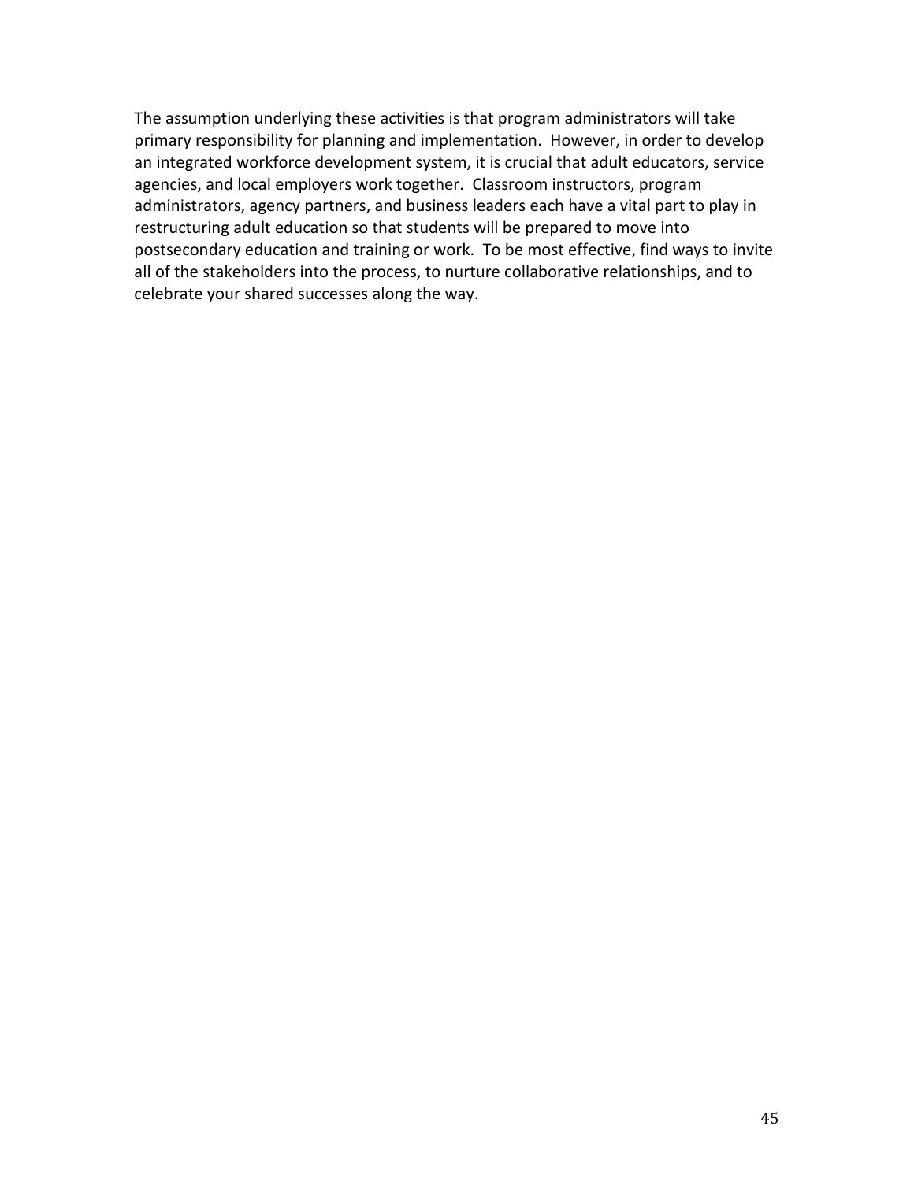The assumption underlying these activities is that program administrators will take primary responsibility for planning and implementation. However, in order to develop an integrated workforce development system, it is crucial that adult educators, service agencies, and local employers work together. Classroom instructors, program administrators, agency partners, and business leaders each have a vital part to play in restructuring adult education so that students will be prepared to move into postsecondary education and training or work. To be most effective, find ways to invite all of the stakeholders into the process, to nurture collaborative relationships, and to celebrate your shared successes along the way.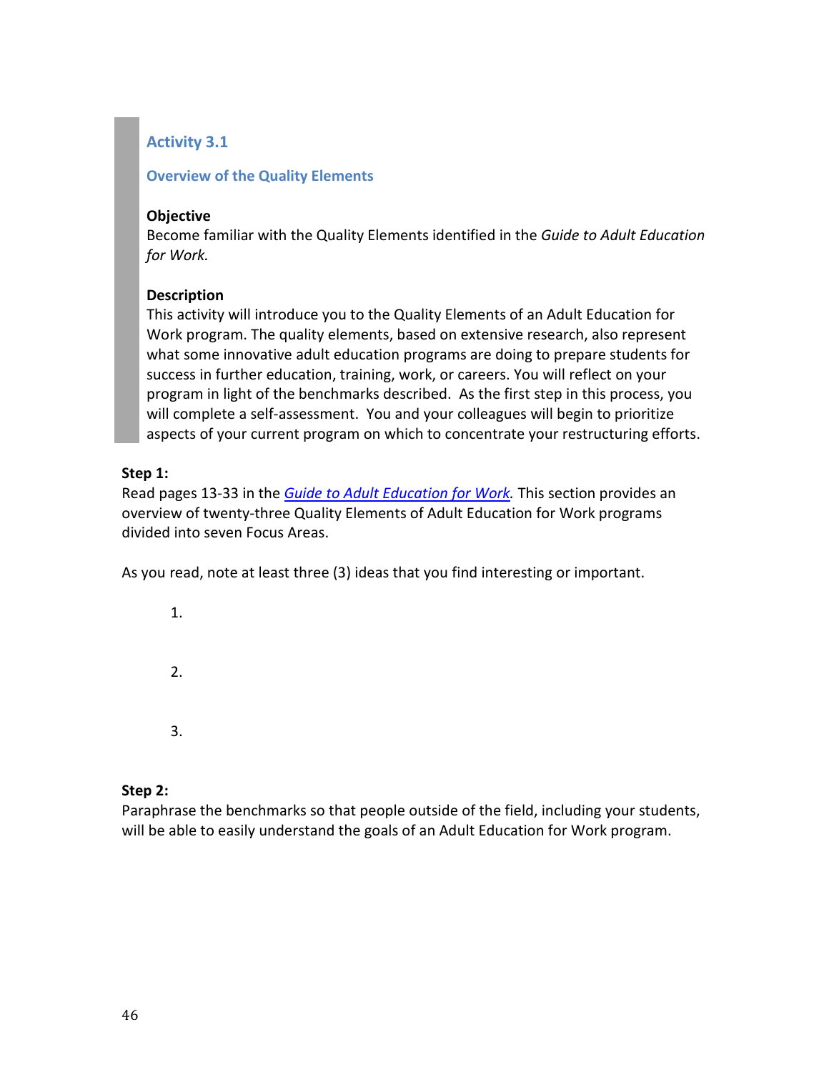## Activity 3.1

### Overview of the Quality Elements

**Objective**
Become familiar with the Quality Elements identified in the *Guide to Adult Education for Work.*

**Description**
This activity will introduce you to the Quality Elements of an Adult Education for Work program. The quality elements, based on extensive research, also represent what some innovative adult education programs are doing to prepare students for success in further education, training, work, or careers. You will reflect on your program in light of the benchmarks described. As the first step in this process, you will complete a self-assessment. You and your colleagues will begin to prioritize aspects of your current program on which to concentrate your restructuring efforts.

**Step 1:**
Read pages 13-33 in the *Guide to Adult Education for Work.* This section provides an overview of twenty-three Quality Elements of Adult Education for Work programs divided into seven Focus Areas.

As you read, note at least three (3) ideas that you find interesting or important.

1.

2.

3.

**Step 2:**
Paraphrase the benchmarks so that people outside of the field, including your students, will be able to easily understand the goals of an Adult Education for Work program.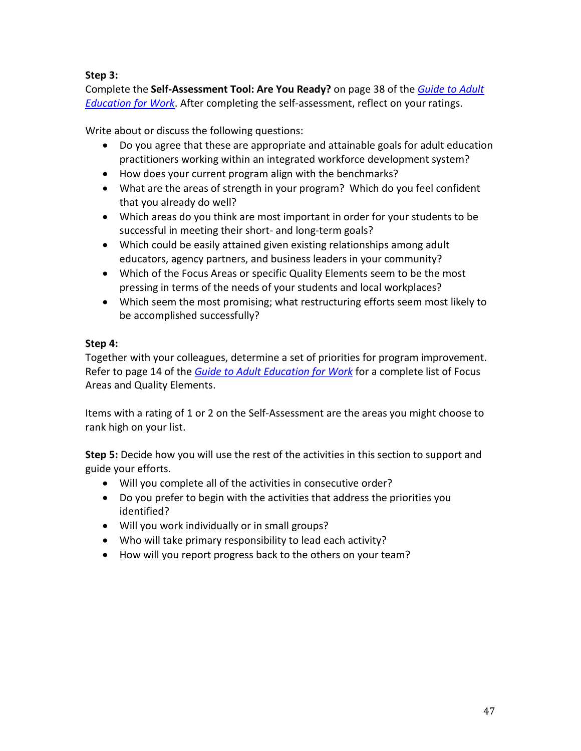**Step 3:**
Complete the **Self-Assessment Tool: Are You Ready?** on page 38 of the *Guide to Adult Education for Work*. After completing the self-assessment, reflect on your ratings.

Write about or discuss the following questions:

- Do you agree that these are appropriate and attainable goals for adult education practitioners working within an integrated workforce development system?
- How does your current program align with the benchmarks?
- What are the areas of strength in your program? Which do you feel confident that you already do well?
- Which areas do you think are most important in order for your students to be successful in meeting their short- and long-term goals?
- Which could be easily attained given existing relationships among adult educators, agency partners, and business leaders in your community?
- Which of the Focus Areas or specific Quality Elements seem to be the most pressing in terms of the needs of your students and local workplaces?
- Which seem the most promising; what restructuring efforts seem most likely to be accomplished successfully?

**Step 4:**
Together with your colleagues, determine a set of priorities for program improvement. Refer to page 14 of the *Guide to Adult Education for Work* for a complete list of Focus Areas and Quality Elements.

Items with a rating of 1 or 2 on the Self-Assessment are the areas you might choose to rank high on your list.

**Step 5:** Decide how you will use the rest of the activities in this section to support and guide your efforts.

- Will you complete all of the activities in consecutive order?
- Do you prefer to begin with the activities that address the priorities you identified?
- Will you work individually or in small groups?
- Who will take primary responsibility to lead each activity?
- How will you report progress back to the others on your team?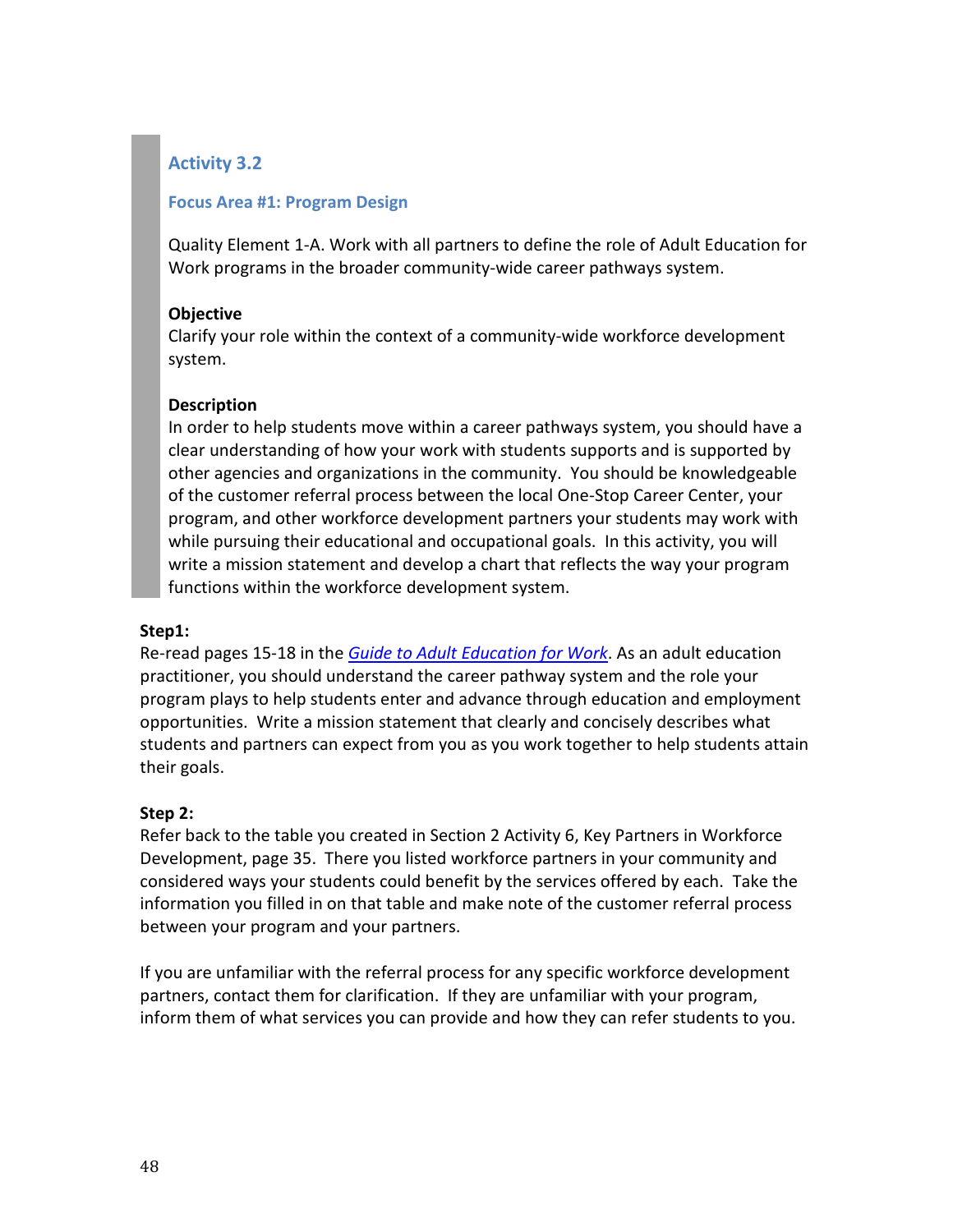## Activity 3.2

### Focus Area #1: Program Design

Quality Element 1-A. Work with all partners to define the role of Adult Education for Work programs in the broader community-wide career pathways system.

**Objective**
Clarify your role within the context of a community-wide workforce development system.

**Description**
In order to help students move within a career pathways system, you should have a clear understanding of how your work with students supports and is supported by other agencies and organizations in the community. You should be knowledgeable of the customer referral process between the local One-Stop Career Center, your program, and other workforce development partners your students may work with while pursuing their educational and occupational goals. In this activity, you will write a mission statement and develop a chart that reflects the way your program functions within the workforce development system.

**Step1:**
Re-read pages 15-18 in the *Guide to Adult Education for Work*. As an adult education practitioner, you should understand the career pathway system and the role your program plays to help students enter and advance through education and employment opportunities. Write a mission statement that clearly and concisely describes what students and partners can expect from you as you work together to help students attain their goals.

**Step 2:**
Refer back to the table you created in Section 2 Activity 6, Key Partners in Workforce Development, page 35. There you listed workforce partners in your community and considered ways your students could benefit by the services offered by each. Take the information you filled in on that table and make note of the customer referral process between your program and your partners.

If you are unfamiliar with the referral process for any specific workforce development partners, contact them for clarification. If they are unfamiliar with your program, inform them of what services you can provide and how they can refer students to you.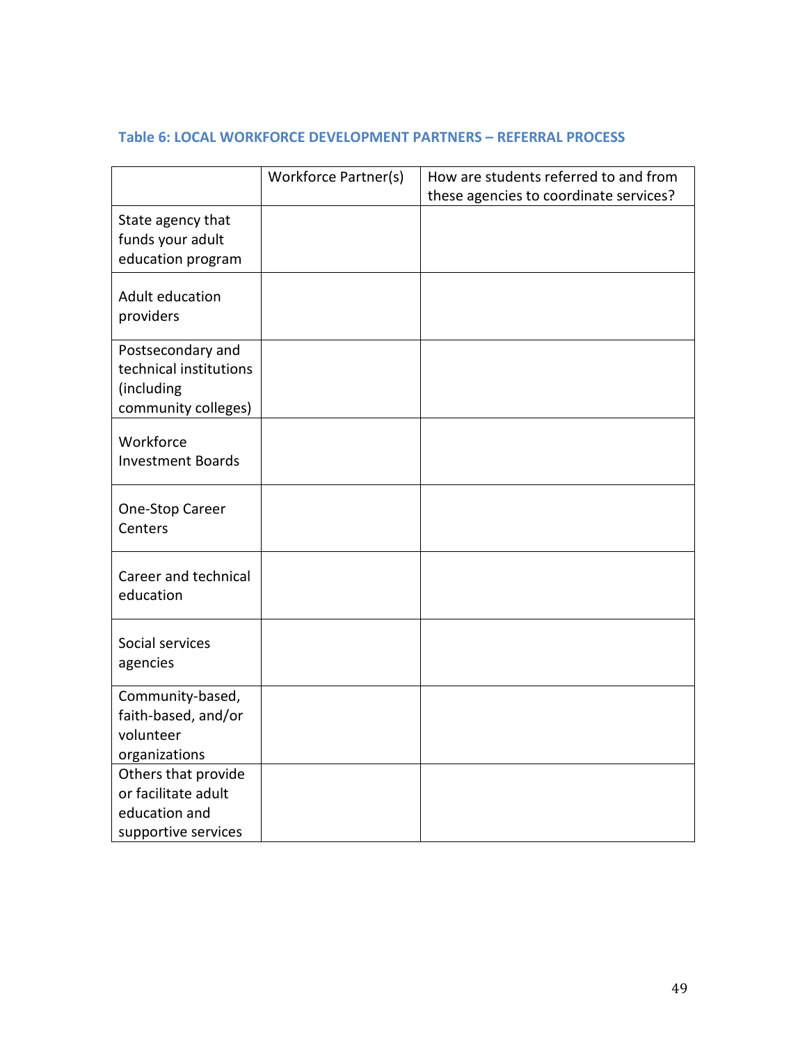### Table 6: LOCAL WORKFORCE DEVELOPMENT PARTNERS – REFERRAL PROCESS

| | Workforce Partner(s) | How are students referred to and from these agencies to coordinate services? |
|---|---|---|
| State agency that funds your adult education program | | |
| Adult education providers | | |
| Postsecondary and technical institutions (including community colleges) | | |
| Workforce Investment Boards | | |
| One-Stop Career Centers | | |
| Career and technical education | | |
| Social services agencies | | |
| Community-based, faith-based, and/or volunteer organizations | | |
| Others that provide or facilitate adult education and supportive services | | |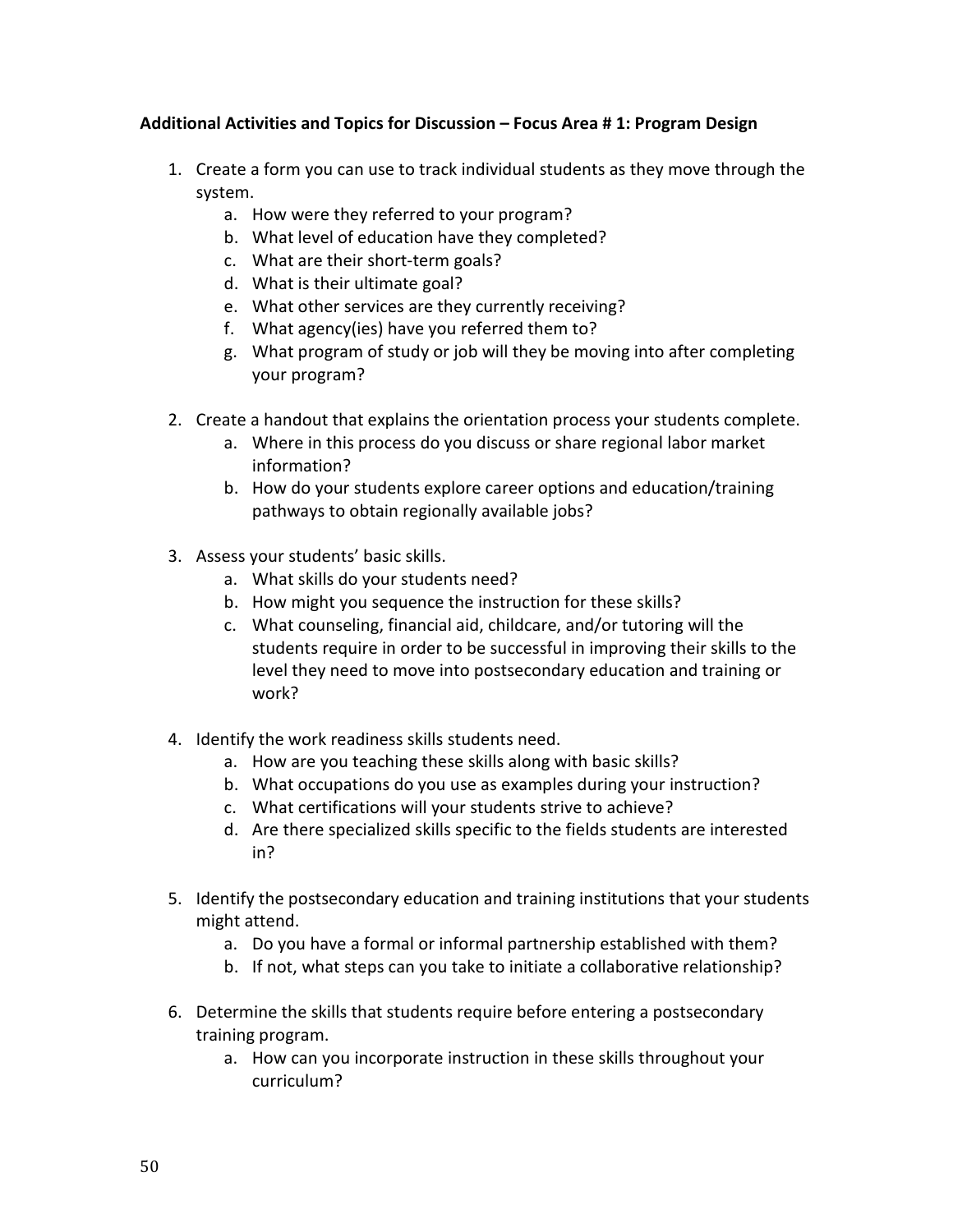**Additional Activities and Topics for Discussion – Focus Area # 1: Program Design**

1. Create a form you can use to track individual students as they move through the system.
   a. How were they referred to your program?
   b. What level of education have they completed?
   c. What are their short-term goals?
   d. What is their ultimate goal?
   e. What other services are they currently receiving?
   f. What agency(ies) have you referred them to?
   g. What program of study or job will they be moving into after completing your program?

2. Create a handout that explains the orientation process your students complete.
   a. Where in this process do you discuss or share regional labor market information?
   b. How do your students explore career options and education/training pathways to obtain regionally available jobs?

3. Assess your students' basic skills.
   a. What skills do your students need?
   b. How might you sequence the instruction for these skills?
   c. What counseling, financial aid, childcare, and/or tutoring will the students require in order to be successful in improving their skills to the level they need to move into postsecondary education and training or work?

4. Identify the work readiness skills students need.
   a. How are you teaching these skills along with basic skills?
   b. What occupations do you use as examples during your instruction?
   c. What certifications will your students strive to achieve?
   d. Are there specialized skills specific to the fields students are interested in?

5. Identify the postsecondary education and training institutions that your students might attend.
   a. Do you have a formal or informal partnership established with them?
   b. If not, what steps can you take to initiate a collaborative relationship?

6. Determine the skills that students require before entering a postsecondary training program.
   a. How can you incorporate instruction in these skills throughout your curriculum?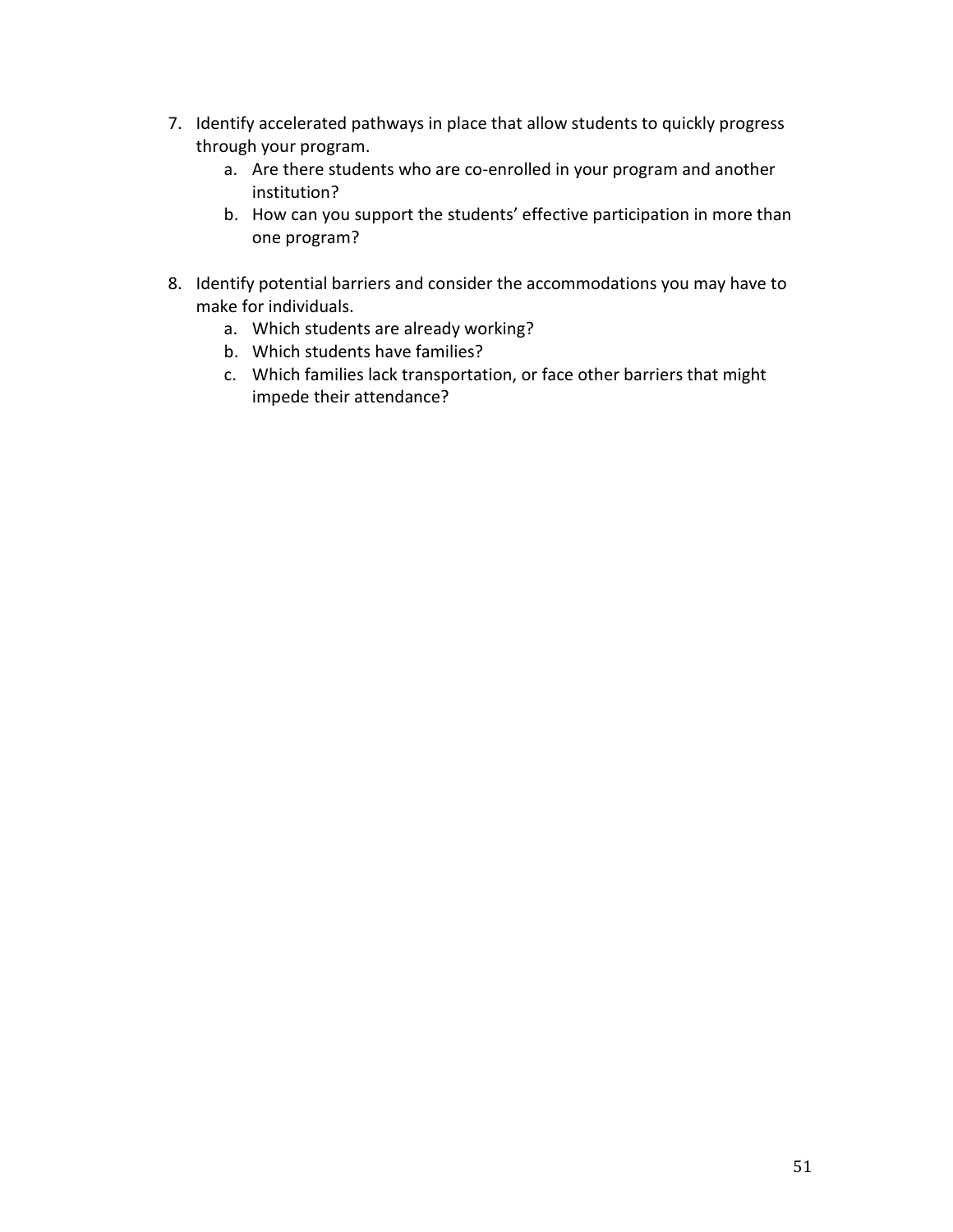7. Identify accelerated pathways in place that allow students to quickly progress through your program.
    a. Are there students who are co-enrolled in your program and another institution?
    b. How can you support the students' effective participation in more than one program?

8. Identify potential barriers and consider the accommodations you may have to make for individuals.
    a. Which students are already working?
    b. Which students have families?
    c. Which families lack transportation, or face other barriers that might impede their attendance?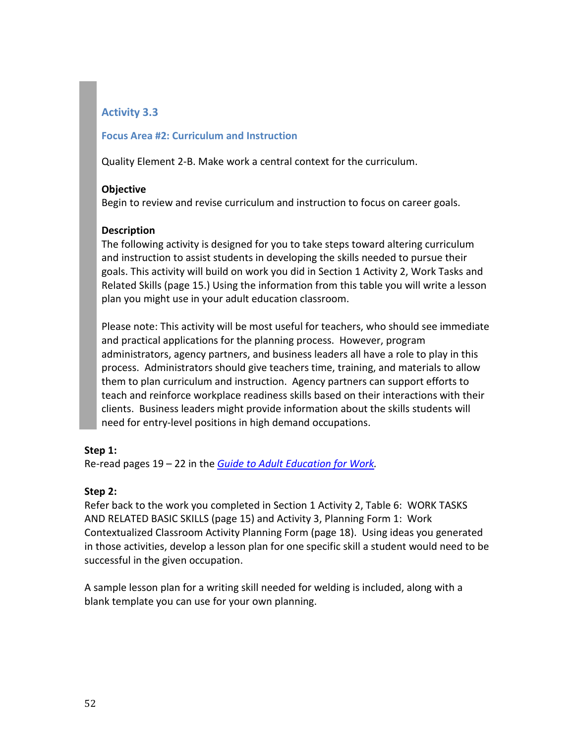## Activity 3.3

### Focus Area #2: Curriculum and Instruction

Quality Element 2-B. Make work a central context for the curriculum.

**Objective**
Begin to review and revise curriculum and instruction to focus on career goals.

**Description**
The following activity is designed for you to take steps toward altering curriculum and instruction to assist students in developing the skills needed to pursue their goals. This activity will build on work you did in Section 1 Activity 2, Work Tasks and Related Skills (page 15.) Using the information from this table you will write a lesson plan you might use in your adult education classroom.

Please note: This activity will be most useful for teachers, who should see immediate and practical applications for the planning process. However, program administrators, agency partners, and business leaders all have a role to play in this process. Administrators should give teachers time, training, and materials to allow them to plan curriculum and instruction. Agency partners can support efforts to teach and reinforce workplace readiness skills based on their interactions with their clients. Business leaders might provide information about the skills students will need for entry-level positions in high demand occupations.

**Step 1:**
Re-read pages 19 – 22 in the *Guide to Adult Education for Work*.

**Step 2:**
Refer back to the work you completed in Section 1 Activity 2, Table 6: WORK TASKS AND RELATED BASIC SKILLS (page 15) and Activity 3, Planning Form 1: Work Contextualized Classroom Activity Planning Form (page 18). Using ideas you generated in those activities, develop a lesson plan for one specific skill a student would need to be successful in the given occupation.

A sample lesson plan for a writing skill needed for welding is included, along with a blank template you can use for your own planning.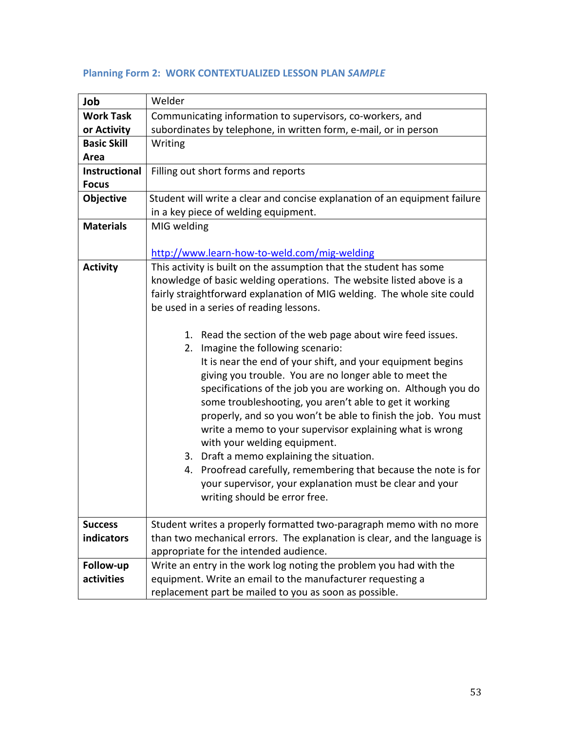## Planning Form 2: WORK CONTEXTUALIZED LESSON PLAN *SAMPLE*

| | |
|---|---|
| **Job** | Welder |
| **Work Task or Activity** | Communicating information to supervisors, co-workers, and subordinates by telephone, in written form, e-mail, or in person |
| **Basic Skill Area** | Writing |
| **Instructional Focus** | Filling out short forms and reports |
| **Objective** | Student will write a clear and concise explanation of an equipment failure in a key piece of welding equipment. |
| **Materials** | MIG welding<br><br>http://www.learn-how-to-weld.com/mig-welding |
| **Activity** | This activity is built on the assumption that the student has some knowledge of basic welding operations. The website listed above is a fairly straightforward explanation of MIG welding. The whole site could be used in a series of reading lessons.<br><br>1. Read the section of the web page about wire feed issues.<br>2. Imagine the following scenario: It is near the end of your shift, and your equipment begins giving you trouble. You are no longer able to meet the specifications of the job you are working on. Although you do some troubleshooting, you aren't able to get it working properly, and so you won't be able to finish the job. You must write a memo to your supervisor explaining what is wrong with your welding equipment.<br>3. Draft a memo explaining the situation.<br>4. Proofread carefully, remembering that because the note is for your supervisor, your explanation must be clear and your writing should be error free. |
| **Success indicators** | Student writes a properly formatted two-paragraph memo with no more than two mechanical errors. The explanation is clear, and the language is appropriate for the intended audience. |
| **Follow-up activities** | Write an entry in the work log noting the problem you had with the equipment. Write an email to the manufacturer requesting a replacement part be mailed to you as soon as possible. |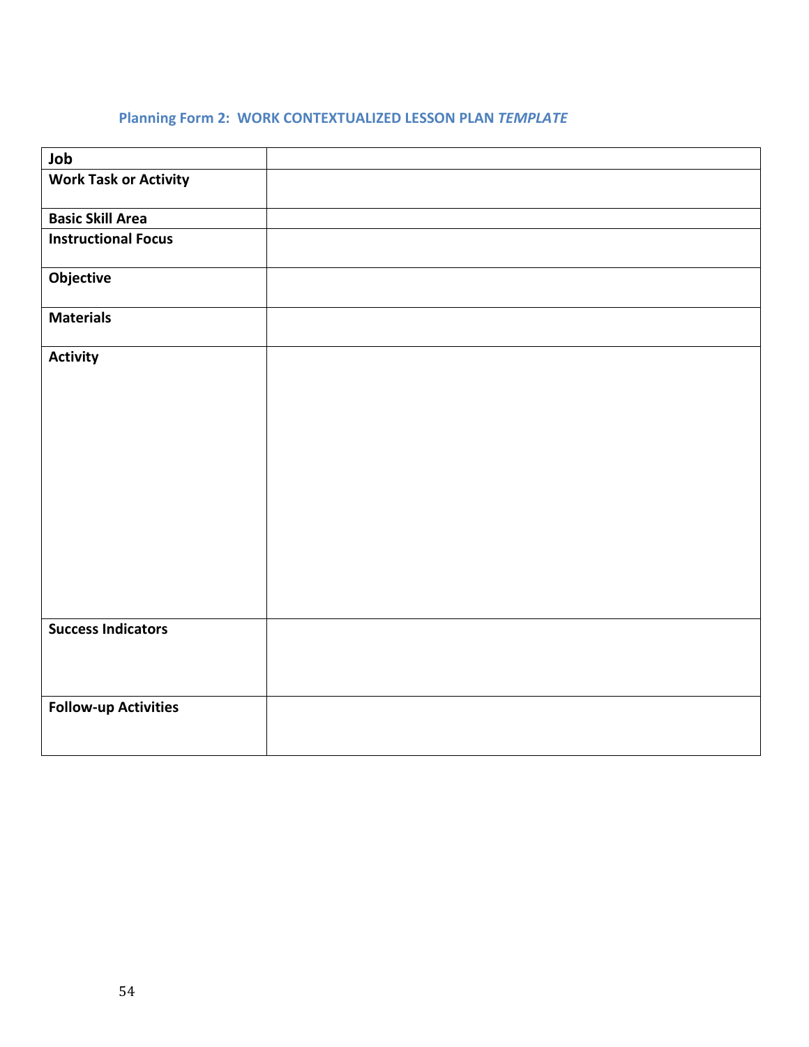## Planning Form 2: WORK CONTEXTUALIZED LESSON PLAN *TEMPLATE*

| | |
|---|---|
| **Job** | |
| **Work Task or Activity** | |
| **Basic Skill Area** | |
| **Instructional Focus** | |
| **Objective** | |
| **Materials** | |
| **Activity** | |
| **Success Indicators** | |
| **Follow-up Activities** | |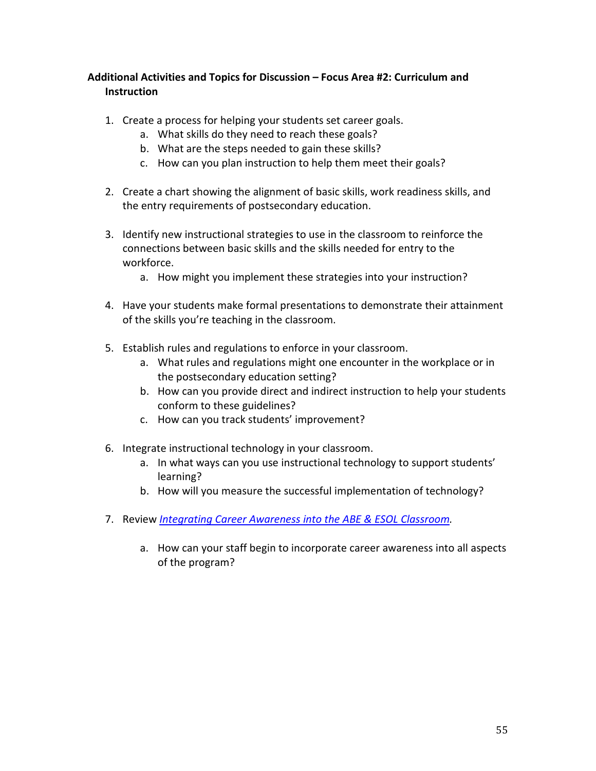**Additional Activities and Topics for Discussion – Focus Area #2: Curriculum and Instruction**

1. Create a process for helping your students set career goals.
    a. What skills do they need to reach these goals?
    b. What are the steps needed to gain these skills?
    c. How can you plan instruction to help them meet their goals?

2. Create a chart showing the alignment of basic skills, work readiness skills, and the entry requirements of postsecondary education.

3. Identify new instructional strategies to use in the classroom to reinforce the connections between basic skills and the skills needed for entry to the workforce.
    a. How might you implement these strategies into your instruction?

4. Have your students make formal presentations to demonstrate their attainment of the skills you're teaching in the classroom.

5. Establish rules and regulations to enforce in your classroom.
    a. What rules and regulations might one encounter in the workplace or in the postsecondary education setting?
    b. How can you provide direct and indirect instruction to help your students conform to these guidelines?
    c. How can you track students' improvement?

6. Integrate instructional technology in your classroom.
    a. In what ways can you use instructional technology to support students' learning?
    b. How will you measure the successful implementation of technology?

7. Review *Integrating Career Awareness into the ABE & ESOL Classroom*.

    a. How can your staff begin to incorporate career awareness into all aspects of the program?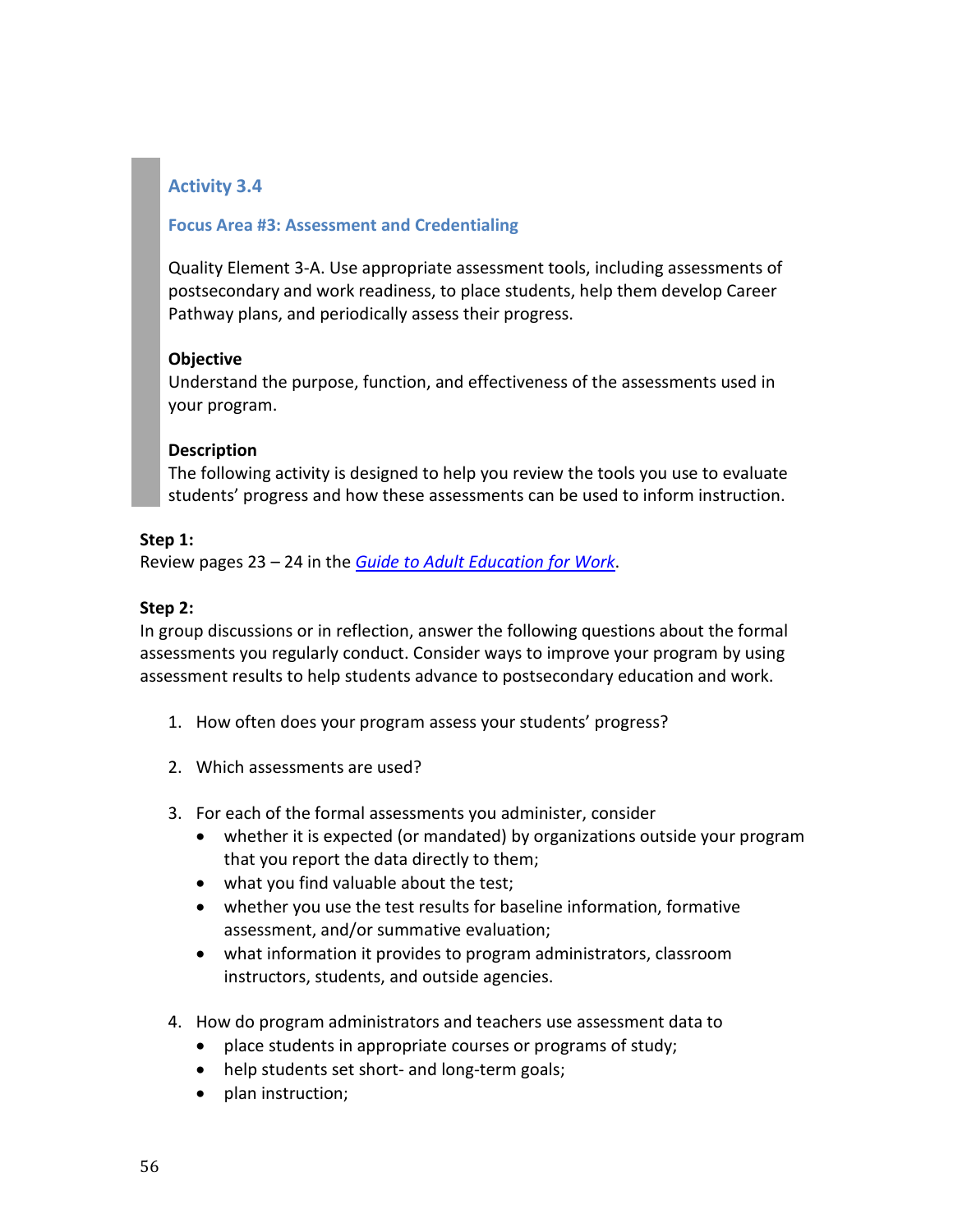### Activity 3.4

#### Focus Area #3: Assessment and Credentialing

Quality Element 3-A. Use appropriate assessment tools, including assessments of postsecondary and work readiness, to place students, help them develop Career Pathway plans, and periodically assess their progress.

**Objective**
Understand the purpose, function, and effectiveness of the assessments used in your program.

**Description**
The following activity is designed to help you review the tools you use to evaluate students' progress and how these assessments can be used to inform instruction.

**Step 1:**
Review pages 23 – 24 in the *Guide to Adult Education for Work*.

**Step 2:**
In group discussions or in reflection, answer the following questions about the formal assessments you regularly conduct. Consider ways to improve your program by using assessment results to help students advance to postsecondary education and work.

1. How often does your program assess your students' progress?

2. Which assessments are used?

3. For each of the formal assessments you administer, consider
   - whether it is expected (or mandated) by organizations outside your program that you report the data directly to them;
   - what you find valuable about the test;
   - whether you use the test results for baseline information, formative assessment, and/or summative evaluation;
   - what information it provides to program administrators, classroom instructors, students, and outside agencies.

4. How do program administrators and teachers use assessment data to
   - place students in appropriate courses or programs of study;
   - help students set short- and long-term goals;
   - plan instruction;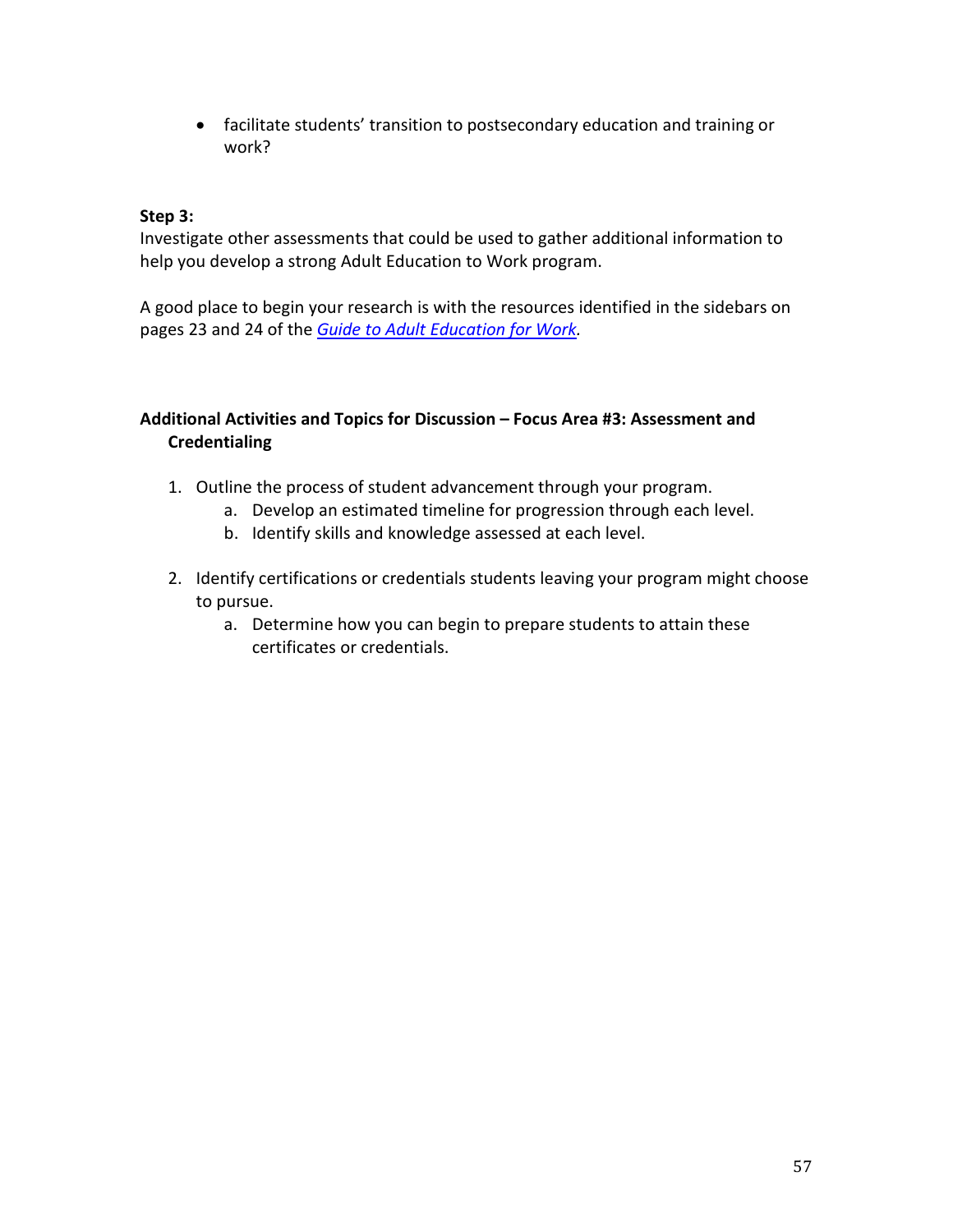- facilitate students' transition to postsecondary education and training or work?

**Step 3:**
Investigate other assessments that could be used to gather additional information to help you develop a strong Adult Education to Work program.

A good place to begin your research is with the resources identified in the sidebars on pages 23 and 24 of the *Guide to Adult Education for Work*.

**Additional Activities and Topics for Discussion – Focus Area #3: Assessment and Credentialing**

1. Outline the process of student advancement through your program.
   a. Develop an estimated timeline for progression through each level.
   b. Identify skills and knowledge assessed at each level.

2. Identify certifications or credentials students leaving your program might choose to pursue.
   a. Determine how you can begin to prepare students to attain these certificates or credentials.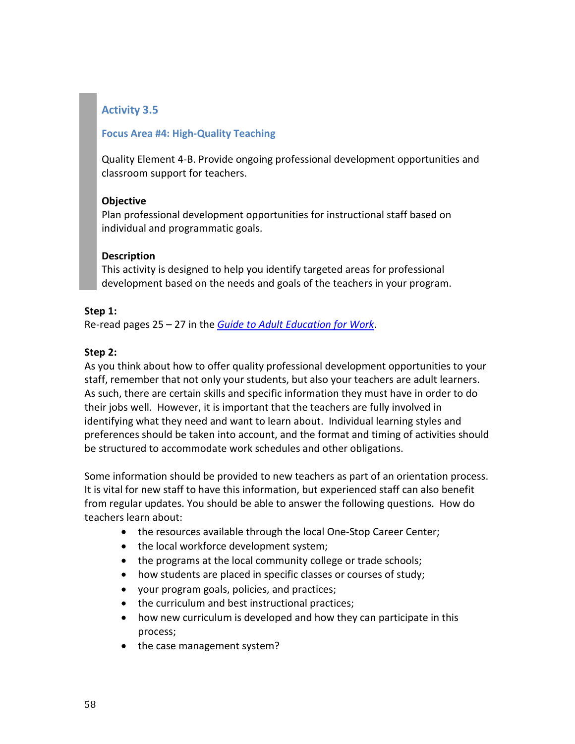## Activity 3.5

### Focus Area #4: High-Quality Teaching

Quality Element 4-B. Provide ongoing professional development opportunities and classroom support for teachers.

**Objective**
Plan professional development opportunities for instructional staff based on individual and programmatic goals.

**Description**
This activity is designed to help you identify targeted areas for professional development based on the needs and goals of the teachers in your program.

**Step 1:**
Re-read pages 25 – 27 in the *Guide to Adult Education for Work*.

**Step 2:**
As you think about how to offer quality professional development opportunities to your staff, remember that not only your students, but also your teachers are adult learners. As such, there are certain skills and specific information they must have in order to do their jobs well. However, it is important that the teachers are fully involved in identifying what they need and want to learn about. Individual learning styles and preferences should be taken into account, and the format and timing of activities should be structured to accommodate work schedules and other obligations.

Some information should be provided to new teachers as part of an orientation process. It is vital for new staff to have this information, but experienced staff can also benefit from regular updates. You should be able to answer the following questions. How do teachers learn about:

- the resources available through the local One-Stop Career Center;
- the local workforce development system;
- the programs at the local community college or trade schools;
- how students are placed in specific classes or courses of study;
- your program goals, policies, and practices;
- the curriculum and best instructional practices;
- how new curriculum is developed and how they can participate in this process;
- the case management system?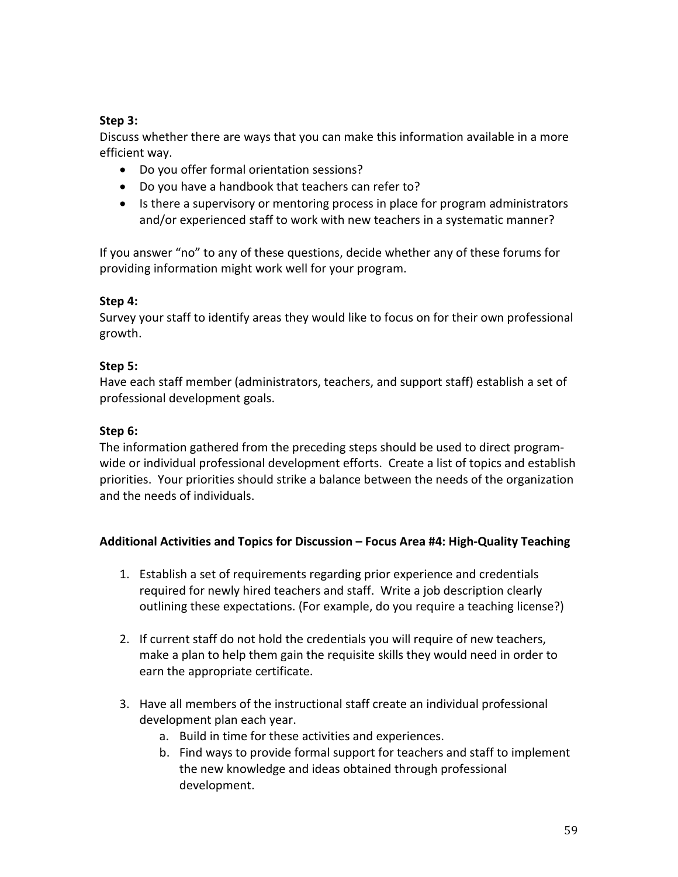**Step 3:**
Discuss whether there are ways that you can make this information available in a more efficient way.

- Do you offer formal orientation sessions?
- Do you have a handbook that teachers can refer to?
- Is there a supervisory or mentoring process in place for program administrators and/or experienced staff to work with new teachers in a systematic manner?

If you answer "no" to any of these questions, decide whether any of these forums for providing information might work well for your program.

**Step 4:**
Survey your staff to identify areas they would like to focus on for their own professional growth.

**Step 5:**
Have each staff member (administrators, teachers, and support staff) establish a set of professional development goals.

**Step 6:**
The information gathered from the preceding steps should be used to direct program-wide or individual professional development efforts. Create a list of topics and establish priorities. Your priorities should strike a balance between the needs of the organization and the needs of individuals.

**Additional Activities and Topics for Discussion – Focus Area #4: High-Quality Teaching**

1. Establish a set of requirements regarding prior experience and credentials required for newly hired teachers and staff. Write a job description clearly outlining these expectations. (For example, do you require a teaching license?)

2. If current staff do not hold the credentials you will require of new teachers, make a plan to help them gain the requisite skills they would need in order to earn the appropriate certificate.

3. Have all members of the instructional staff create an individual professional development plan each year.
    a. Build in time for these activities and experiences.
    b. Find ways to provide formal support for teachers and staff to implement the new knowledge and ideas obtained through professional development.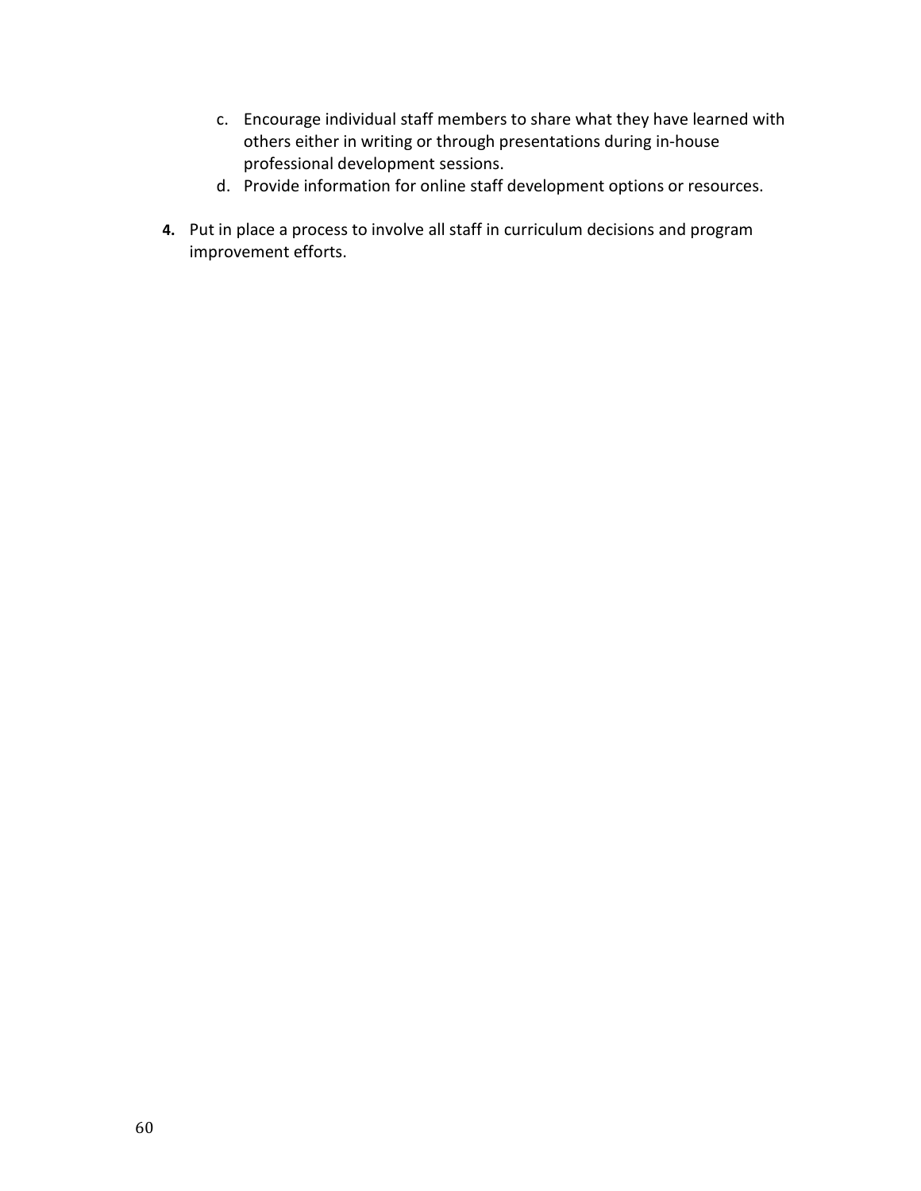c. Encourage individual staff members to share what they have learned with others either in writing or through presentations during in-house professional development sessions.
d. Provide information for online staff development options or resources.

**4.** Put in place a process to involve all staff in curriculum decisions and program improvement efforts.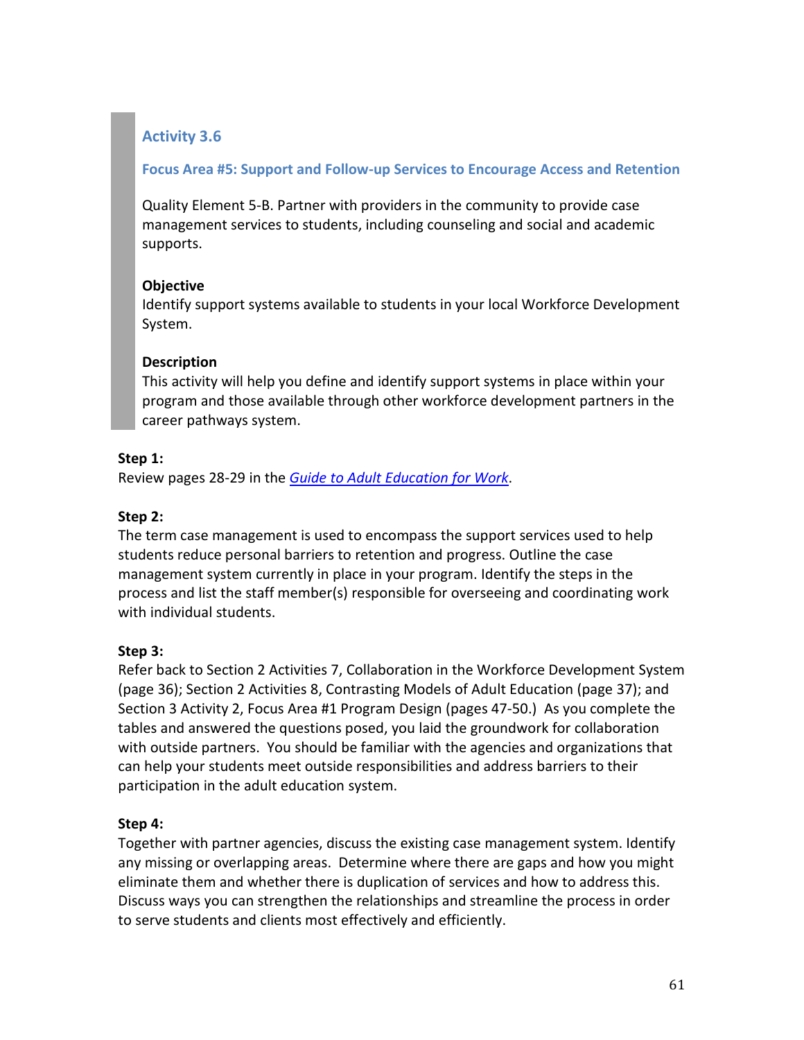## Activity 3.6

### Focus Area #5: Support and Follow-up Services to Encourage Access and Retention

Quality Element 5-B. Partner with providers in the community to provide case management services to students, including counseling and social and academic supports.

**Objective**
Identify support systems available to students in your local Workforce Development System.

**Description**
This activity will help you define and identify support systems in place within your program and those available through other workforce development partners in the career pathways system.

**Step 1:**
Review pages 28-29 in the *Guide to Adult Education for Work*.

**Step 2:**
The term case management is used to encompass the support services used to help students reduce personal barriers to retention and progress. Outline the case management system currently in place in your program. Identify the steps in the process and list the staff member(s) responsible for overseeing and coordinating work with individual students.

**Step 3:**
Refer back to Section 2 Activities 7, Collaboration in the Workforce Development System (page 36); Section 2 Activities 8, Contrasting Models of Adult Education (page 37); and Section 3 Activity 2, Focus Area #1 Program Design (pages 47-50.) As you complete the tables and answered the questions posed, you laid the groundwork for collaboration with outside partners. You should be familiar with the agencies and organizations that can help your students meet outside responsibilities and address barriers to their participation in the adult education system.

**Step 4:**
Together with partner agencies, discuss the existing case management system. Identify any missing or overlapping areas. Determine where there are gaps and how you might eliminate them and whether there is duplication of services and how to address this. Discuss ways you can strengthen the relationships and streamline the process in order to serve students and clients most effectively and efficiently.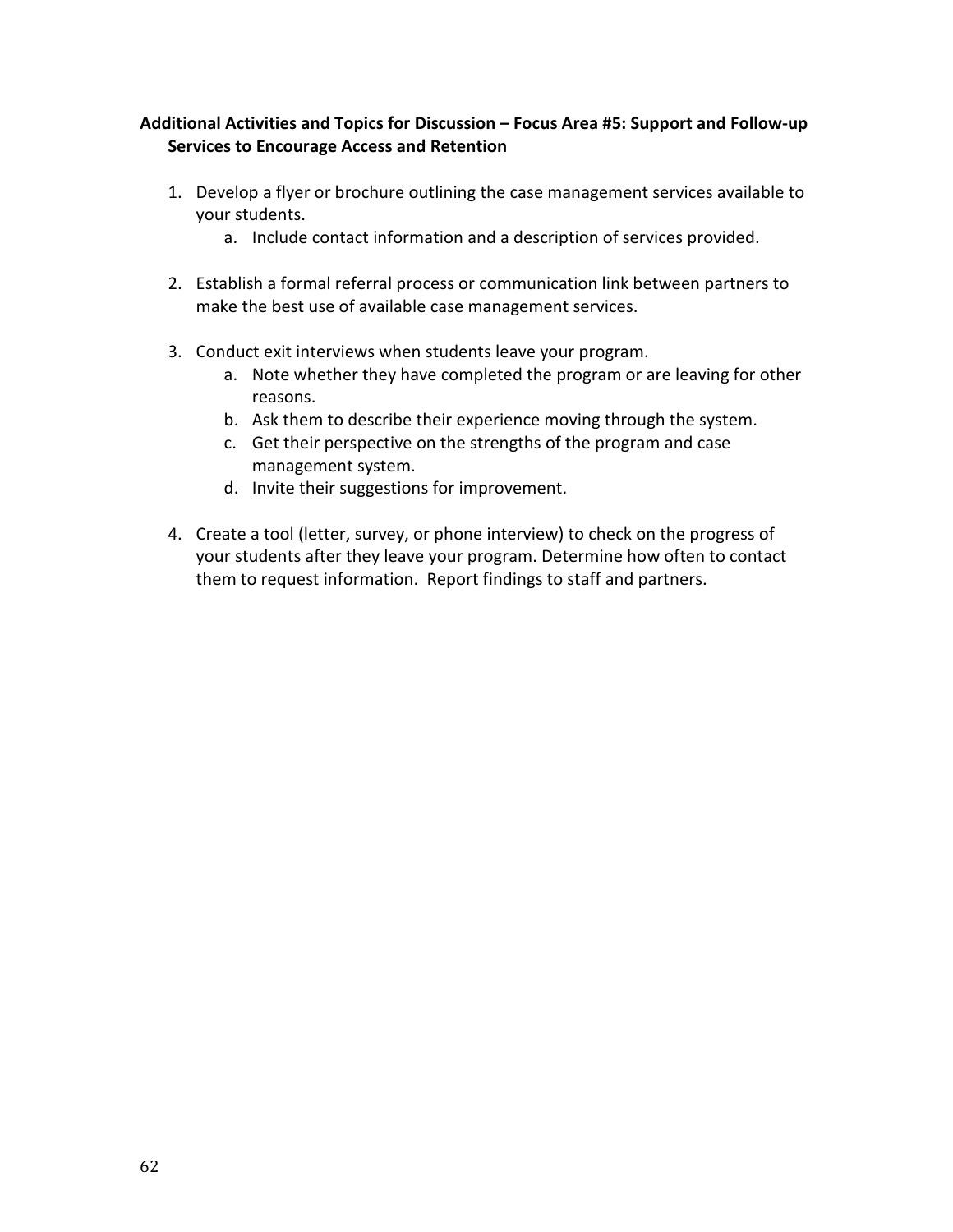**Additional Activities and Topics for Discussion – Focus Area #5: Support and Follow-up Services to Encourage Access and Retention**

1. Develop a flyer or brochure outlining the case management services available to your students.
    a. Include contact information and a description of services provided.

2. Establish a formal referral process or communication link between partners to make the best use of available case management services.

3. Conduct exit interviews when students leave your program.
    a. Note whether they have completed the program or are leaving for other reasons.
    b. Ask them to describe their experience moving through the system.
    c. Get their perspective on the strengths of the program and case management system.
    d. Invite their suggestions for improvement.

4. Create a tool (letter, survey, or phone interview) to check on the progress of your students after they leave your program. Determine how often to contact them to request information. Report findings to staff and partners.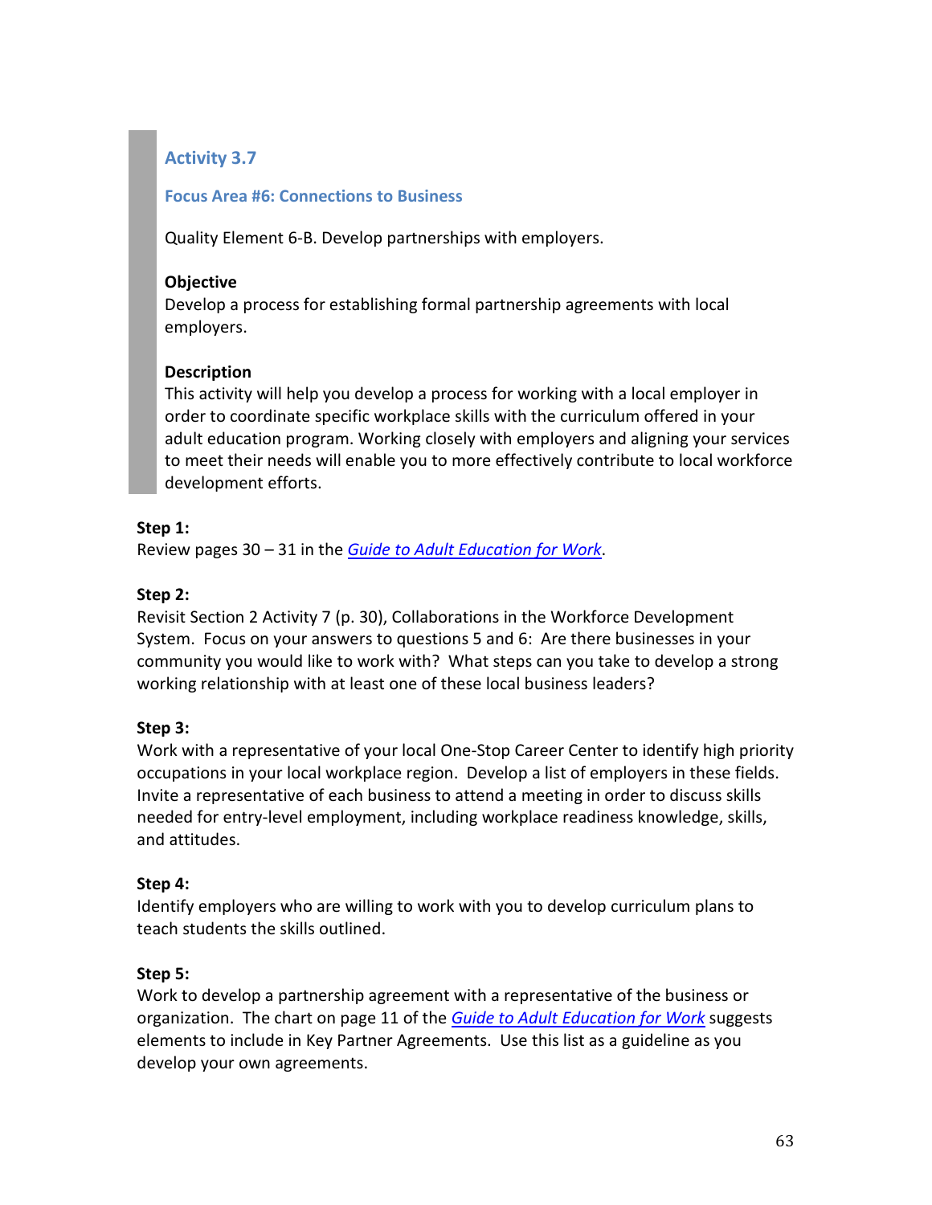## Activity 3.7

### Focus Area #6: Connections to Business

Quality Element 6-B. Develop partnerships with employers.

**Objective**
Develop a process for establishing formal partnership agreements with local employers.

**Description**
This activity will help you develop a process for working with a local employer in order to coordinate specific workplace skills with the curriculum offered in your adult education program. Working closely with employers and aligning your services to meet their needs will enable you to more effectively contribute to local workforce development efforts.

**Step 1:**
Review pages 30 – 31 in the *Guide to Adult Education for Work*.

**Step 2:**
Revisit Section 2 Activity 7 (p. 30), Collaborations in the Workforce Development System. Focus on your answers to questions 5 and 6: Are there businesses in your community you would like to work with? What steps can you take to develop a strong working relationship with at least one of these local business leaders?

**Step 3:**
Work with a representative of your local One-Stop Career Center to identify high priority occupations in your local workplace region. Develop a list of employers in these fields. Invite a representative of each business to attend a meeting in order to discuss skills needed for entry-level employment, including workplace readiness knowledge, skills, and attitudes.

**Step 4:**
Identify employers who are willing to work with you to develop curriculum plans to teach students the skills outlined.

**Step 5:**
Work to develop a partnership agreement with a representative of the business or organization. The chart on page 11 of the *Guide to Adult Education for Work* suggests elements to include in Key Partner Agreements. Use this list as a guideline as you develop your own agreements.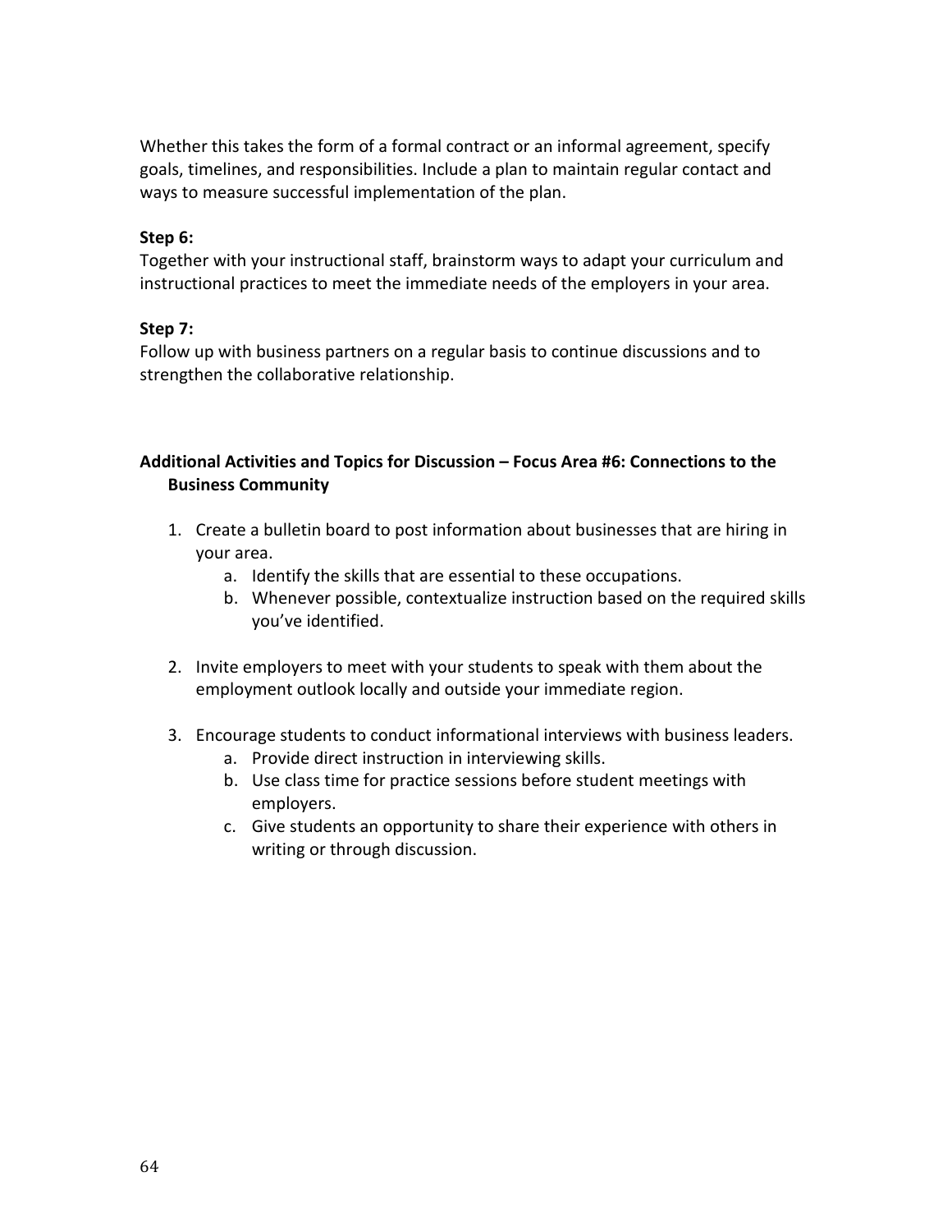Whether this takes the form of a formal contract or an informal agreement, specify goals, timelines, and responsibilities. Include a plan to maintain regular contact and ways to measure successful implementation of the plan.

**Step 6:**
Together with your instructional staff, brainstorm ways to adapt your curriculum and instructional practices to meet the immediate needs of the employers in your area.

**Step 7:**
Follow up with business partners on a regular basis to continue discussions and to strengthen the collaborative relationship.

### Additional Activities and Topics for Discussion – Focus Area #6: Connections to the Business Community

1. Create a bulletin board to post information about businesses that are hiring in your area.
    a. Identify the skills that are essential to these occupations.
    b. Whenever possible, contextualize instruction based on the required skills you've identified.

2. Invite employers to meet with your students to speak with them about the employment outlook locally and outside your immediate region.

3. Encourage students to conduct informational interviews with business leaders.
    a. Provide direct instruction in interviewing skills.
    b. Use class time for practice sessions before student meetings with employers.
    c. Give students an opportunity to share their experience with others in writing or through discussion.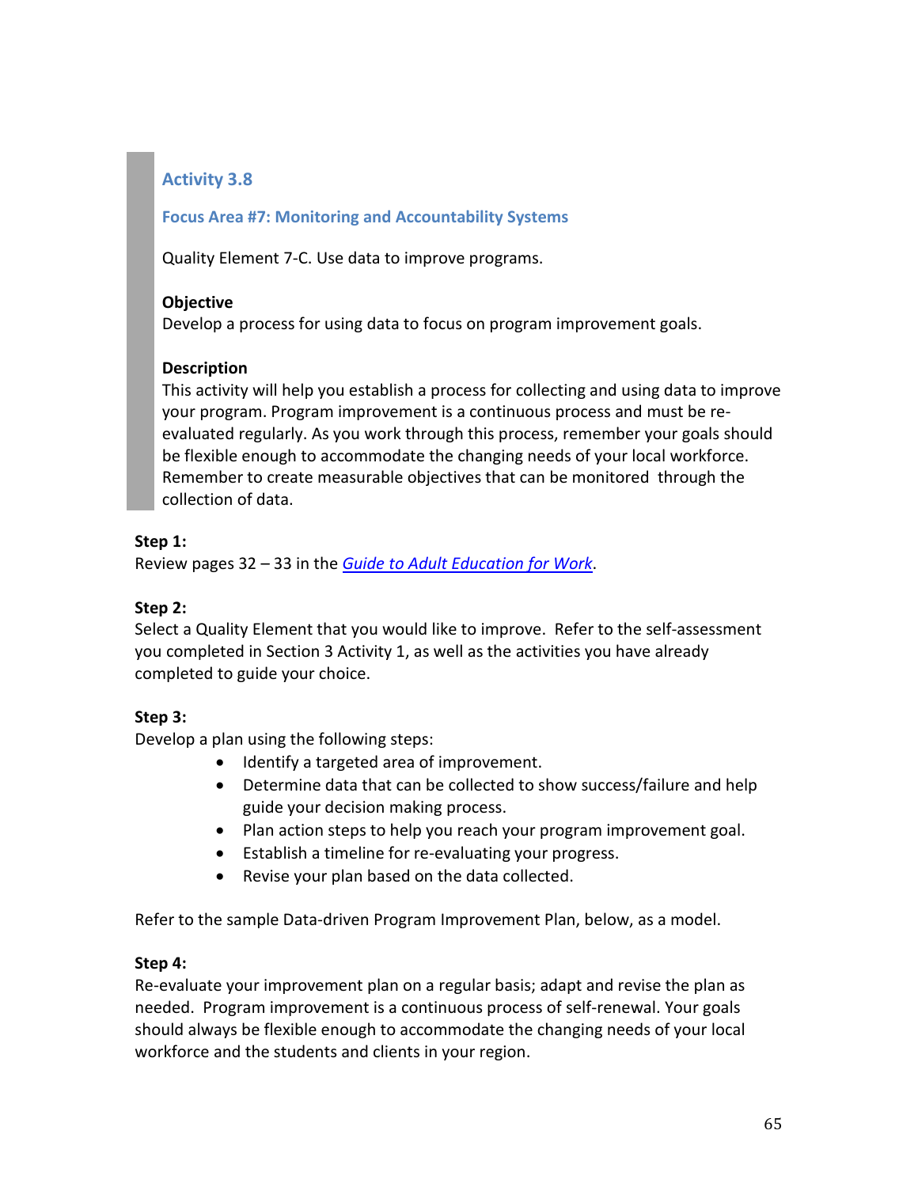## Activity 3.8

### Focus Area #7: Monitoring and Accountability Systems

Quality Element 7-C. Use data to improve programs.

**Objective**
Develop a process for using data to focus on program improvement goals.

**Description**
This activity will help you establish a process for collecting and using data to improve your program. Program improvement is a continuous process and must be re-evaluated regularly. As you work through this process, remember your goals should be flexible enough to accommodate the changing needs of your local workforce. Remember to create measurable objectives that can be monitored through the collection of data.

**Step 1:**
Review pages 32 – 33 in the *Guide to Adult Education for Work*.

**Step 2:**
Select a Quality Element that you would like to improve. Refer to the self-assessment you completed in Section 3 Activity 1, as well as the activities you have already completed to guide your choice.

**Step 3:**
Develop a plan using the following steps:

- Identify a targeted area of improvement.
- Determine data that can be collected to show success/failure and help guide your decision making process.
- Plan action steps to help you reach your program improvement goal.
- Establish a timeline for re-evaluating your progress.
- Revise your plan based on the data collected.

Refer to the sample Data-driven Program Improvement Plan, below, as a model.

**Step 4:**
Re-evaluate your improvement plan on a regular basis; adapt and revise the plan as needed. Program improvement is a continuous process of self-renewal. Your goals should always be flexible enough to accommodate the changing needs of your local workforce and the students and clients in your region.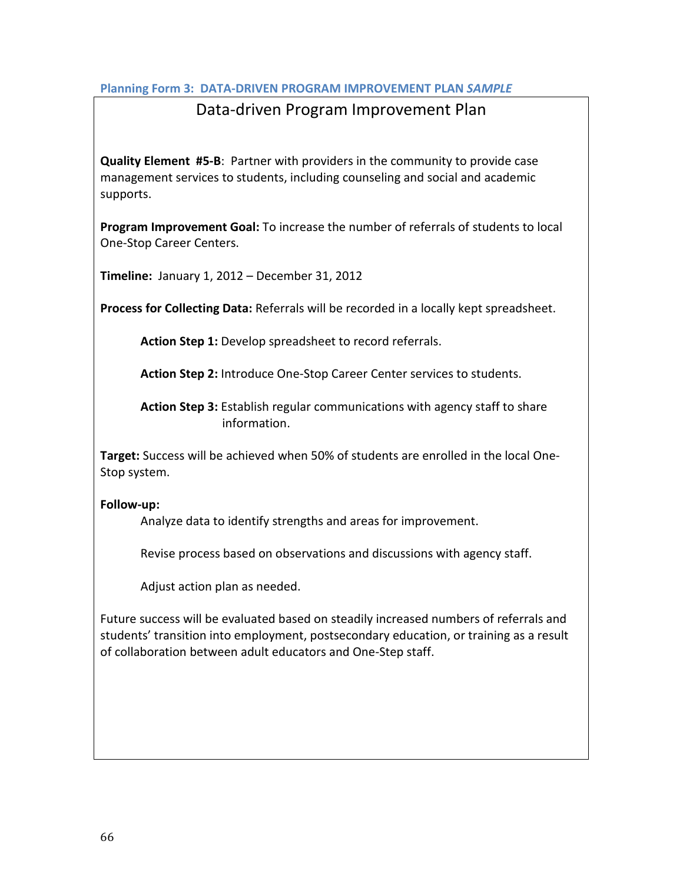**Planning Form 3: DATA-DRIVEN PROGRAM IMPROVEMENT PLAN *SAMPLE***

## Data-driven Program Improvement Plan

**Quality Element #5-B**: Partner with providers in the community to provide case management services to students, including counseling and social and academic supports.

**Program Improvement Goal:** To increase the number of referrals of students to local One-Stop Career Centers.

**Timeline:** January 1, 2012 – December 31, 2012

**Process for Collecting Data:** Referrals will be recorded in a locally kept spreadsheet.

> **Action Step 1:** Develop spreadsheet to record referrals.
>
> **Action Step 2:** Introduce One-Stop Career Center services to students.
>
> **Action Step 3:** Establish regular communications with agency staff to share information.

**Target:** Success will be achieved when 50% of students are enrolled in the local One-Stop system.

**Follow-up:**

> Analyze data to identify strengths and areas for improvement.
>
> Revise process based on observations and discussions with agency staff.
>
> Adjust action plan as needed.

Future success will be evaluated based on steadily increased numbers of referrals and students' transition into employment, postsecondary education, or training as a result of collaboration between adult educators and One-Step staff.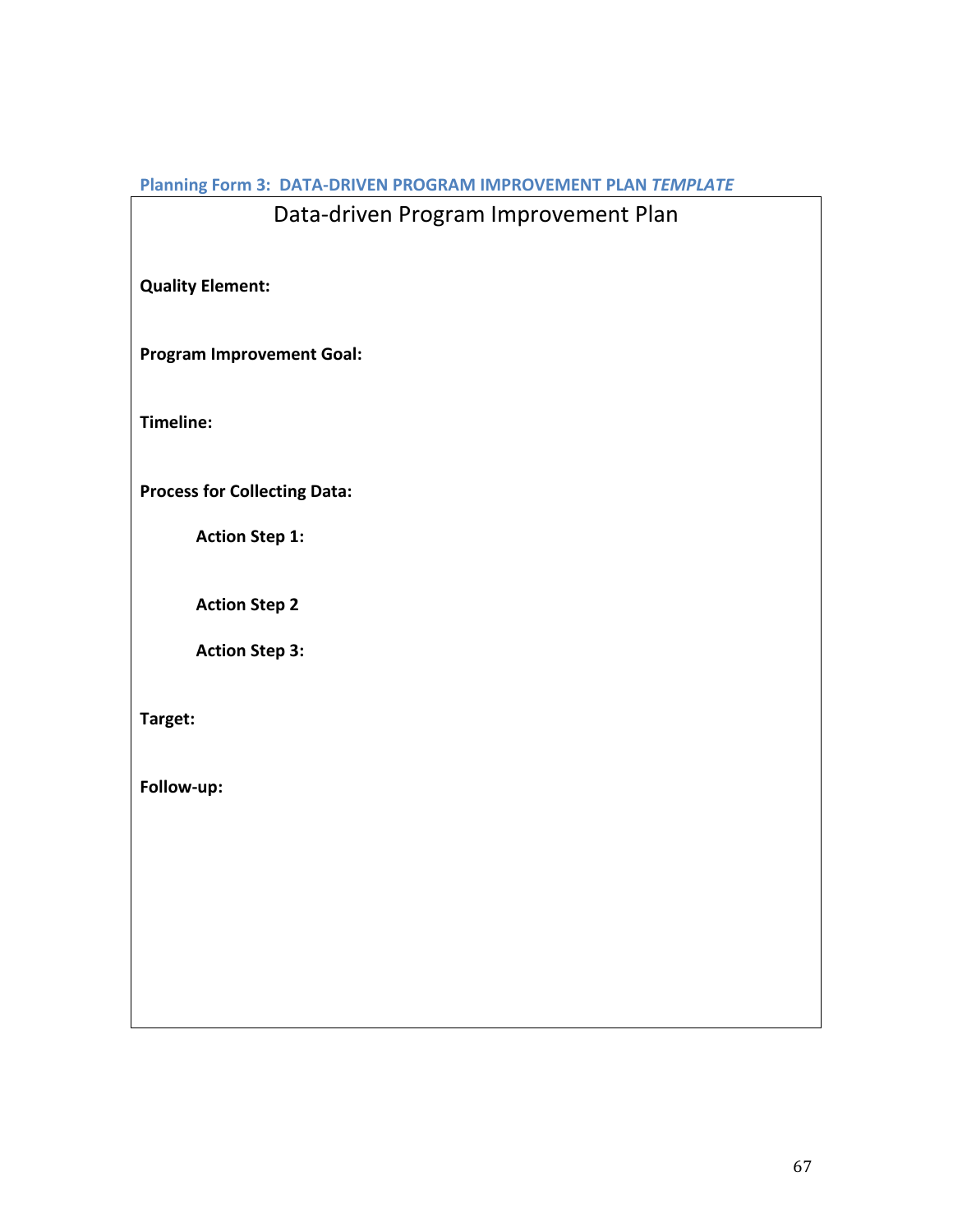### Planning Form 3: DATA-DRIVEN PROGRAM IMPROVEMENT PLAN *TEMPLATE*

## Data-driven Program Improvement Plan

**Quality Element:**

**Program Improvement Goal:**

**Timeline:**

**Process for Collecting Data:**

**Action Step 1:**

**Action Step 2**

**Action Step 3:**

**Target:**

**Follow-up:**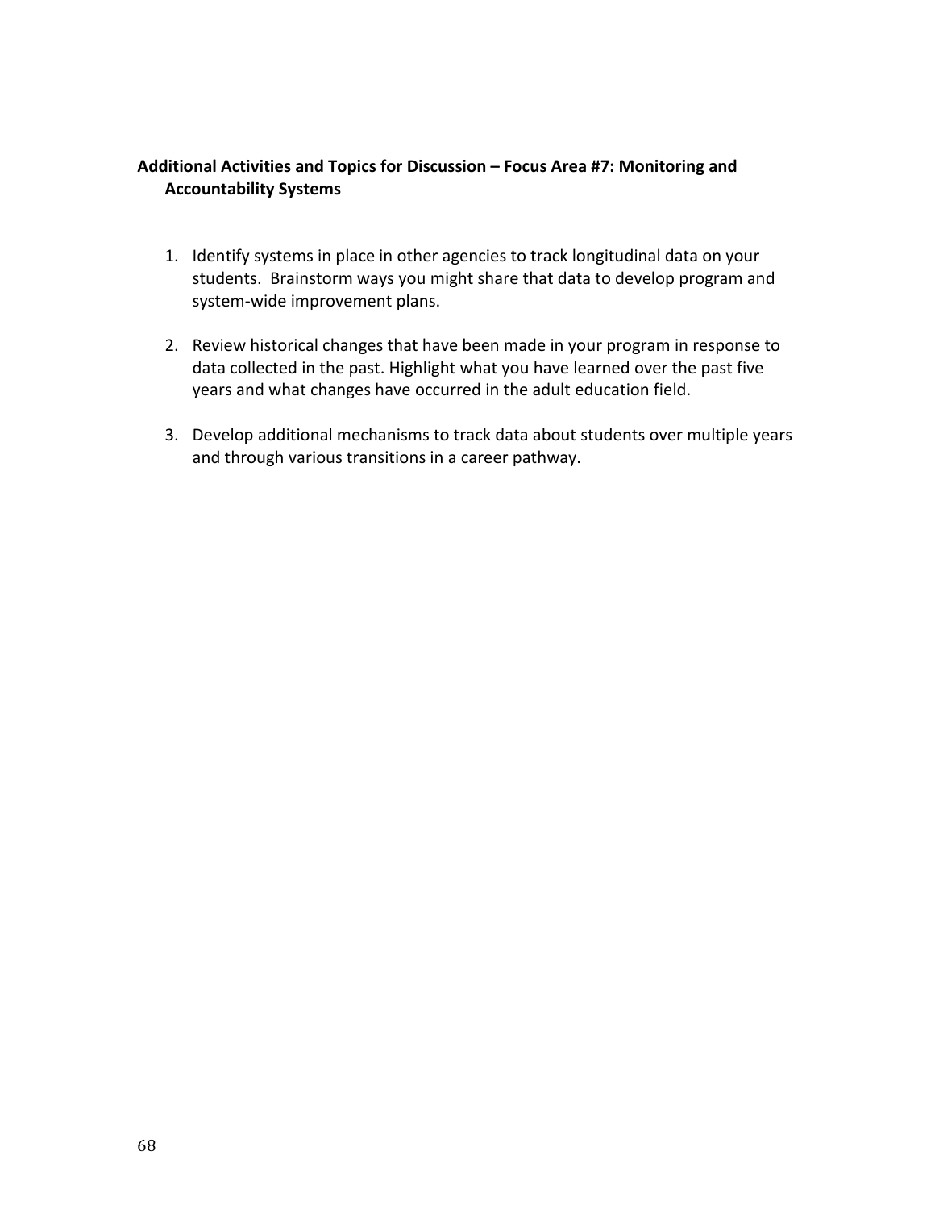**Additional Activities and Topics for Discussion – Focus Area #7: Monitoring and Accountability Systems**

1. Identify systems in place in other agencies to track longitudinal data on your students. Brainstorm ways you might share that data to develop program and system-wide improvement plans.

2. Review historical changes that have been made in your program in response to data collected in the past. Highlight what you have learned over the past five years and what changes have occurred in the adult education field.

3. Develop additional mechanisms to track data about students over multiple years and through various transitions in a career pathway.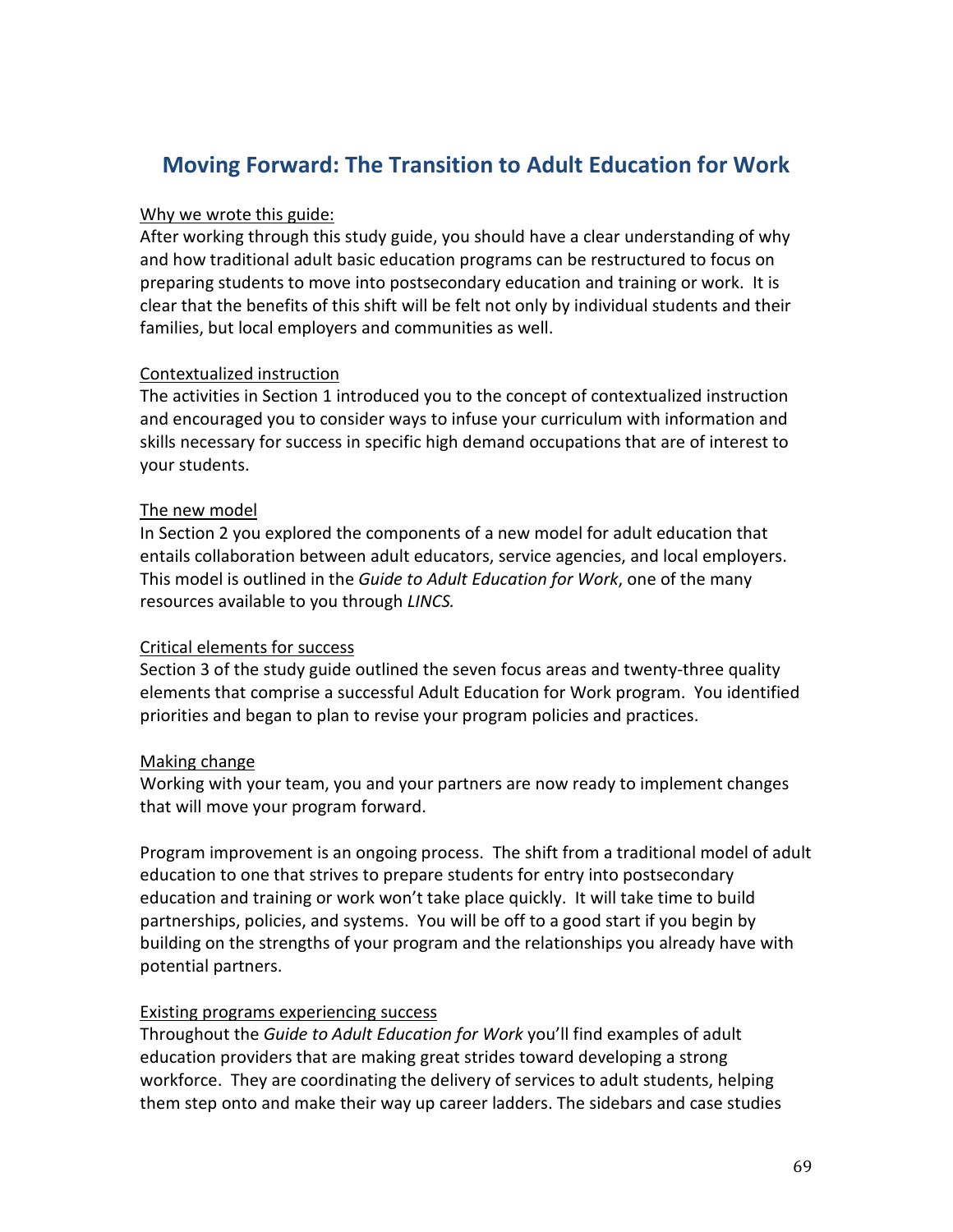## Moving Forward: The Transition to Adult Education for Work

Why we wrote this guide:

After working through this study guide, you should have a clear understanding of why and how traditional adult basic education programs can be restructured to focus on preparing students to move into postsecondary education and training or work. It is clear that the benefits of this shift will be felt not only by individual students and their families, but local employers and communities as well.

Contextualized instruction

The activities in Section 1 introduced you to the concept of contextualized instruction and encouraged you to consider ways to infuse your curriculum with information and skills necessary for success in specific high demand occupations that are of interest to your students.

The new model

In Section 2 you explored the components of a new model for adult education that entails collaboration between adult educators, service agencies, and local employers. This model is outlined in the *Guide to Adult Education for Work*, one of the many resources available to you through *LINCS.*

Critical elements for success

Section 3 of the study guide outlined the seven focus areas and twenty-three quality elements that comprise a successful Adult Education for Work program. You identified priorities and began to plan to revise your program policies and practices.

Making change

Working with your team, you and your partners are now ready to implement changes that will move your program forward.

Program improvement is an ongoing process. The shift from a traditional model of adult education to one that strives to prepare students for entry into postsecondary education and training or work won't take place quickly. It will take time to build partnerships, policies, and systems. You will be off to a good start if you begin by building on the strengths of your program and the relationships you already have with potential partners.

Existing programs experiencing success

Throughout the *Guide to Adult Education for Work* you'll find examples of adult education providers that are making great strides toward developing a strong workforce. They are coordinating the delivery of services to adult students, helping them step onto and make their way up career ladders. The sidebars and case studies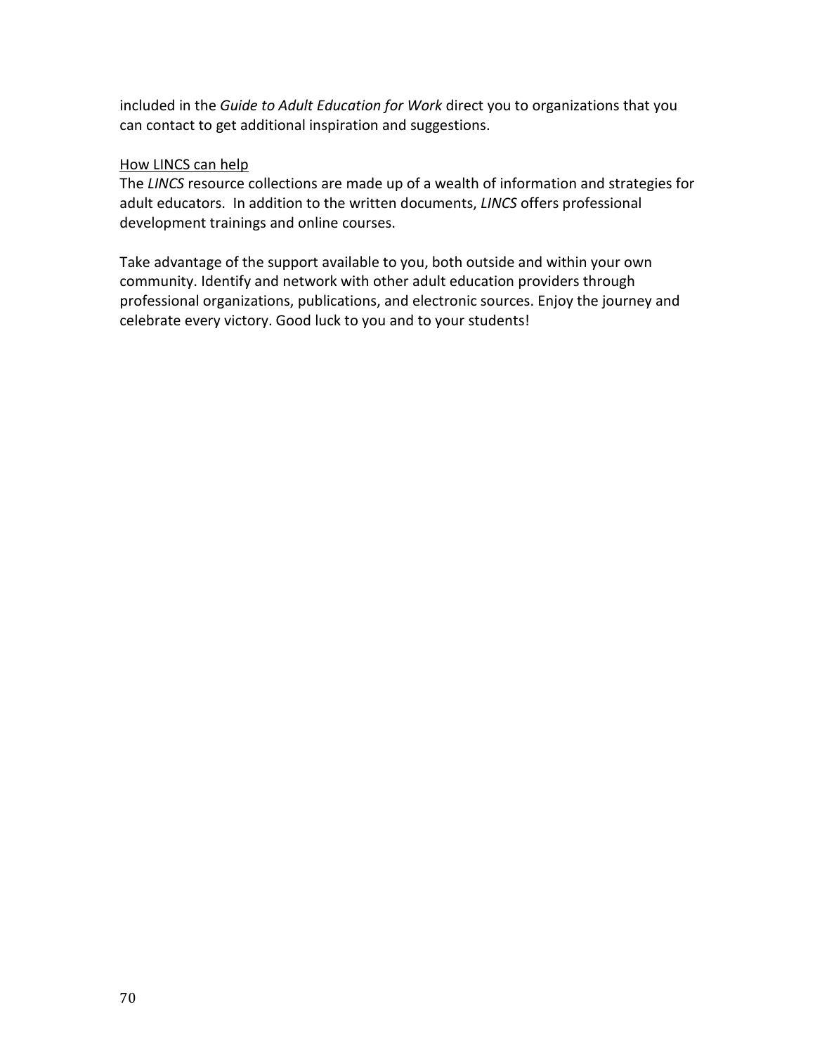included in the *Guide to Adult Education for Work* direct you to organizations that you can contact to get additional inspiration and suggestions.

How LINCS can help

The *LINCS* resource collections are made up of a wealth of information and strategies for adult educators. In addition to the written documents, *LINCS* offers professional development trainings and online courses.

Take advantage of the support available to you, both outside and within your own community. Identify and network with other adult education providers through professional organizations, publications, and electronic sources. Enjoy the journey and celebrate every victory. Good luck to you and to your students!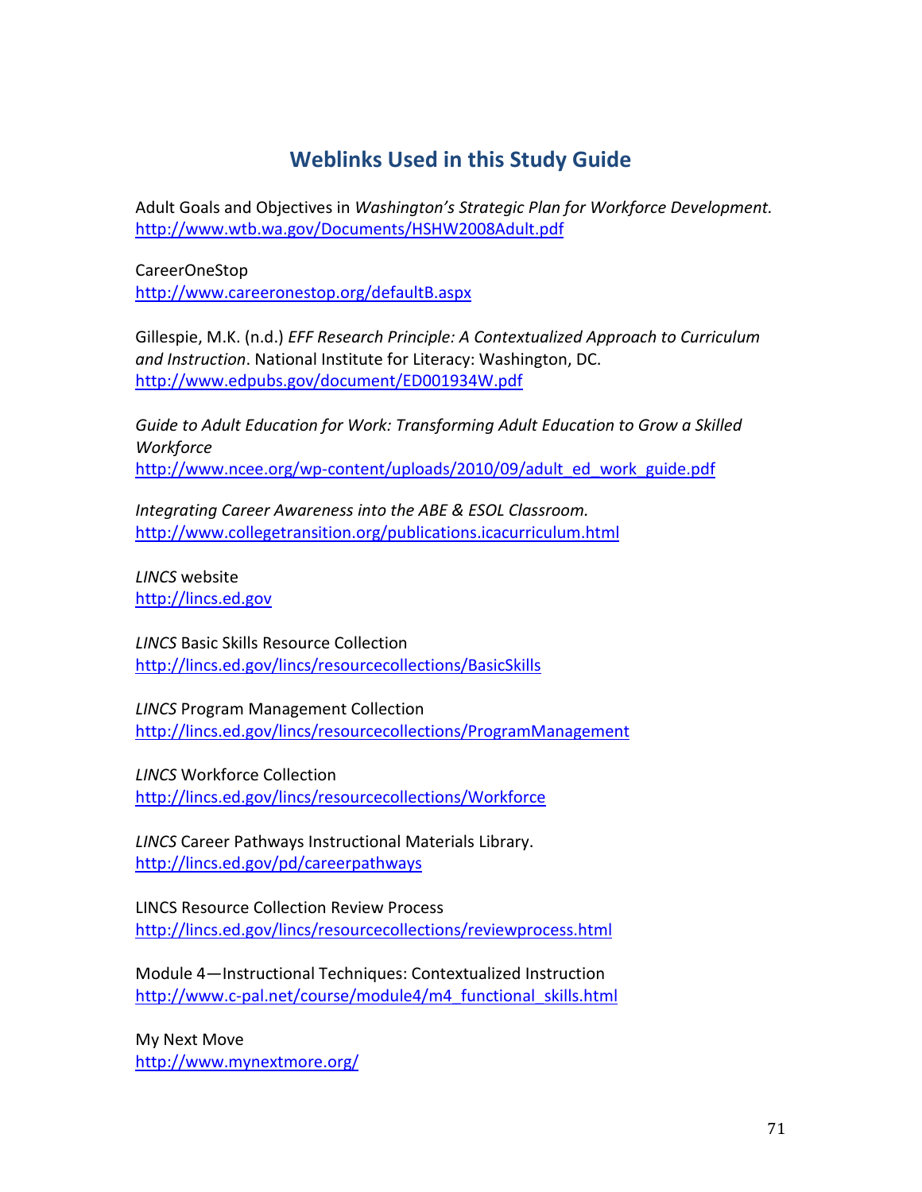## Weblinks Used in this Study Guide

Adult Goals and Objectives in *Washington's Strategic Plan for Workforce Development.*
http://www.wtb.wa.gov/Documents/HSHW2008Adult.pdf

CareerOneStop
http://www.careeronestop.org/defaultB.aspx

Gillespie, M.K. (n.d.) *EFF Research Principle: A Contextualized Approach to Curriculum and Instruction*. National Institute for Literacy: Washington, DC.
http://www.edpubs.gov/document/ED001934W.pdf

*Guide to Adult Education for Work: Transforming Adult Education to Grow a Skilled Workforce*
http://www.ncee.org/wp-content/uploads/2010/09/adult_ed_work_guide.pdf

*Integrating Career Awareness into the ABE & ESOL Classroom.*
http://www.collegetransition.org/publications.icacurriculum.html

*LINCS* website
http://lincs.ed.gov

*LINCS* Basic Skills Resource Collection
http://lincs.ed.gov/lincs/resourcecollections/BasicSkills

*LINCS* Program Management Collection
http://lincs.ed.gov/lincs/resourcecollections/ProgramManagement

*LINCS* Workforce Collection
http://lincs.ed.gov/lincs/resourcecollections/Workforce

*LINCS* Career Pathways Instructional Materials Library.
http://lincs.ed.gov/pd/careerpathways

LINCS Resource Collection Review Process
http://lincs.ed.gov/lincs/resourcecollections/reviewprocess.html

Module 4—Instructional Techniques: Contextualized Instruction
http://www.c-pal.net/course/module4/m4_functional_skills.html

My Next Move
http://www.mynextmore.org/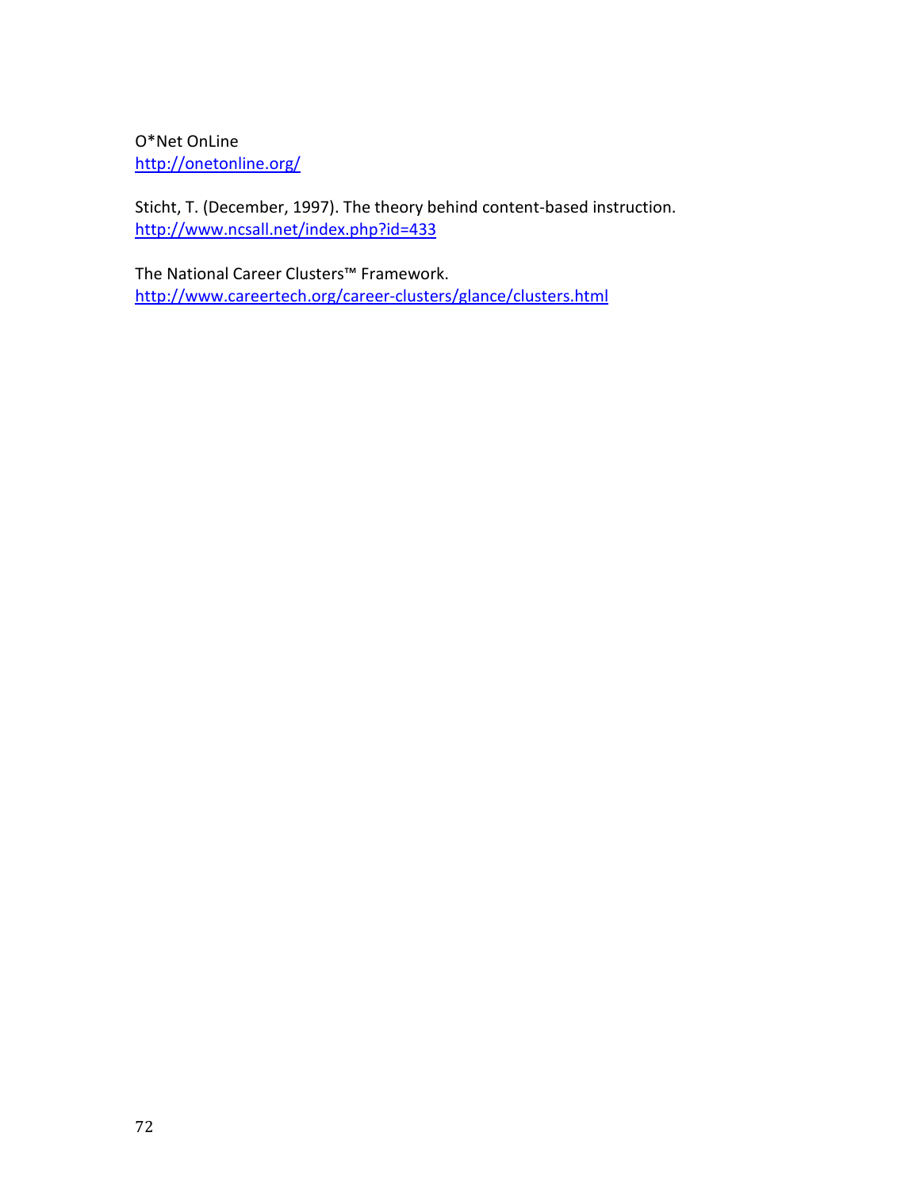O*Net OnLine
http://onetonline.org/

Sticht, T. (December, 1997). The theory behind content-based instruction.
http://www.ncsall.net/index.php?id=433

The National Career Clusters™ Framework.
http://www.careertech.org/career-clusters/glance/clusters.html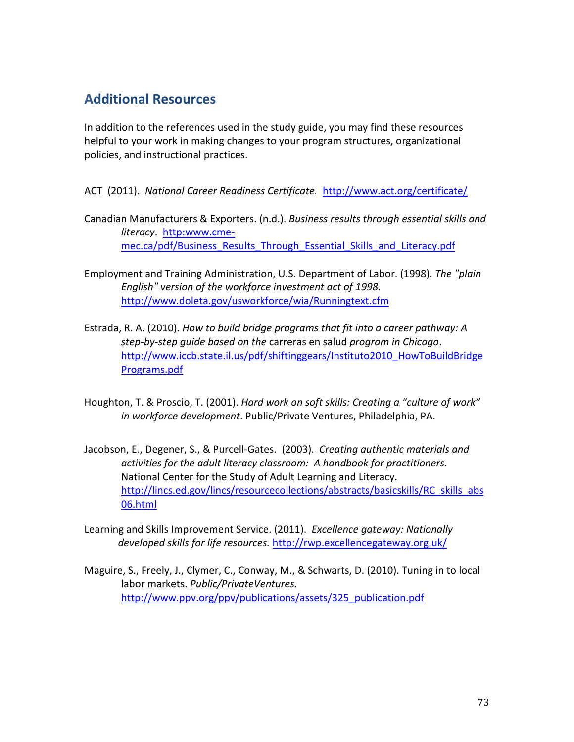## Additional Resources

In addition to the references used in the study guide, you may find these resources helpful to your work in making changes to your program structures, organizational policies, and instructional practices.

ACT (2011). *National Career Readiness Certificate.* http://www.act.org/certificate/

Canadian Manufacturers & Exporters. (n.d.). *Business results through essential skills and literacy*. http:www.cme-mec.ca/pdf/Business_Results_Through_Essential_Skills_and_Literacy.pdf

Employment and Training Administration, U.S. Department of Labor. (1998). *The "plain English" version of the workforce investment act of 1998.* http://www.doleta.gov/usworkforce/wia/Runningtext.cfm

Estrada, R. A. (2010). *How to build bridge programs that fit into a career pathway: A step-by-step guide based on the* carreras en salud *program in Chicago*. http://www.iccb.state.il.us/pdf/shiftinggears/Instituto2010_HowToBuildBridgePrograms.pdf

Houghton, T. & Proscio, T. (2001). *Hard work on soft skills: Creating a "culture of work" in workforce development*. Public/Private Ventures, Philadelphia, PA.

Jacobson, E., Degener, S., & Purcell-Gates. (2003). *Creating authentic materials and activities for the adult literacy classroom: A handbook for practitioners.* National Center for the Study of Adult Learning and Literacy. http://lincs.ed.gov/lincs/resourcecollections/abstracts/basicskills/RC_skills_abs06.html

Learning and Skills Improvement Service. (2011). *Excellence gateway: Nationally developed skills for life resources.* http://rwp.excellencegateway.org.uk/

Maguire, S., Freely, J., Clymer, C., Conway, M., & Schwarts, D. (2010). Tuning in to local labor markets. *Public/PrivateVentures.* http://www.ppv.org/ppv/publications/assets/325_publication.pdf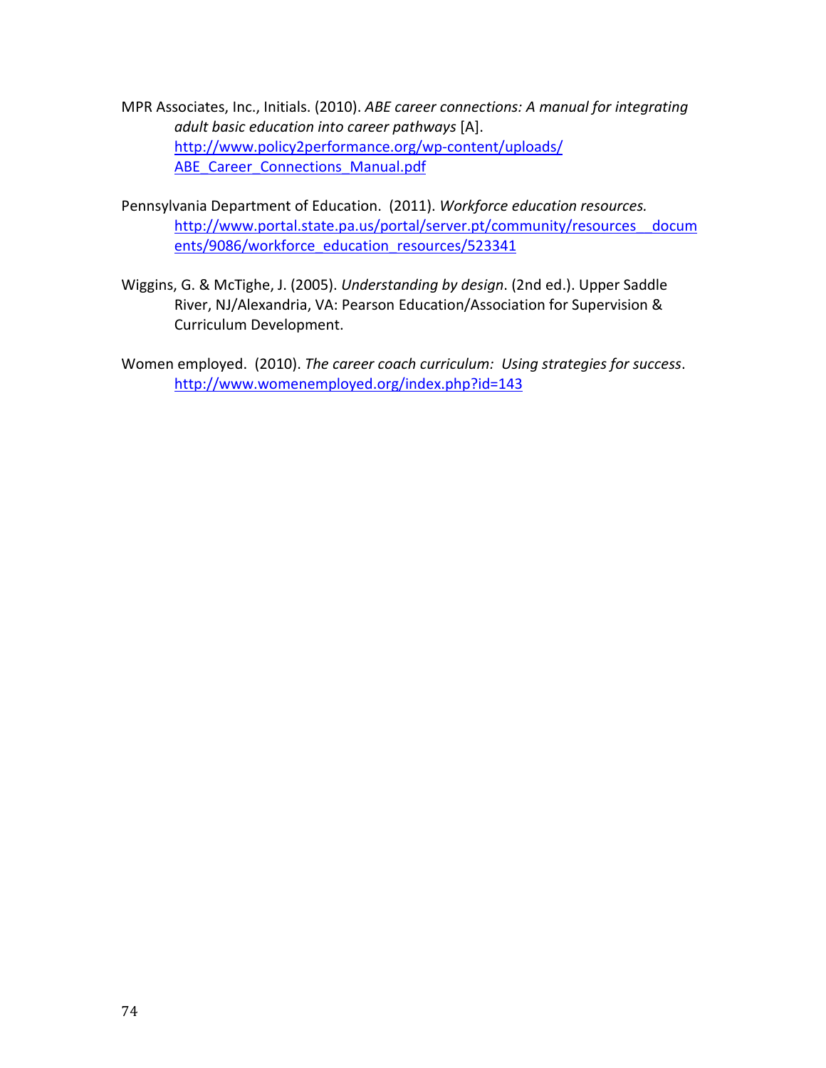MPR Associates, Inc., Initials. (2010). *ABE career connections: A manual for integrating adult basic education into career pathways* [A]. http://www.policy2performance.org/wp-content/uploads/ABE_Career_Connections_Manual.pdf

Pennsylvania Department of Education. (2011). *Workforce education resources.* http://www.portal.state.pa.us/portal/server.pt/community/resources__documents/9086/workforce_education_resources/523341

Wiggins, G. & McTighe, J. (2005). *Understanding by design*. (2nd ed.). Upper Saddle River, NJ/Alexandria, VA: Pearson Education/Association for Supervision & Curriculum Development.

Women employed. (2010). *The career coach curriculum: Using strategies for success*. http://www.womenemployed.org/index.php?id=143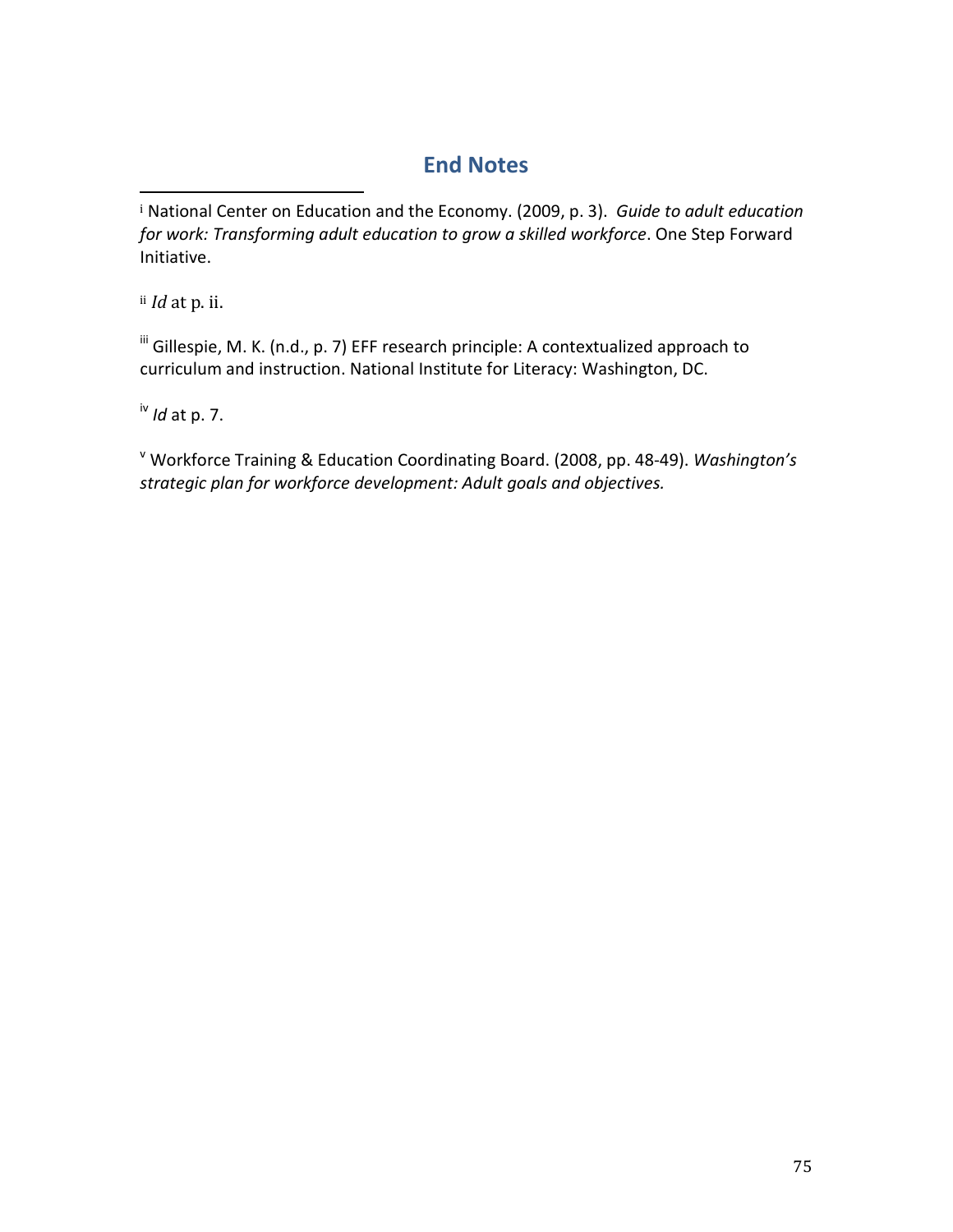## End Notes

[i] National Center on Education and the Economy. (2009, p. 3). *Guide to adult education for work: Transforming adult education to grow a skilled workforce*. One Step Forward Initiative.

[ii] *Id* at p. ii.

[iii] Gillespie, M. K. (n.d., p. 7) EFF research principle: A contextualized approach to curriculum and instruction. National Institute for Literacy: Washington, DC.

[iv] *Id* at p. 7.

[v] Workforce Training & Education Coordinating Board. (2008, pp. 48-49). *Washington's strategic plan for workforce development: Adult goals and objectives.*